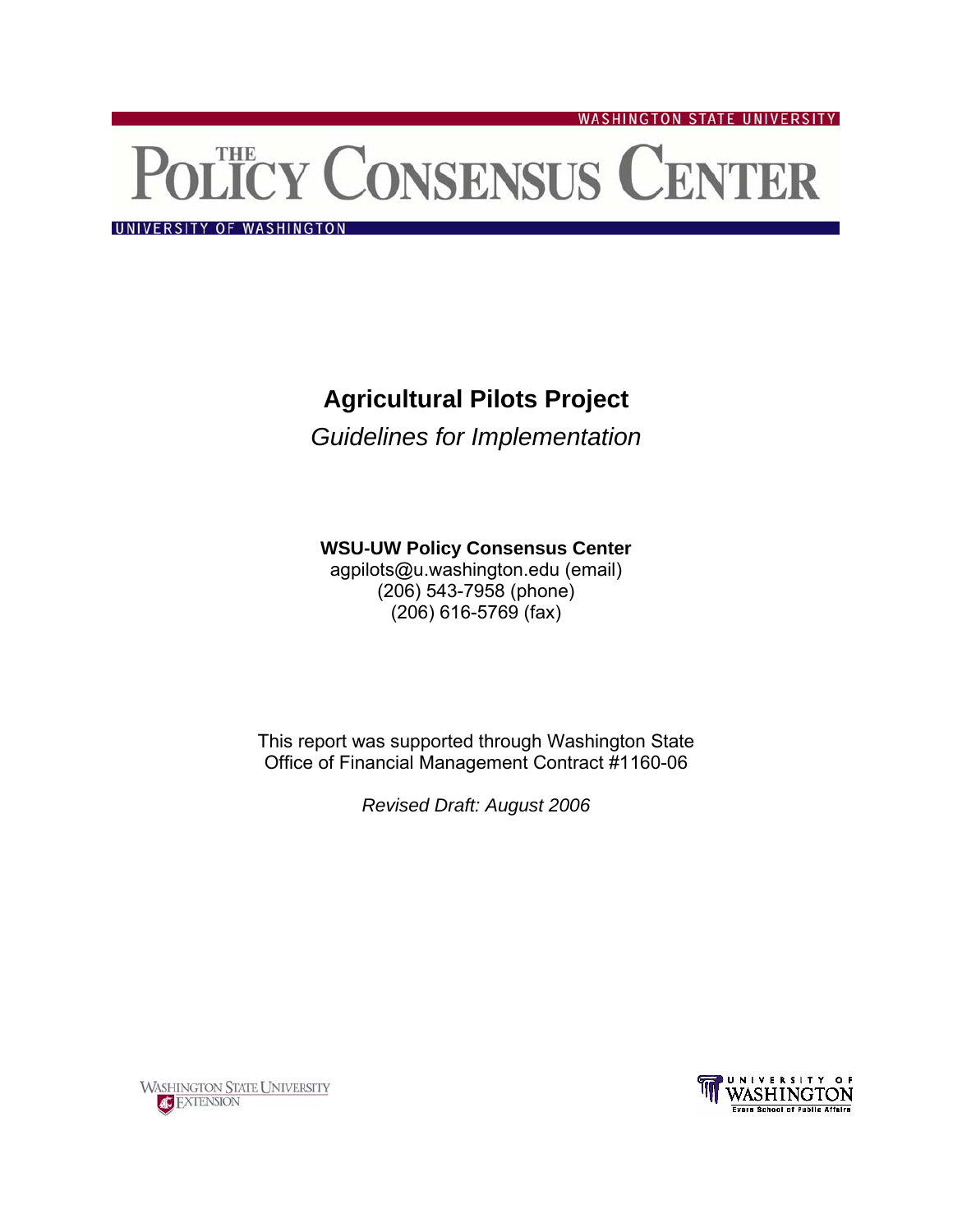WASHINGTON STATE UNIVERSITY

# The Policy Consensus Center

UNIVERSITY OF WASHINGTON

## Agricultural Pilots Project

*Guidelines for Implementation*

**WSU-UW Policy Consensus Center**
agpilots@u.washington.edu (email)
(206) 543-7958 (phone)
(206) 616-5769 (fax)

This report was supported through Washington State Office of Financial Management Contract #1160-06

*Revised Draft: August 2006*

Washington State University Extension

University of Washington Evans School of Public Affairs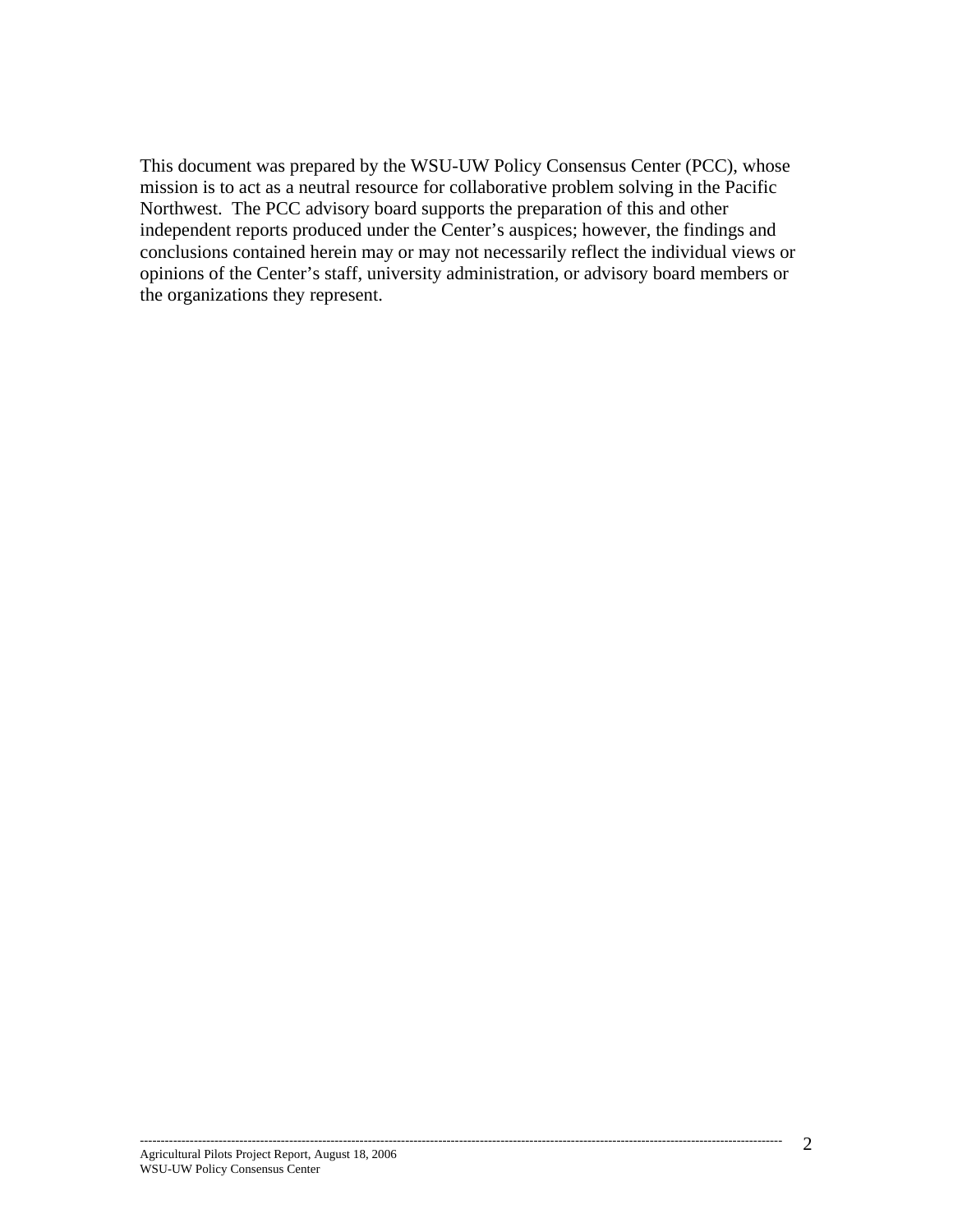This document was prepared by the WSU-UW Policy Consensus Center (PCC), whose mission is to act as a neutral resource for collaborative problem solving in the Pacific Northwest. The PCC advisory board supports the preparation of this and other independent reports produced under the Center's auspices; however, the findings and conclusions contained herein may or may not necessarily reflect the individual views or opinions of the Center's staff, university administration, or advisory board members or the organizations they represent.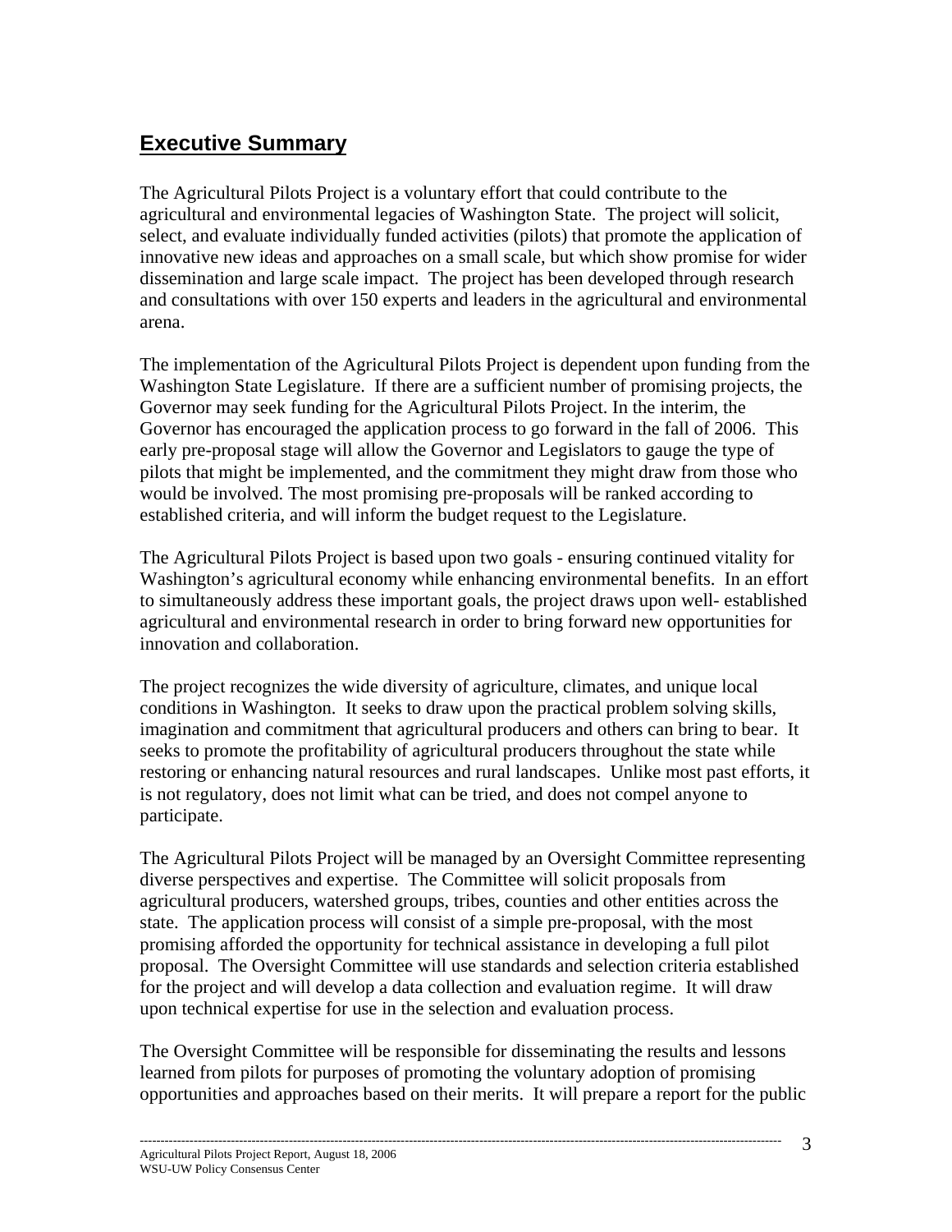## Executive Summary

The Agricultural Pilots Project is a voluntary effort that could contribute to the agricultural and environmental legacies of Washington State. The project will solicit, select, and evaluate individually funded activities (pilots) that promote the application of innovative new ideas and approaches on a small scale, but which show promise for wider dissemination and large scale impact. The project has been developed through research and consultations with over 150 experts and leaders in the agricultural and environmental arena.

The implementation of the Agricultural Pilots Project is dependent upon funding from the Washington State Legislature. If there are a sufficient number of promising projects, the Governor may seek funding for the Agricultural Pilots Project. In the interim, the Governor has encouraged the application process to go forward in the fall of 2006. This early pre-proposal stage will allow the Governor and Legislators to gauge the type of pilots that might be implemented, and the commitment they might draw from those who would be involved. The most promising pre-proposals will be ranked according to established criteria, and will inform the budget request to the Legislature.

The Agricultural Pilots Project is based upon two goals - ensuring continued vitality for Washington's agricultural economy while enhancing environmental benefits. In an effort to simultaneously address these important goals, the project draws upon well- established agricultural and environmental research in order to bring forward new opportunities for innovation and collaboration.

The project recognizes the wide diversity of agriculture, climates, and unique local conditions in Washington. It seeks to draw upon the practical problem solving skills, imagination and commitment that agricultural producers and others can bring to bear. It seeks to promote the profitability of agricultural producers throughout the state while restoring or enhancing natural resources and rural landscapes. Unlike most past efforts, it is not regulatory, does not limit what can be tried, and does not compel anyone to participate.

The Agricultural Pilots Project will be managed by an Oversight Committee representing diverse perspectives and expertise. The Committee will solicit proposals from agricultural producers, watershed groups, tribes, counties and other entities across the state. The application process will consist of a simple pre-proposal, with the most promising afforded the opportunity for technical assistance in developing a full pilot proposal. The Oversight Committee will use standards and selection criteria established for the project and will develop a data collection and evaluation regime. It will draw upon technical expertise for use in the selection and evaluation process.

The Oversight Committee will be responsible for disseminating the results and lessons learned from pilots for purposes of promoting the voluntary adoption of promising opportunities and approaches based on their merits. It will prepare a report for the public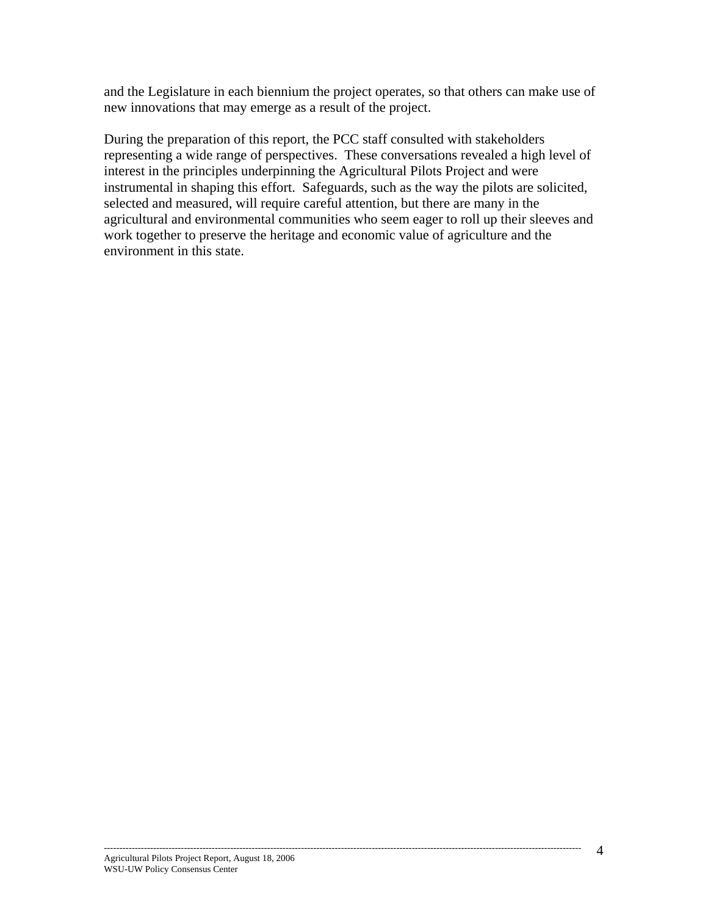and the Legislature in each biennium the project operates, so that others can make use of new innovations that may emerge as a result of the project.

During the preparation of this report, the PCC staff consulted with stakeholders representing a wide range of perspectives. These conversations revealed a high level of interest in the principles underpinning the Agricultural Pilots Project and were instrumental in shaping this effort. Safeguards, such as the way the pilots are solicited, selected and measured, will require careful attention, but there are many in the agricultural and environmental communities who seem eager to roll up their sleeves and work together to preserve the heritage and economic value of agriculture and the environment in this state.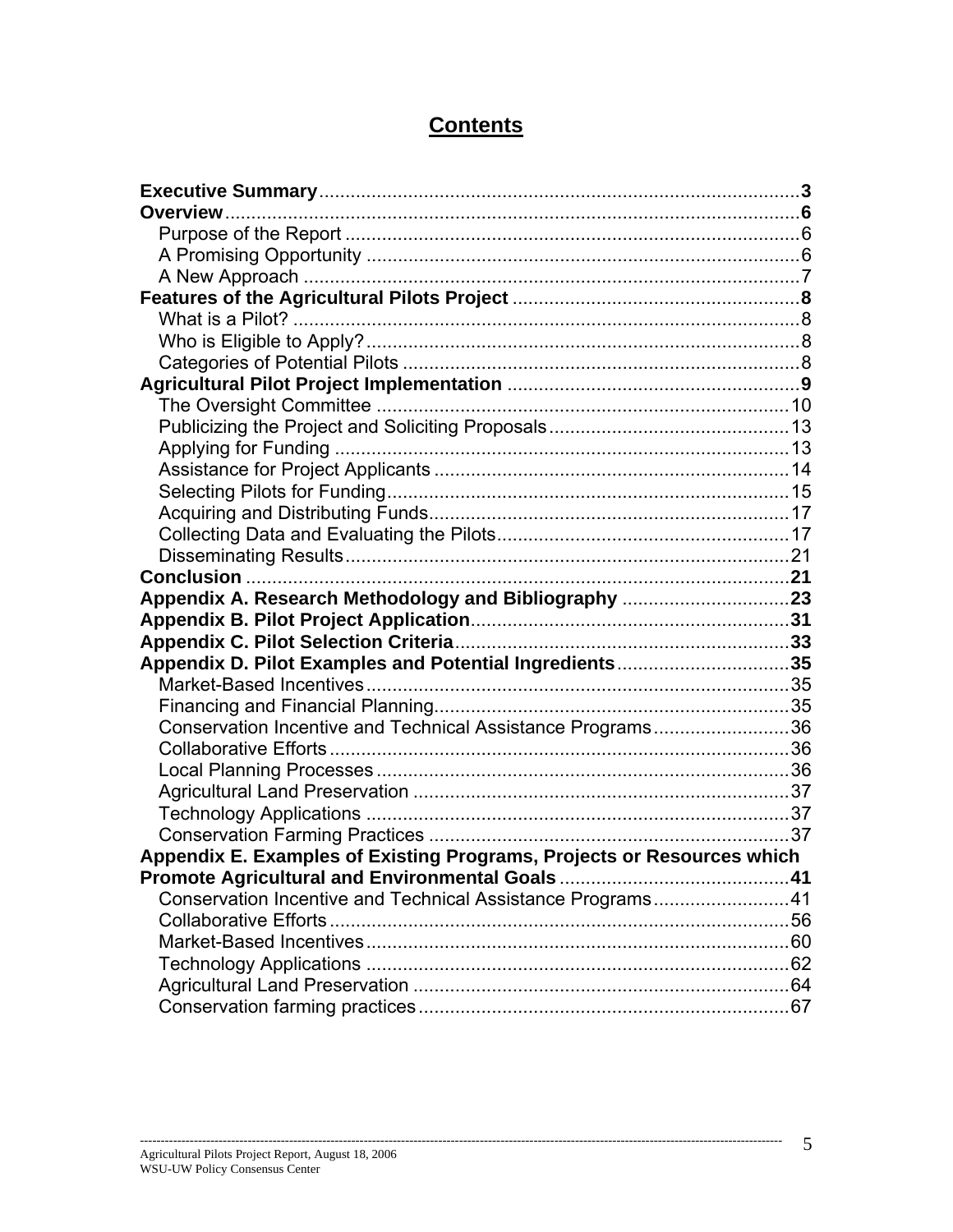## Contents

**Executive Summary** ... **3**
**Overview** ... **6**
- Purpose of the Report ... 6
- A Promising Opportunity ... 6
- A New Approach ... 7

**Features of the Agricultural Pilots Project** ... **8**
- What is a Pilot? ... 8
- Who is Eligible to Apply? ... 8
- Categories of Potential Pilots ... 8

**Agricultural Pilot Project Implementation** ... **9**
- The Oversight Committee ... 10
- Publicizing the Project and Soliciting Proposals ... 13
- Applying for Funding ... 13
- Assistance for Project Applicants ... 14
- Selecting Pilots for Funding ... 15
- Acquiring and Distributing Funds ... 17
- Collecting Data and Evaluating the Pilots ... 17
- Disseminating Results ... 21

**Conclusion** ... **21**
**Appendix A. Research Methodology and Bibliography** ... **23**
**Appendix B. Pilot Project Application** ... **31**
**Appendix C. Pilot Selection Criteria** ... **33**
**Appendix D. Pilot Examples and Potential Ingredients** ... **35**
- Market-Based Incentives ... 35
- Financing and Financial Planning ... 35
- Conservation Incentive and Technical Assistance Programs ... 36
- Collaborative Efforts ... 36
- Local Planning Processes ... 36
- Agricultural Land Preservation ... 37
- Technology Applications ... 37
- Conservation Farming Practices ... 37

**Appendix E. Examples of Existing Programs, Projects or Resources which Promote Agricultural and Environmental Goals** ... **41**
- Conservation Incentive and Technical Assistance Programs ... 41
- Collaborative Efforts ... 56
- Market-Based Incentives ... 60
- Technology Applications ... 62
- Agricultural Land Preservation ... 64
- Conservation farming practices ... 67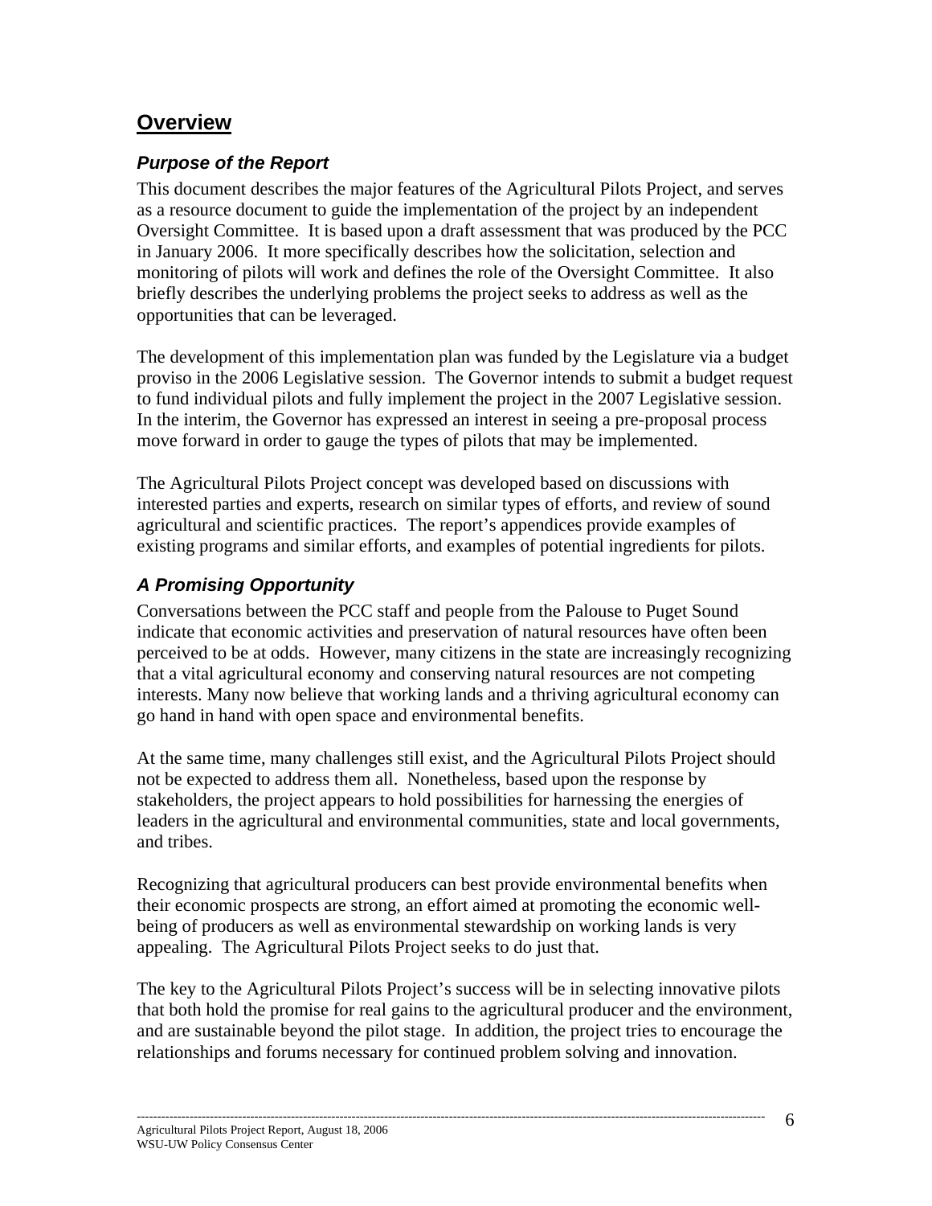## Overview

### *Purpose of the Report*

This document describes the major features of the Agricultural Pilots Project, and serves as a resource document to guide the implementation of the project by an independent Oversight Committee. It is based upon a draft assessment that was produced by the PCC in January 2006. It more specifically describes how the solicitation, selection and monitoring of pilots will work and defines the role of the Oversight Committee. It also briefly describes the underlying problems the project seeks to address as well as the opportunities that can be leveraged.

The development of this implementation plan was funded by the Legislature via a budget proviso in the 2006 Legislative session. The Governor intends to submit a budget request to fund individual pilots and fully implement the project in the 2007 Legislative session. In the interim, the Governor has expressed an interest in seeing a pre-proposal process move forward in order to gauge the types of pilots that may be implemented.

The Agricultural Pilots Project concept was developed based on discussions with interested parties and experts, research on similar types of efforts, and review of sound agricultural and scientific practices. The report's appendices provide examples of existing programs and similar efforts, and examples of potential ingredients for pilots.

### *A Promising Opportunity*

Conversations between the PCC staff and people from the Palouse to Puget Sound indicate that economic activities and preservation of natural resources have often been perceived to be at odds. However, many citizens in the state are increasingly recognizing that a vital agricultural economy and conserving natural resources are not competing interests. Many now believe that working lands and a thriving agricultural economy can go hand in hand with open space and environmental benefits.

At the same time, many challenges still exist, and the Agricultural Pilots Project should not be expected to address them all. Nonetheless, based upon the response by stakeholders, the project appears to hold possibilities for harnessing the energies of leaders in the agricultural and environmental communities, state and local governments, and tribes.

Recognizing that agricultural producers can best provide environmental benefits when their economic prospects are strong, an effort aimed at promoting the economic well-being of producers as well as environmental stewardship on working lands is very appealing. The Agricultural Pilots Project seeks to do just that.

The key to the Agricultural Pilots Project's success will be in selecting innovative pilots that both hold the promise for real gains to the agricultural producer and the environment, and are sustainable beyond the pilot stage. In addition, the project tries to encourage the relationships and forums necessary for continued problem solving and innovation.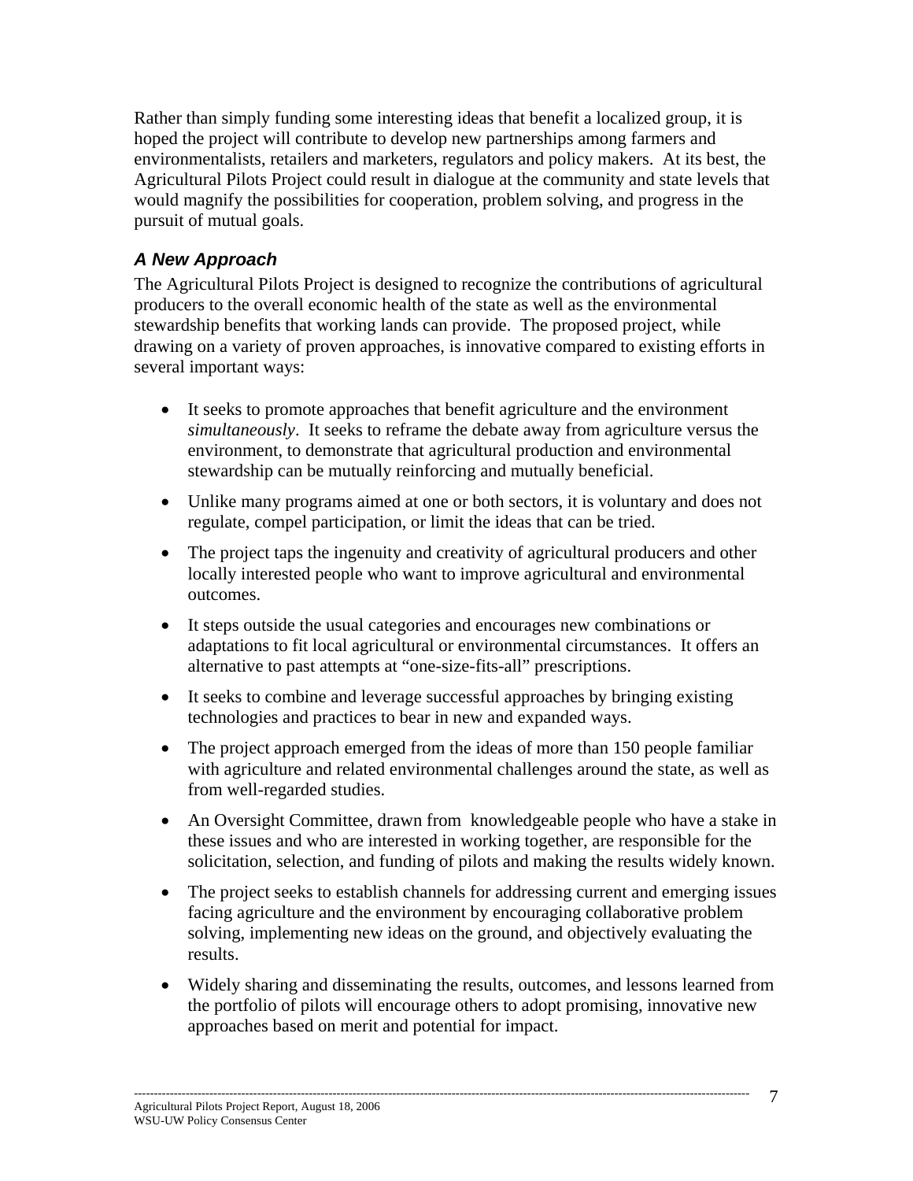Rather than simply funding some interesting ideas that benefit a localized group, it is hoped the project will contribute to develop new partnerships among farmers and environmentalists, retailers and marketers, regulators and policy makers. At its best, the Agricultural Pilots Project could result in dialogue at the community and state levels that would magnify the possibilities for cooperation, problem solving, and progress in the pursuit of mutual goals.

### *A New Approach*

The Agricultural Pilots Project is designed to recognize the contributions of agricultural producers to the overall economic health of the state as well as the environmental stewardship benefits that working lands can provide. The proposed project, while drawing on a variety of proven approaches, is innovative compared to existing efforts in several important ways:

- It seeks to promote approaches that benefit agriculture and the environment *simultaneously*. It seeks to reframe the debate away from agriculture versus the environment, to demonstrate that agricultural production and environmental stewardship can be mutually reinforcing and mutually beneficial.
- Unlike many programs aimed at one or both sectors, it is voluntary and does not regulate, compel participation, or limit the ideas that can be tried.
- The project taps the ingenuity and creativity of agricultural producers and other locally interested people who want to improve agricultural and environmental outcomes.
- It steps outside the usual categories and encourages new combinations or adaptations to fit local agricultural or environmental circumstances. It offers an alternative to past attempts at "one-size-fits-all" prescriptions.
- It seeks to combine and leverage successful approaches by bringing existing technologies and practices to bear in new and expanded ways.
- The project approach emerged from the ideas of more than 150 people familiar with agriculture and related environmental challenges around the state, as well as from well-regarded studies.
- An Oversight Committee, drawn from knowledgeable people who have a stake in these issues and who are interested in working together, are responsible for the solicitation, selection, and funding of pilots and making the results widely known.
- The project seeks to establish channels for addressing current and emerging issues facing agriculture and the environment by encouraging collaborative problem solving, implementing new ideas on the ground, and objectively evaluating the results.
- Widely sharing and disseminating the results, outcomes, and lessons learned from the portfolio of pilots will encourage others to adopt promising, innovative new approaches based on merit and potential for impact.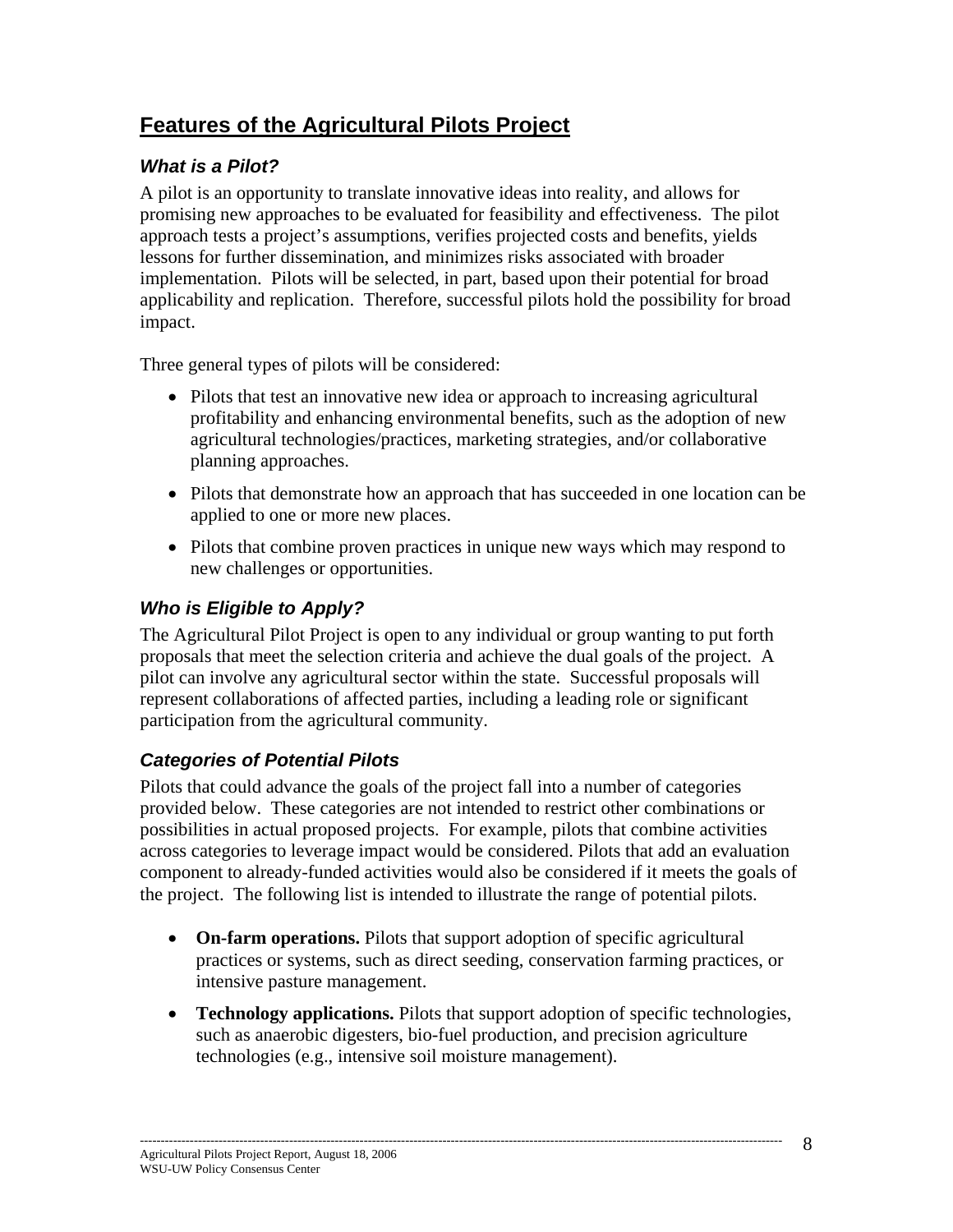## Features of the Agricultural Pilots Project

### *What is a Pilot?*

A pilot is an opportunity to translate innovative ideas into reality, and allows for promising new approaches to be evaluated for feasibility and effectiveness. The pilot approach tests a project's assumptions, verifies projected costs and benefits, yields lessons for further dissemination, and minimizes risks associated with broader implementation. Pilots will be selected, in part, based upon their potential for broad applicability and replication. Therefore, successful pilots hold the possibility for broad impact.

Three general types of pilots will be considered:

- Pilots that test an innovative new idea or approach to increasing agricultural profitability and enhancing environmental benefits, such as the adoption of new agricultural technologies/practices, marketing strategies, and/or collaborative planning approaches.
- Pilots that demonstrate how an approach that has succeeded in one location can be applied to one or more new places.
- Pilots that combine proven practices in unique new ways which may respond to new challenges or opportunities.

### *Who is Eligible to Apply?*

The Agricultural Pilot Project is open to any individual or group wanting to put forth proposals that meet the selection criteria and achieve the dual goals of the project. A pilot can involve any agricultural sector within the state. Successful proposals will represent collaborations of affected parties, including a leading role or significant participation from the agricultural community.

### *Categories of Potential Pilots*

Pilots that could advance the goals of the project fall into a number of categories provided below. These categories are not intended to restrict other combinations or possibilities in actual proposed projects. For example, pilots that combine activities across categories to leverage impact would be considered. Pilots that add an evaluation component to already-funded activities would also be considered if it meets the goals of the project. The following list is intended to illustrate the range of potential pilots.

- **On-farm operations.** Pilots that support adoption of specific agricultural practices or systems, such as direct seeding, conservation farming practices, or intensive pasture management.
- **Technology applications.** Pilots that support adoption of specific technologies, such as anaerobic digesters, bio-fuel production, and precision agriculture technologies (e.g., intensive soil moisture management).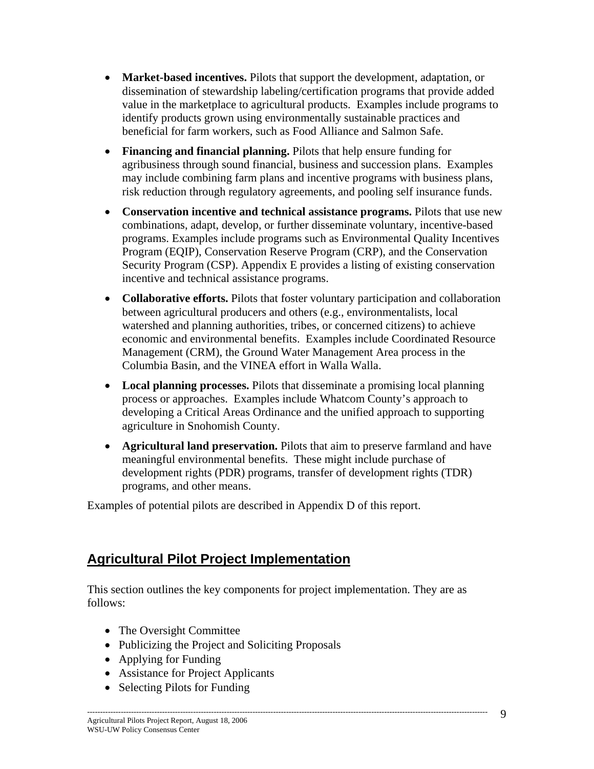- **Market-based incentives.** Pilots that support the development, adaptation, or dissemination of stewardship labeling/certification programs that provide added value in the marketplace to agricultural products. Examples include programs to identify products grown using environmentally sustainable practices and beneficial for farm workers, such as Food Alliance and Salmon Safe.
- **Financing and financial planning.** Pilots that help ensure funding for agribusiness through sound financial, business and succession plans. Examples may include combining farm plans and incentive programs with business plans, risk reduction through regulatory agreements, and pooling self insurance funds.
- **Conservation incentive and technical assistance programs.** Pilots that use new combinations, adapt, develop, or further disseminate voluntary, incentive-based programs. Examples include programs such as Environmental Quality Incentives Program (EQIP), Conservation Reserve Program (CRP), and the Conservation Security Program (CSP). Appendix E provides a listing of existing conservation incentive and technical assistance programs.
- **Collaborative efforts.** Pilots that foster voluntary participation and collaboration between agricultural producers and others (e.g., environmentalists, local watershed and planning authorities, tribes, or concerned citizens) to achieve economic and environmental benefits. Examples include Coordinated Resource Management (CRM), the Ground Water Management Area process in the Columbia Basin, and the VINEA effort in Walla Walla.
- **Local planning processes.** Pilots that disseminate a promising local planning process or approaches. Examples include Whatcom County's approach to developing a Critical Areas Ordinance and the unified approach to supporting agriculture in Snohomish County.
- **Agricultural land preservation.** Pilots that aim to preserve farmland and have meaningful environmental benefits. These might include purchase of development rights (PDR) programs, transfer of development rights (TDR) programs, and other means.

Examples of potential pilots are described in Appendix D of this report.

## Agricultural Pilot Project Implementation

This section outlines the key components for project implementation. They are as follows:

- The Oversight Committee
- Publicizing the Project and Soliciting Proposals
- Applying for Funding
- Assistance for Project Applicants
- Selecting Pilots for Funding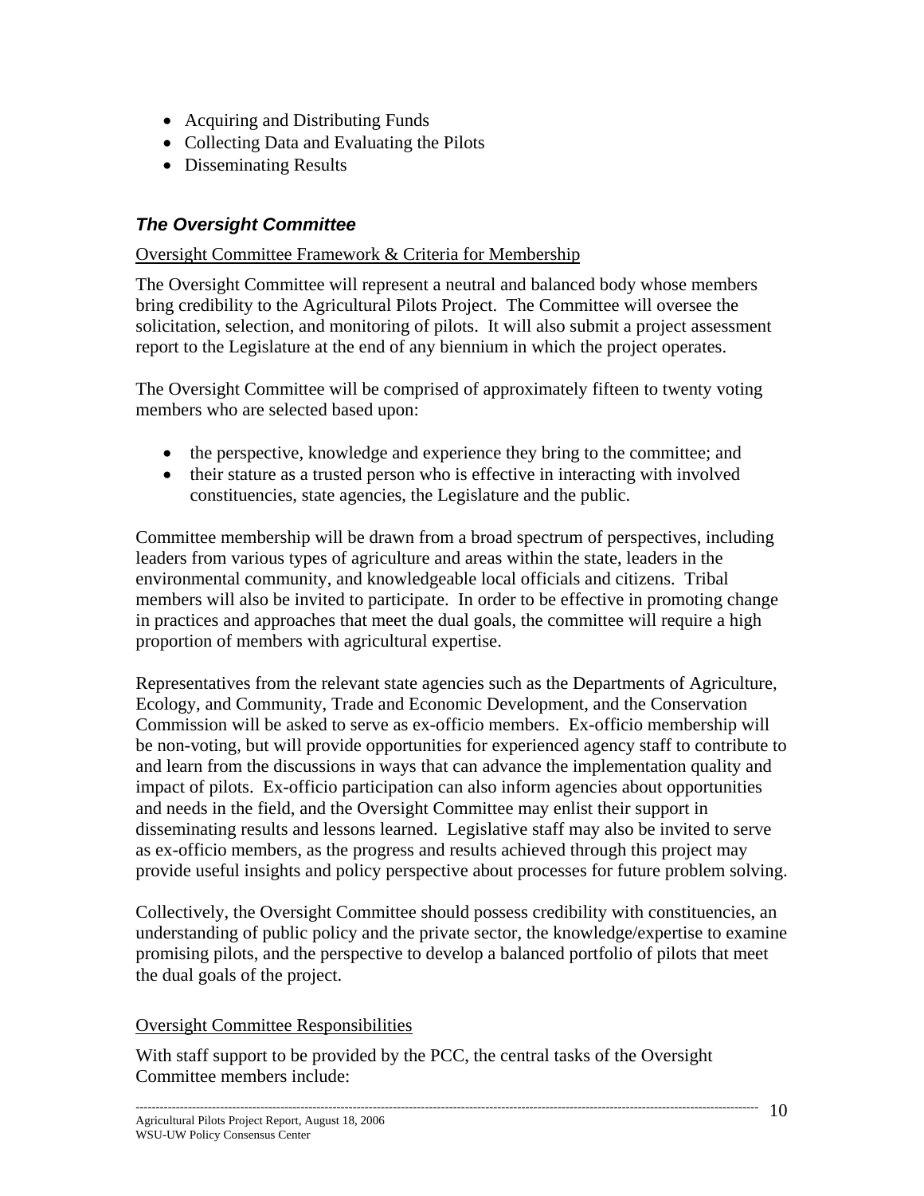- Acquiring and Distributing Funds
- Collecting Data and Evaluating the Pilots
- Disseminating Results

### ***The Oversight Committee***

Oversight Committee Framework & Criteria for Membership

The Oversight Committee will represent a neutral and balanced body whose members bring credibility to the Agricultural Pilots Project. The Committee will oversee the solicitation, selection, and monitoring of pilots. It will also submit a project assessment report to the Legislature at the end of any biennium in which the project operates.

The Oversight Committee will be comprised of approximately fifteen to twenty voting members who are selected based upon:

- the perspective, knowledge and experience they bring to the committee; and
- their stature as a trusted person who is effective in interacting with involved constituencies, state agencies, the Legislature and the public.

Committee membership will be drawn from a broad spectrum of perspectives, including leaders from various types of agriculture and areas within the state, leaders in the environmental community, and knowledgeable local officials and citizens. Tribal members will also be invited to participate. In order to be effective in promoting change in practices and approaches that meet the dual goals, the committee will require a high proportion of members with agricultural expertise.

Representatives from the relevant state agencies such as the Departments of Agriculture, Ecology, and Community, Trade and Economic Development, and the Conservation Commission will be asked to serve as ex-officio members. Ex-officio membership will be non-voting, but will provide opportunities for experienced agency staff to contribute to and learn from the discussions in ways that can advance the implementation quality and impact of pilots. Ex-officio participation can also inform agencies about opportunities and needs in the field, and the Oversight Committee may enlist their support in disseminating results and lessons learned. Legislative staff may also be invited to serve as ex-officio members, as the progress and results achieved through this project may provide useful insights and policy perspective about processes for future problem solving.

Collectively, the Oversight Committee should possess credibility with constituencies, an understanding of public policy and the private sector, the knowledge/expertise to examine promising pilots, and the perspective to develop a balanced portfolio of pilots that meet the dual goals of the project.

Oversight Committee Responsibilities

With staff support to be provided by the PCC, the central tasks of the Oversight Committee members include: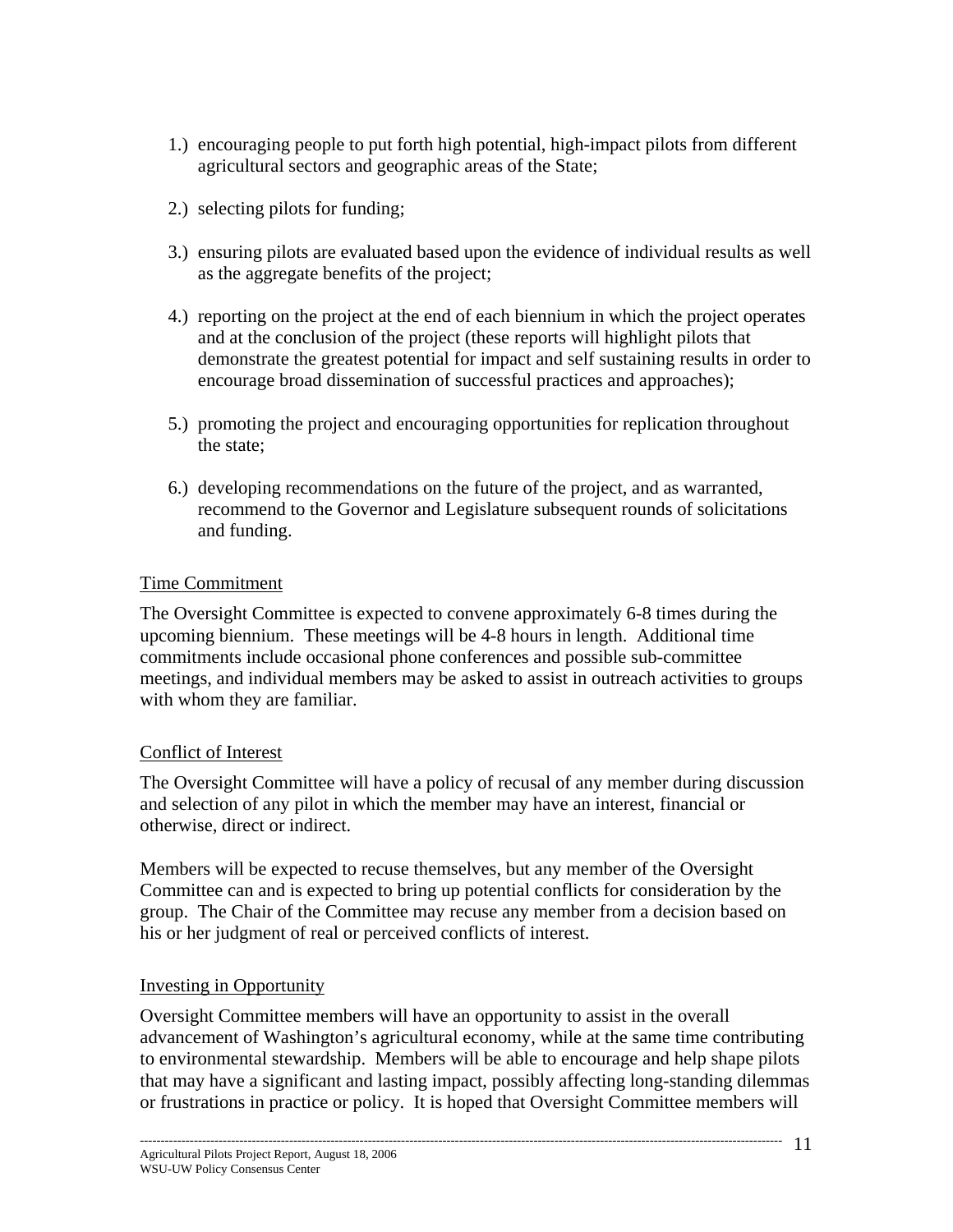1.) encouraging people to put forth high potential, high-impact pilots from different agricultural sectors and geographic areas of the State;

2.) selecting pilots for funding;

3.) ensuring pilots are evaluated based upon the evidence of individual results as well as the aggregate benefits of the project;

4.) reporting on the project at the end of each biennium in which the project operates and at the conclusion of the project (these reports will highlight pilots that demonstrate the greatest potential for impact and self sustaining results in order to encourage broad dissemination of successful practices and approaches);

5.) promoting the project and encouraging opportunities for replication throughout the state;

6.) developing recommendations on the future of the project, and as warranted, recommend to the Governor and Legislature subsequent rounds of solicitations and funding.

<u>Time Commitment</u>

The Oversight Committee is expected to convene approximately 6-8 times during the upcoming biennium. These meetings will be 4-8 hours in length. Additional time commitments include occasional phone conferences and possible sub-committee meetings, and individual members may be asked to assist in outreach activities to groups with whom they are familiar.

<u>Conflict of Interest</u>

The Oversight Committee will have a policy of recusal of any member during discussion and selection of any pilot in which the member may have an interest, financial or otherwise, direct or indirect.

Members will be expected to recuse themselves, but any member of the Oversight Committee can and is expected to bring up potential conflicts for consideration by the group. The Chair of the Committee may recuse any member from a decision based on his or her judgment of real or perceived conflicts of interest.

<u>Investing in Opportunity</u>

Oversight Committee members will have an opportunity to assist in the overall advancement of Washington's agricultural economy, while at the same time contributing to environmental stewardship. Members will be able to encourage and help shape pilots that may have a significant and lasting impact, possibly affecting long-standing dilemmas or frustrations in practice or policy. It is hoped that Oversight Committee members will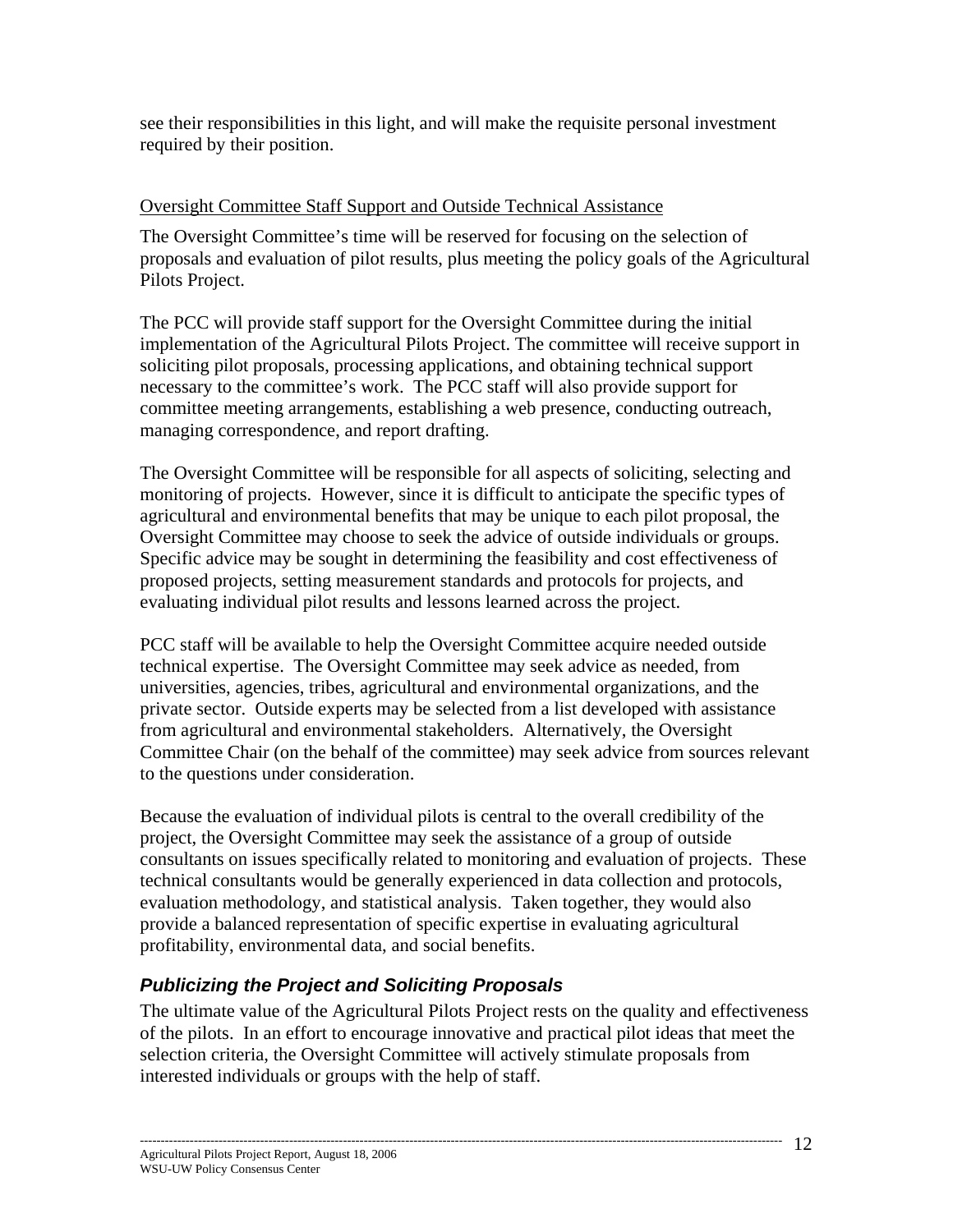see their responsibilities in this light, and will make the requisite personal investment required by their position.

Oversight Committee Staff Support and Outside Technical Assistance

The Oversight Committee's time will be reserved for focusing on the selection of proposals and evaluation of pilot results, plus meeting the policy goals of the Agricultural Pilots Project.

The PCC will provide staff support for the Oversight Committee during the initial implementation of the Agricultural Pilots Project. The committee will receive support in soliciting pilot proposals, processing applications, and obtaining technical support necessary to the committee's work. The PCC staff will also provide support for committee meeting arrangements, establishing a web presence, conducting outreach, managing correspondence, and report drafting.

The Oversight Committee will be responsible for all aspects of soliciting, selecting and monitoring of projects. However, since it is difficult to anticipate the specific types of agricultural and environmental benefits that may be unique to each pilot proposal, the Oversight Committee may choose to seek the advice of outside individuals or groups. Specific advice may be sought in determining the feasibility and cost effectiveness of proposed projects, setting measurement standards and protocols for projects, and evaluating individual pilot results and lessons learned across the project.

PCC staff will be available to help the Oversight Committee acquire needed outside technical expertise. The Oversight Committee may seek advice as needed, from universities, agencies, tribes, agricultural and environmental organizations, and the private sector. Outside experts may be selected from a list developed with assistance from agricultural and environmental stakeholders. Alternatively, the Oversight Committee Chair (on the behalf of the committee) may seek advice from sources relevant to the questions under consideration.

Because the evaluation of individual pilots is central to the overall credibility of the project, the Oversight Committee may seek the assistance of a group of outside consultants on issues specifically related to monitoring and evaluation of projects. These technical consultants would be generally experienced in data collection and protocols, evaluation methodology, and statistical analysis. Taken together, they would also provide a balanced representation of specific expertise in evaluating agricultural profitability, environmental data, and social benefits.

### *Publicizing the Project and Soliciting Proposals*

The ultimate value of the Agricultural Pilots Project rests on the quality and effectiveness of the pilots. In an effort to encourage innovative and practical pilot ideas that meet the selection criteria, the Oversight Committee will actively stimulate proposals from interested individuals or groups with the help of staff.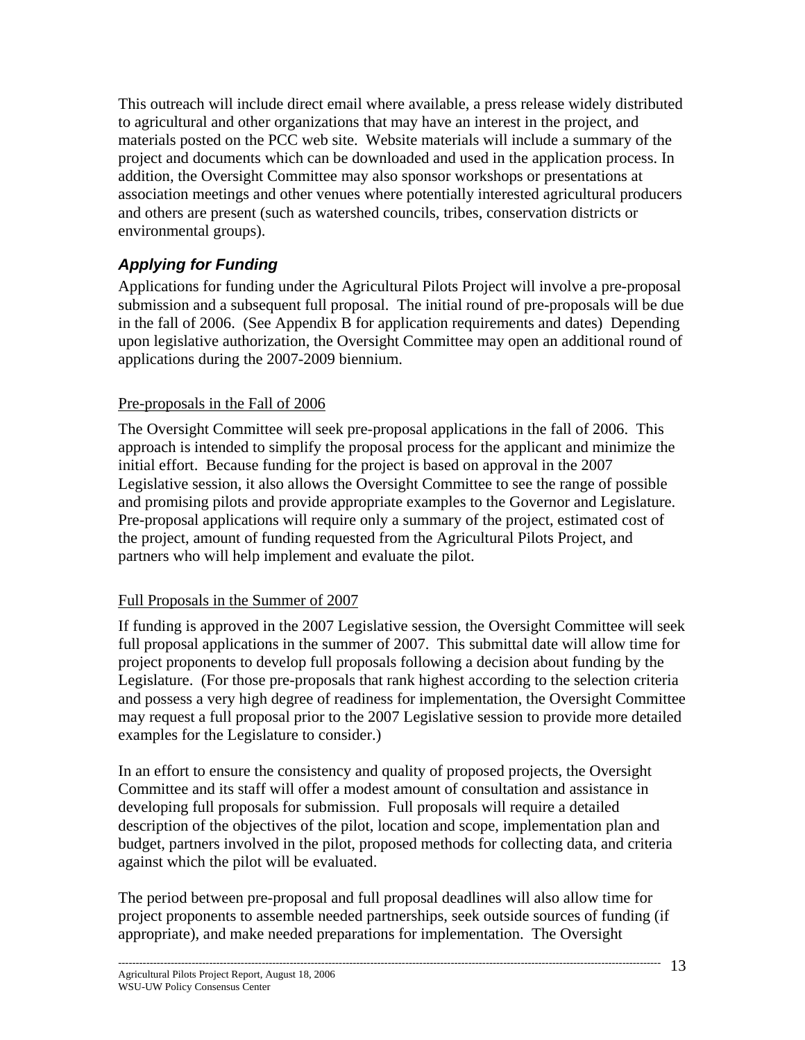This outreach will include direct email where available, a press release widely distributed to agricultural and other organizations that may have an interest in the project, and materials posted on the PCC web site. Website materials will include a summary of the project and documents which can be downloaded and used in the application process. In addition, the Oversight Committee may also sponsor workshops or presentations at association meetings and other venues where potentially interested agricultural producers and others are present (such as watershed councils, tribes, conservation districts or environmental groups).

### *Applying for Funding*

Applications for funding under the Agricultural Pilots Project will involve a pre-proposal submission and a subsequent full proposal. The initial round of pre-proposals will be due in the fall of 2006. (See Appendix B for application requirements and dates) Depending upon legislative authorization, the Oversight Committee may open an additional round of applications during the 2007-2009 biennium.

<u>Pre-proposals in the Fall of 2006</u>

The Oversight Committee will seek pre-proposal applications in the fall of 2006. This approach is intended to simplify the proposal process for the applicant and minimize the initial effort. Because funding for the project is based on approval in the 2007 Legislative session, it also allows the Oversight Committee to see the range of possible and promising pilots and provide appropriate examples to the Governor and Legislature. Pre-proposal applications will require only a summary of the project, estimated cost of the project, amount of funding requested from the Agricultural Pilots Project, and partners who will help implement and evaluate the pilot.

<u>Full Proposals in the Summer of 2007</u>

If funding is approved in the 2007 Legislative session, the Oversight Committee will seek full proposal applications in the summer of 2007. This submittal date will allow time for project proponents to develop full proposals following a decision about funding by the Legislature. (For those pre-proposals that rank highest according to the selection criteria and possess a very high degree of readiness for implementation, the Oversight Committee may request a full proposal prior to the 2007 Legislative session to provide more detailed examples for the Legislature to consider.)

In an effort to ensure the consistency and quality of proposed projects, the Oversight Committee and its staff will offer a modest amount of consultation and assistance in developing full proposals for submission. Full proposals will require a detailed description of the objectives of the pilot, location and scope, implementation plan and budget, partners involved in the pilot, proposed methods for collecting data, and criteria against which the pilot will be evaluated.

The period between pre-proposal and full proposal deadlines will also allow time for project proponents to assemble needed partnerships, seek outside sources of funding (if appropriate), and make needed preparations for implementation. The Oversight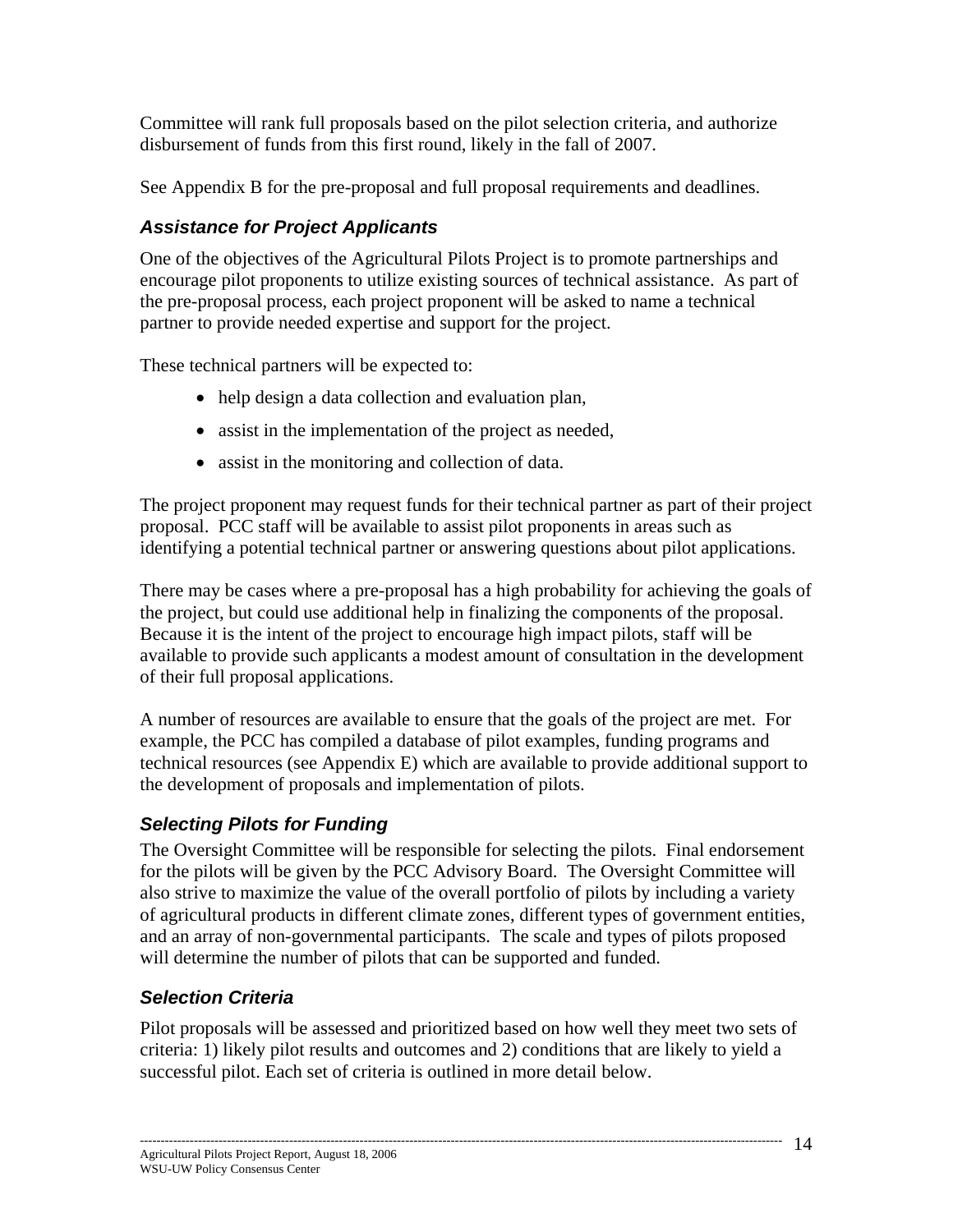Committee will rank full proposals based on the pilot selection criteria, and authorize disbursement of funds from this first round, likely in the fall of 2007.

See Appendix B for the pre-proposal and full proposal requirements and deadlines.

### *Assistance for Project Applicants*

One of the objectives of the Agricultural Pilots Project is to promote partnerships and encourage pilot proponents to utilize existing sources of technical assistance. As part of the pre-proposal process, each project proponent will be asked to name a technical partner to provide needed expertise and support for the project.

These technical partners will be expected to:

- help design a data collection and evaluation plan,
- assist in the implementation of the project as needed,
- assist in the monitoring and collection of data.

The project proponent may request funds for their technical partner as part of their project proposal. PCC staff will be available to assist pilot proponents in areas such as identifying a potential technical partner or answering questions about pilot applications.

There may be cases where a pre-proposal has a high probability for achieving the goals of the project, but could use additional help in finalizing the components of the proposal. Because it is the intent of the project to encourage high impact pilots, staff will be available to provide such applicants a modest amount of consultation in the development of their full proposal applications.

A number of resources are available to ensure that the goals of the project are met. For example, the PCC has compiled a database of pilot examples, funding programs and technical resources (see Appendix E) which are available to provide additional support to the development of proposals and implementation of pilots.

### *Selecting Pilots for Funding*

The Oversight Committee will be responsible for selecting the pilots. Final endorsement for the pilots will be given by the PCC Advisory Board. The Oversight Committee will also strive to maximize the value of the overall portfolio of pilots by including a variety of agricultural products in different climate zones, different types of government entities, and an array of non-governmental participants. The scale and types of pilots proposed will determine the number of pilots that can be supported and funded.

### *Selection Criteria*

Pilot proposals will be assessed and prioritized based on how well they meet two sets of criteria: 1) likely pilot results and outcomes and 2) conditions that are likely to yield a successful pilot. Each set of criteria is outlined in more detail below.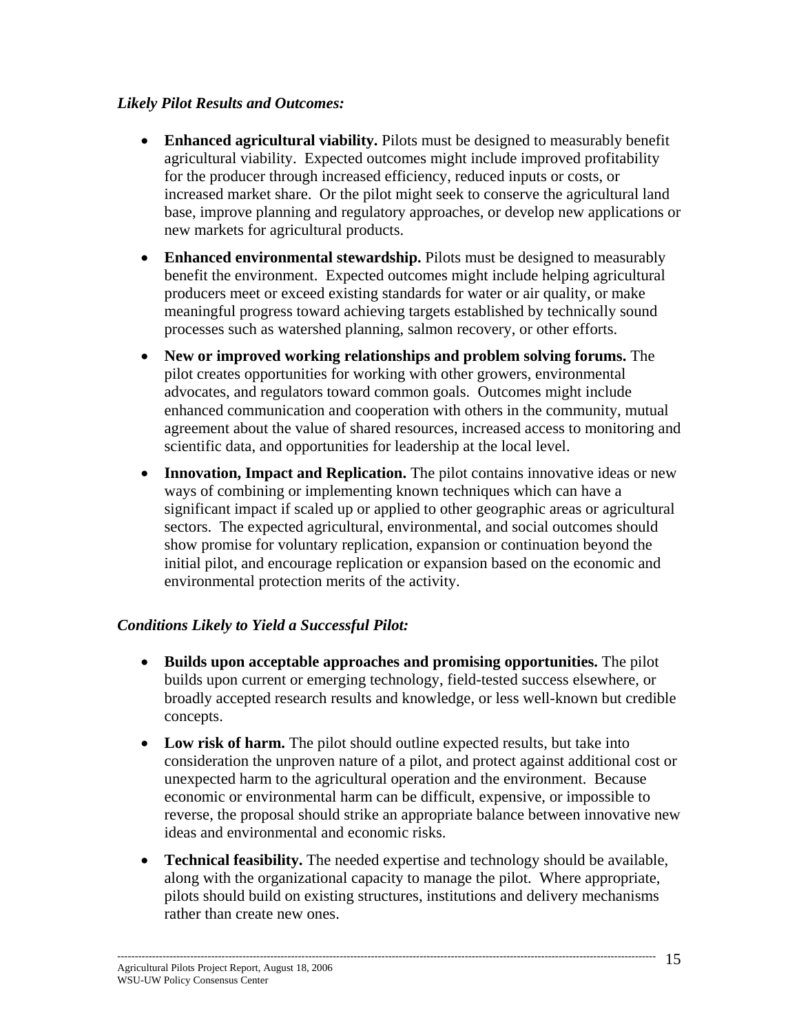*Likely Pilot Results and Outcomes:*

- **Enhanced agricultural viability.** Pilots must be designed to measurably benefit agricultural viability. Expected outcomes might include improved profitability for the producer through increased efficiency, reduced inputs or costs, or increased market share. Or the pilot might seek to conserve the agricultural land base, improve planning and regulatory approaches, or develop new applications or new markets for agricultural products.

- **Enhanced environmental stewardship.** Pilots must be designed to measurably benefit the environment. Expected outcomes might include helping agricultural producers meet or exceed existing standards for water or air quality, or make meaningful progress toward achieving targets established by technically sound processes such as watershed planning, salmon recovery, or other efforts.

- **New or improved working relationships and problem solving forums.** The pilot creates opportunities for working with other growers, environmental advocates, and regulators toward common goals. Outcomes might include enhanced communication and cooperation with others in the community, mutual agreement about the value of shared resources, increased access to monitoring and scientific data, and opportunities for leadership at the local level.

- **Innovation, Impact and Replication.** The pilot contains innovative ideas or new ways of combining or implementing known techniques which can have a significant impact if scaled up or applied to other geographic areas or agricultural sectors. The expected agricultural, environmental, and social outcomes should show promise for voluntary replication, expansion or continuation beyond the initial pilot, and encourage replication or expansion based on the economic and environmental protection merits of the activity.

*Conditions Likely to Yield a Successful Pilot:*

- **Builds upon acceptable approaches and promising opportunities.** The pilot builds upon current or emerging technology, field-tested success elsewhere, or broadly accepted research results and knowledge, or less well-known but credible concepts.

- **Low risk of harm.** The pilot should outline expected results, but take into consideration the unproven nature of a pilot, and protect against additional cost or unexpected harm to the agricultural operation and the environment. Because economic or environmental harm can be difficult, expensive, or impossible to reverse, the proposal should strike an appropriate balance between innovative new ideas and environmental and economic risks.

- **Technical feasibility.** The needed expertise and technology should be available, along with the organizational capacity to manage the pilot. Where appropriate, pilots should build on existing structures, institutions and delivery mechanisms rather than create new ones.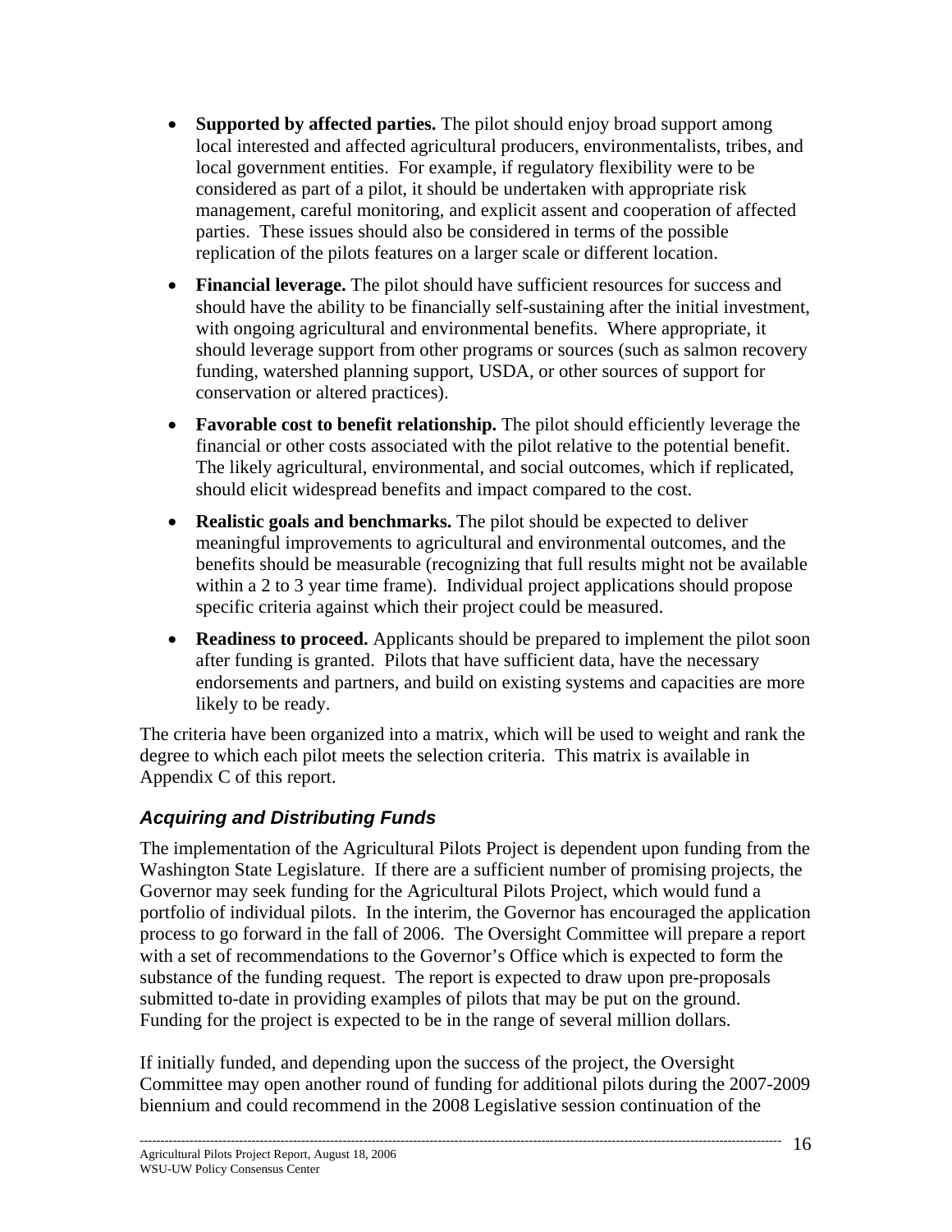- **Supported by affected parties.** The pilot should enjoy broad support among local interested and affected agricultural producers, environmentalists, tribes, and local government entities. For example, if regulatory flexibility were to be considered as part of a pilot, it should be undertaken with appropriate risk management, careful monitoring, and explicit assent and cooperation of affected parties. These issues should also be considered in terms of the possible replication of the pilots features on a larger scale or different location.
- **Financial leverage.** The pilot should have sufficient resources for success and should have the ability to be financially self-sustaining after the initial investment, with ongoing agricultural and environmental benefits. Where appropriate, it should leverage support from other programs or sources (such as salmon recovery funding, watershed planning support, USDA, or other sources of support for conservation or altered practices).
- **Favorable cost to benefit relationship.** The pilot should efficiently leverage the financial or other costs associated with the pilot relative to the potential benefit. The likely agricultural, environmental, and social outcomes, which if replicated, should elicit widespread benefits and impact compared to the cost.
- **Realistic goals and benchmarks.** The pilot should be expected to deliver meaningful improvements to agricultural and environmental outcomes, and the benefits should be measurable (recognizing that full results might not be available within a 2 to 3 year time frame). Individual project applications should propose specific criteria against which their project could be measured.
- **Readiness to proceed.** Applicants should be prepared to implement the pilot soon after funding is granted. Pilots that have sufficient data, have the necessary endorsements and partners, and build on existing systems and capacities are more likely to be ready.

The criteria have been organized into a matrix, which will be used to weight and rank the degree to which each pilot meets the selection criteria. This matrix is available in Appendix C of this report.

### *Acquiring and Distributing Funds*

The implementation of the Agricultural Pilots Project is dependent upon funding from the Washington State Legislature. If there are a sufficient number of promising projects, the Governor may seek funding for the Agricultural Pilots Project, which would fund a portfolio of individual pilots. In the interim, the Governor has encouraged the application process to go forward in the fall of 2006. The Oversight Committee will prepare a report with a set of recommendations to the Governor's Office which is expected to form the substance of the funding request. The report is expected to draw upon pre-proposals submitted to-date in providing examples of pilots that may be put on the ground. Funding for the project is expected to be in the range of several million dollars.

If initially funded, and depending upon the success of the project, the Oversight Committee may open another round of funding for additional pilots during the 2007-2009 biennium and could recommend in the 2008 Legislative session continuation of the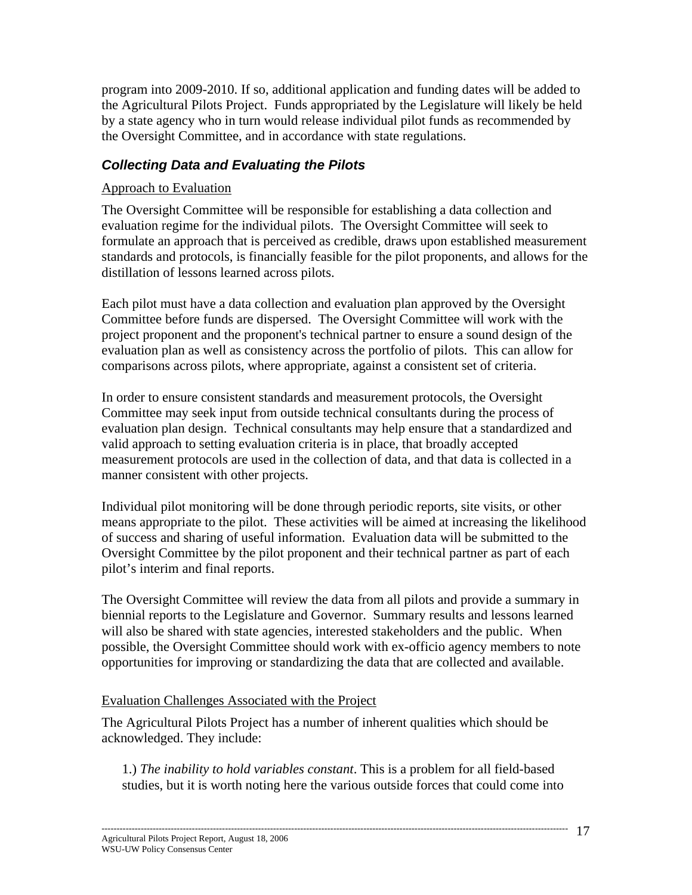program into 2009-2010. If so, additional application and funding dates will be added to the Agricultural Pilots Project. Funds appropriated by the Legislature will likely be held by a state agency who in turn would release individual pilot funds as recommended by the Oversight Committee, and in accordance with state regulations.

### *Collecting Data and Evaluating the Pilots*

Approach to Evaluation

The Oversight Committee will be responsible for establishing a data collection and evaluation regime for the individual pilots. The Oversight Committee will seek to formulate an approach that is perceived as credible, draws upon established measurement standards and protocols, is financially feasible for the pilot proponents, and allows for the distillation of lessons learned across pilots.

Each pilot must have a data collection and evaluation plan approved by the Oversight Committee before funds are dispersed. The Oversight Committee will work with the project proponent and the proponent's technical partner to ensure a sound design of the evaluation plan as well as consistency across the portfolio of pilots. This can allow for comparisons across pilots, where appropriate, against a consistent set of criteria.

In order to ensure consistent standards and measurement protocols, the Oversight Committee may seek input from outside technical consultants during the process of evaluation plan design. Technical consultants may help ensure that a standardized and valid approach to setting evaluation criteria is in place, that broadly accepted measurement protocols are used in the collection of data, and that data is collected in a manner consistent with other projects.

Individual pilot monitoring will be done through periodic reports, site visits, or other means appropriate to the pilot. These activities will be aimed at increasing the likelihood of success and sharing of useful information. Evaluation data will be submitted to the Oversight Committee by the pilot proponent and their technical partner as part of each pilot's interim and final reports.

The Oversight Committee will review the data from all pilots and provide a summary in biennial reports to the Legislature and Governor. Summary results and lessons learned will also be shared with state agencies, interested stakeholders and the public. When possible, the Oversight Committee should work with ex-officio agency members to note opportunities for improving or standardizing the data that are collected and available.

Evaluation Challenges Associated with the Project

The Agricultural Pilots Project has a number of inherent qualities which should be acknowledged. They include:

1.) *The inability to hold variables constant*. This is a problem for all field-based studies, but it is worth noting here the various outside forces that could come into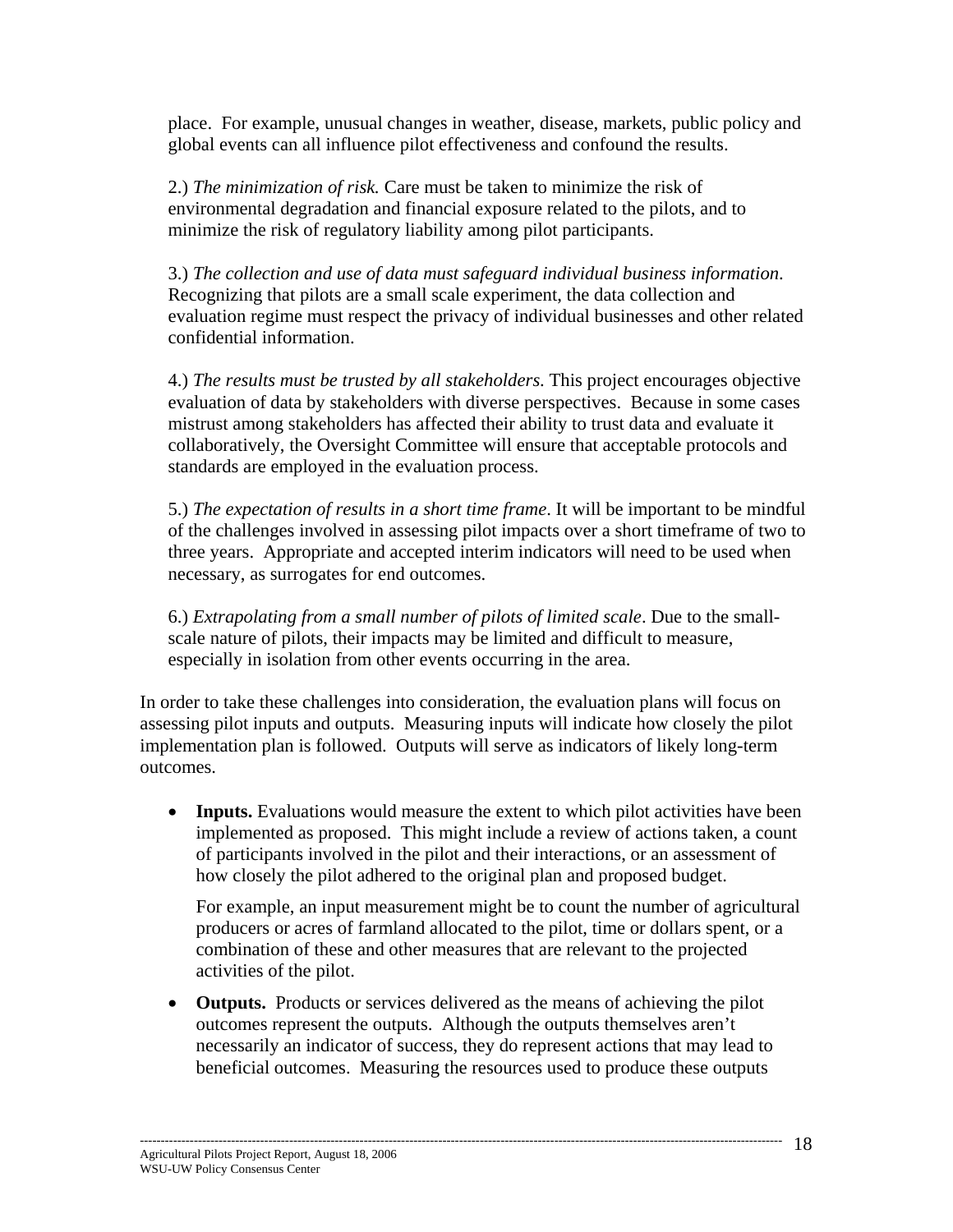place. For example, unusual changes in weather, disease, markets, public policy and global events can all influence pilot effectiveness and confound the results.

2.) *The minimization of risk.* Care must be taken to minimize the risk of environmental degradation and financial exposure related to the pilots, and to minimize the risk of regulatory liability among pilot participants.

3.) *The collection and use of data must safeguard individual business information*. Recognizing that pilots are a small scale experiment, the data collection and evaluation regime must respect the privacy of individual businesses and other related confidential information.

4.) *The results must be trusted by all stakeholders.* This project encourages objective evaluation of data by stakeholders with diverse perspectives. Because in some cases mistrust among stakeholders has affected their ability to trust data and evaluate it collaboratively, the Oversight Committee will ensure that acceptable protocols and standards are employed in the evaluation process.

5.) *The expectation of results in a short time frame*. It will be important to be mindful of the challenges involved in assessing pilot impacts over a short timeframe of two to three years. Appropriate and accepted interim indicators will need to be used when necessary, as surrogates for end outcomes.

6.) *Extrapolating from a small number of pilots of limited scale*. Due to the small-scale nature of pilots, their impacts may be limited and difficult to measure, especially in isolation from other events occurring in the area.

In order to take these challenges into consideration, the evaluation plans will focus on assessing pilot inputs and outputs. Measuring inputs will indicate how closely the pilot implementation plan is followed. Outputs will serve as indicators of likely long-term outcomes.

- **Inputs.** Evaluations would measure the extent to which pilot activities have been implemented as proposed. This might include a review of actions taken, a count of participants involved in the pilot and their interactions, or an assessment of how closely the pilot adhered to the original plan and proposed budget.

  For example, an input measurement might be to count the number of agricultural producers or acres of farmland allocated to the pilot, time or dollars spent, or a combination of these and other measures that are relevant to the projected activities of the pilot.

- **Outputs.** Products or services delivered as the means of achieving the pilot outcomes represent the outputs. Although the outputs themselves aren't necessarily an indicator of success, they do represent actions that may lead to beneficial outcomes. Measuring the resources used to produce these outputs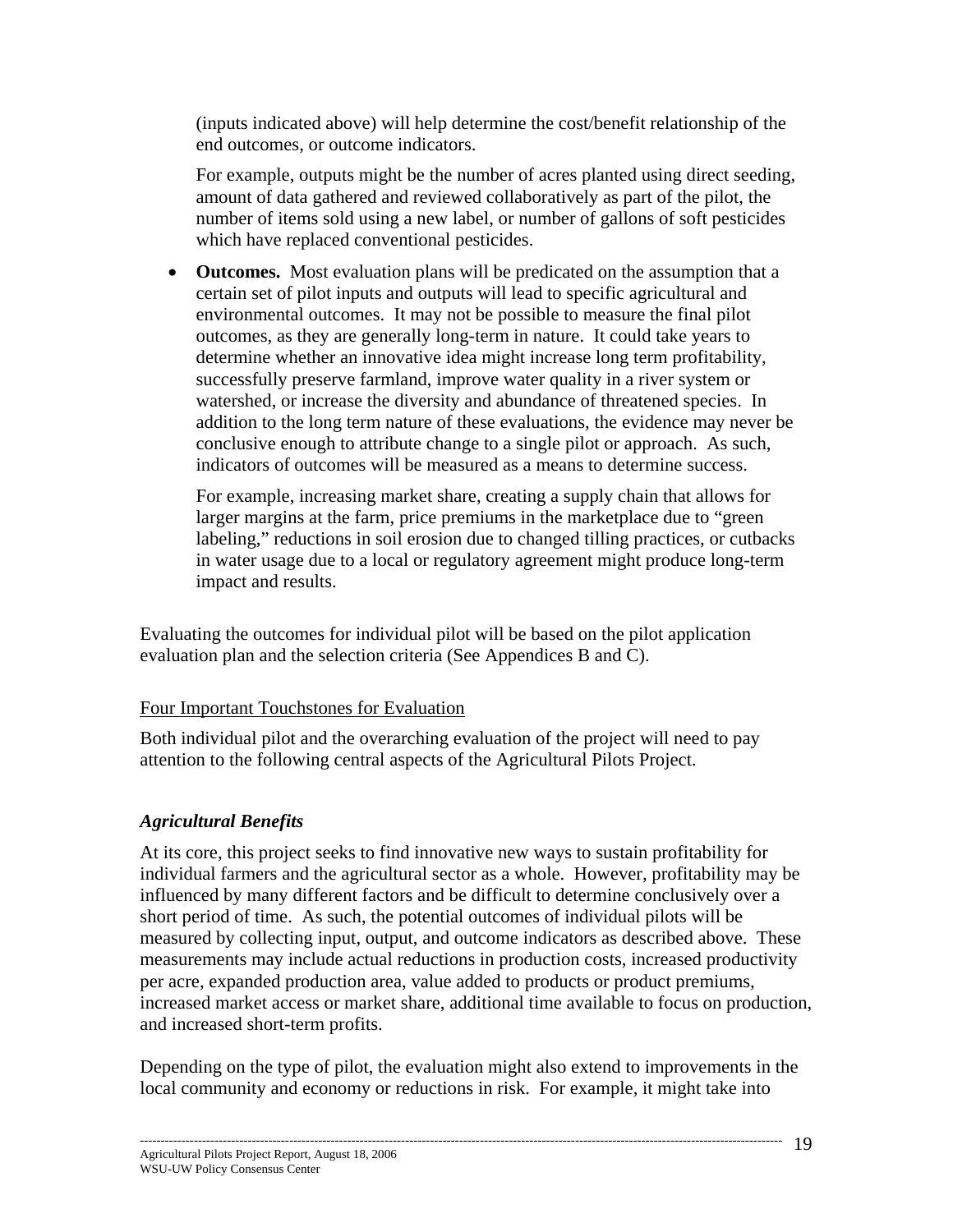(inputs indicated above) will help determine the cost/benefit relationship of the end outcomes, or outcome indicators.

For example, outputs might be the number of acres planted using direct seeding, amount of data gathered and reviewed collaboratively as part of the pilot, the number of items sold using a new label, or number of gallons of soft pesticides which have replaced conventional pesticides.

- **Outcomes.** Most evaluation plans will be predicated on the assumption that a certain set of pilot inputs and outputs will lead to specific agricultural and environmental outcomes. It may not be possible to measure the final pilot outcomes, as they are generally long-term in nature. It could take years to determine whether an innovative idea might increase long term profitability, successfully preserve farmland, improve water quality in a river system or watershed, or increase the diversity and abundance of threatened species. In addition to the long term nature of these evaluations, the evidence may never be conclusive enough to attribute change to a single pilot or approach. As such, indicators of outcomes will be measured as a means to determine success.

  For example, increasing market share, creating a supply chain that allows for larger margins at the farm, price premiums in the marketplace due to "green labeling," reductions in soil erosion due to changed tilling practices, or cutbacks in water usage due to a local or regulatory agreement might produce long-term impact and results.

Evaluating the outcomes for individual pilot will be based on the pilot application evaluation plan and the selection criteria (See Appendices B and C).

Four Important Touchstones for Evaluation

Both individual pilot and the overarching evaluation of the project will need to pay attention to the following central aspects of the Agricultural Pilots Project.

### *Agricultural Benefits*

At its core, this project seeks to find innovative new ways to sustain profitability for individual farmers and the agricultural sector as a whole. However, profitability may be influenced by many different factors and be difficult to determine conclusively over a short period of time. As such, the potential outcomes of individual pilots will be measured by collecting input, output, and outcome indicators as described above. These measurements may include actual reductions in production costs, increased productivity per acre, expanded production area, value added to products or product premiums, increased market access or market share, additional time available to focus on production, and increased short-term profits.

Depending on the type of pilot, the evaluation might also extend to improvements in the local community and economy or reductions in risk. For example, it might take into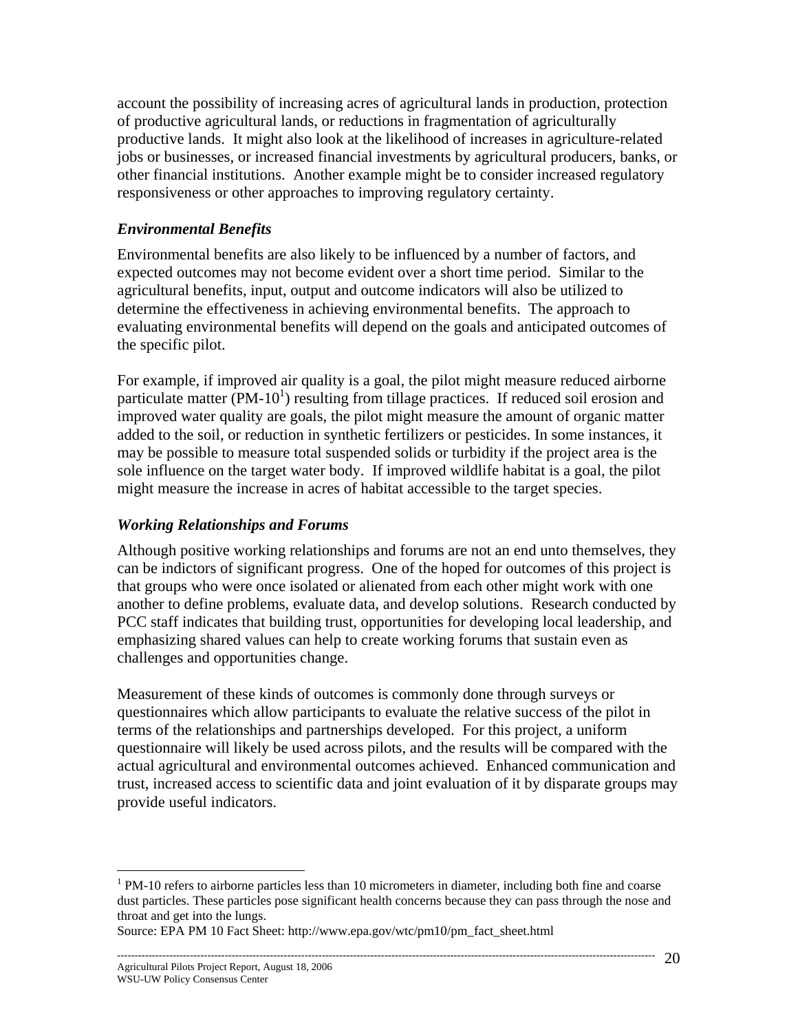account the possibility of increasing acres of agricultural lands in production, protection of productive agricultural lands, or reductions in fragmentation of agriculturally productive lands. It might also look at the likelihood of increases in agriculture-related jobs or businesses, or increased financial investments by agricultural producers, banks, or other financial institutions. Another example might be to consider increased regulatory responsiveness or other approaches to improving regulatory certainty.

### *Environmental Benefits*

Environmental benefits are also likely to be influenced by a number of factors, and expected outcomes may not become evident over a short time period. Similar to the agricultural benefits, input, output and outcome indicators will also be utilized to determine the effectiveness in achieving environmental benefits. The approach to evaluating environmental benefits will depend on the goals and anticipated outcomes of the specific pilot.

For example, if improved air quality is a goal, the pilot might measure reduced airborne particulate matter (PM-10[1]) resulting from tillage practices. If reduced soil erosion and improved water quality are goals, the pilot might measure the amount of organic matter added to the soil, or reduction in synthetic fertilizers or pesticides. In some instances, it may be possible to measure total suspended solids or turbidity if the project area is the sole influence on the target water body. If improved wildlife habitat is a goal, the pilot might measure the increase in acres of habitat accessible to the target species.

### *Working Relationships and Forums*

Although positive working relationships and forums are not an end unto themselves, they can be indictors of significant progress. One of the hoped for outcomes of this project is that groups who were once isolated or alienated from each other might work with one another to define problems, evaluate data, and develop solutions. Research conducted by PCC staff indicates that building trust, opportunities for developing local leadership, and emphasizing shared values can help to create working forums that sustain even as challenges and opportunities change.

Measurement of these kinds of outcomes is commonly done through surveys or questionnaires which allow participants to evaluate the relative success of the pilot in terms of the relationships and partnerships developed. For this project, a uniform questionnaire will likely be used across pilots, and the results will be compared with the actual agricultural and environmental outcomes achieved. Enhanced communication and trust, increased access to scientific data and joint evaluation of it by disparate groups may provide useful indicators.

---

[1] PM-10 refers to airborne particles less than 10 micrometers in diameter, including both fine and coarse dust particles. These particles pose significant health concerns because they can pass through the nose and throat and get into the lungs.

Source: EPA PM 10 Fact Sheet: http://www.epa.gov/wtc/pm10/pm_fact_sheet.html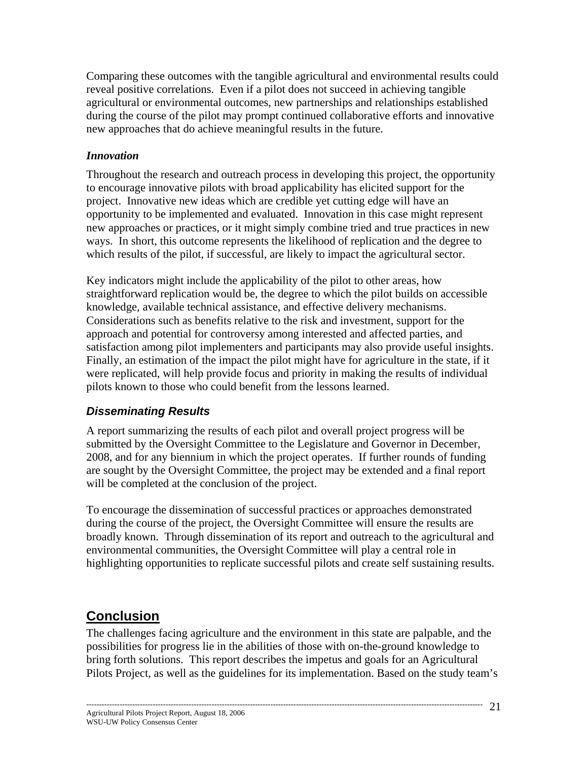Comparing these outcomes with the tangible agricultural and environmental results could reveal positive correlations. Even if a pilot does not succeed in achieving tangible agricultural or environmental outcomes, new partnerships and relationships established during the course of the pilot may prompt continued collaborative efforts and innovative new approaches that do achieve meaningful results in the future.

### *Innovation*

Throughout the research and outreach process in developing this project, the opportunity to encourage innovative pilots with broad applicability has elicited support for the project. Innovative new ideas which are credible yet cutting edge will have an opportunity to be implemented and evaluated. Innovation in this case might represent new approaches or practices, or it might simply combine tried and true practices in new ways. In short, this outcome represents the likelihood of replication and the degree to which results of the pilot, if successful, are likely to impact the agricultural sector.

Key indicators might include the applicability of the pilot to other areas, how straightforward replication would be, the degree to which the pilot builds on accessible knowledge, available technical assistance, and effective delivery mechanisms. Considerations such as benefits relative to the risk and investment, support for the approach and potential for controversy among interested and affected parties, and satisfaction among pilot implementers and participants may also provide useful insights. Finally, an estimation of the impact the pilot might have for agriculture in the state, if it were replicated, will help provide focus and priority in making the results of individual pilots known to those who could benefit from the lessons learned.

### *Disseminating Results*

A report summarizing the results of each pilot and overall project progress will be submitted by the Oversight Committee to the Legislature and Governor in December, 2008, and for any biennium in which the project operates. If further rounds of funding are sought by the Oversight Committee, the project may be extended and a final report will be completed at the conclusion of the project.

To encourage the dissemination of successful practices or approaches demonstrated during the course of the project, the Oversight Committee will ensure the results are broadly known. Through dissemination of its report and outreach to the agricultural and environmental communities, the Oversight Committee will play a central role in highlighting opportunities to replicate successful pilots and create self sustaining results.

## Conclusion

The challenges facing agriculture and the environment in this state are palpable, and the possibilities for progress lie in the abilities of those with on-the-ground knowledge to bring forth solutions. This report describes the impetus and goals for an Agricultural Pilots Project, as well as the guidelines for its implementation. Based on the study team's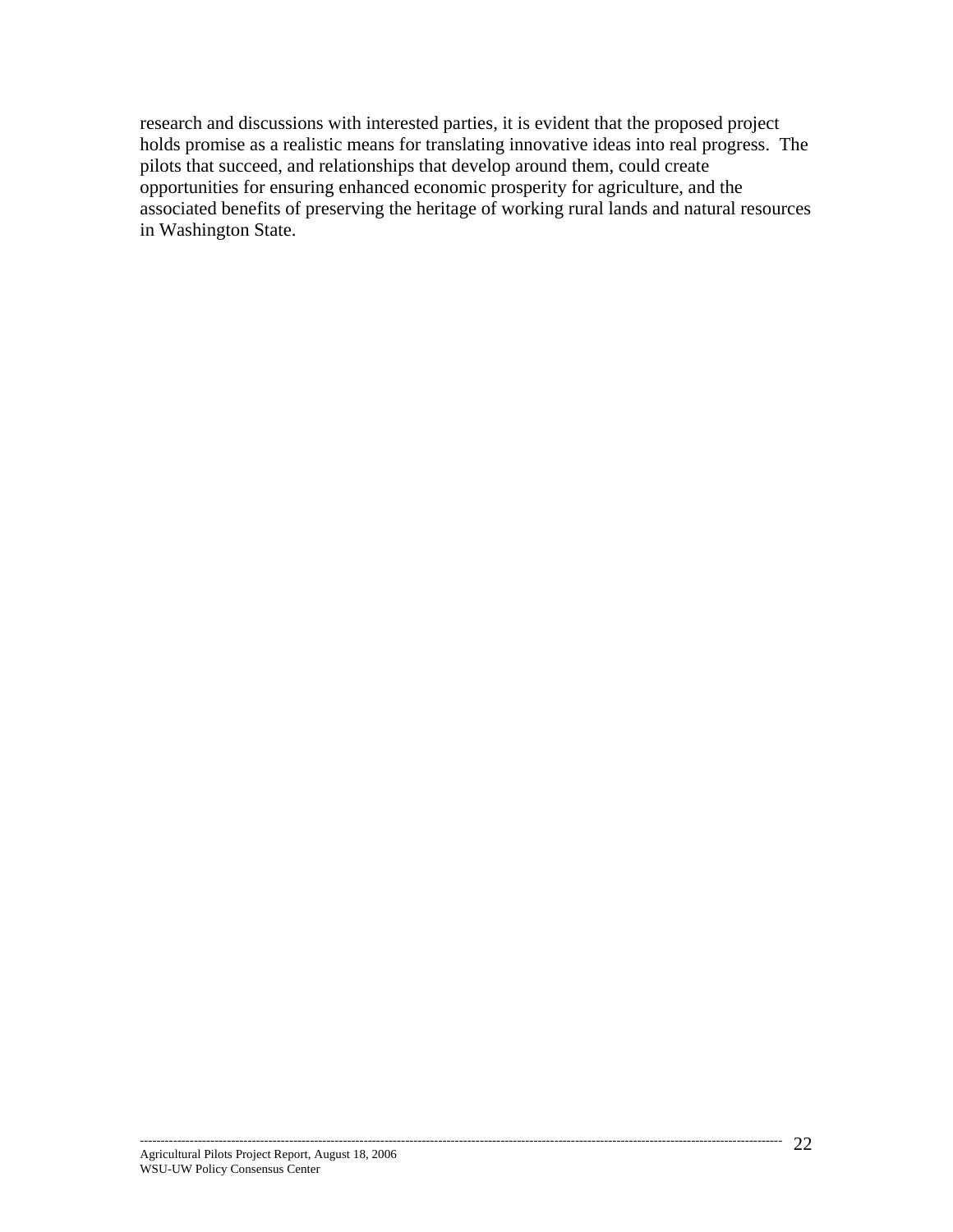research and discussions with interested parties, it is evident that the proposed project holds promise as a realistic means for translating innovative ideas into real progress. The pilots that succeed, and relationships that develop around them, could create opportunities for ensuring enhanced economic prosperity for agriculture, and the associated benefits of preserving the heritage of working rural lands and natural resources in Washington State.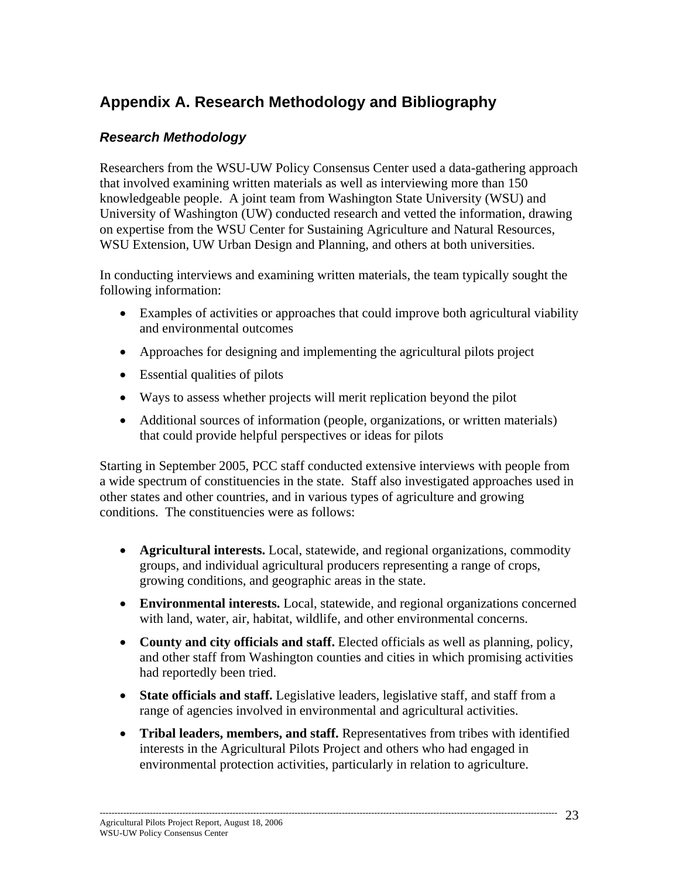# Appendix A. Research Methodology and Bibliography

## *Research Methodology*

Researchers from the WSU-UW Policy Consensus Center used a data-gathering approach that involved examining written materials as well as interviewing more than 150 knowledgeable people. A joint team from Washington State University (WSU) and University of Washington (UW) conducted research and vetted the information, drawing on expertise from the WSU Center for Sustaining Agriculture and Natural Resources, WSU Extension, UW Urban Design and Planning, and others at both universities.

In conducting interviews and examining written materials, the team typically sought the following information:

- Examples of activities or approaches that could improve both agricultural viability and environmental outcomes
- Approaches for designing and implementing the agricultural pilots project
- Essential qualities of pilots
- Ways to assess whether projects will merit replication beyond the pilot
- Additional sources of information (people, organizations, or written materials) that could provide helpful perspectives or ideas for pilots

Starting in September 2005, PCC staff conducted extensive interviews with people from a wide spectrum of constituencies in the state. Staff also investigated approaches used in other states and other countries, and in various types of agriculture and growing conditions. The constituencies were as follows:

- **Agricultural interests.** Local, statewide, and regional organizations, commodity groups, and individual agricultural producers representing a range of crops, growing conditions, and geographic areas in the state.
- **Environmental interests.** Local, statewide, and regional organizations concerned with land, water, air, habitat, wildlife, and other environmental concerns.
- **County and city officials and staff.** Elected officials as well as planning, policy, and other staff from Washington counties and cities in which promising activities had reportedly been tried.
- **State officials and staff.** Legislative leaders, legislative staff, and staff from a range of agencies involved in environmental and agricultural activities.
- **Tribal leaders, members, and staff.** Representatives from tribes with identified interests in the Agricultural Pilots Project and others who had engaged in environmental protection activities, particularly in relation to agriculture.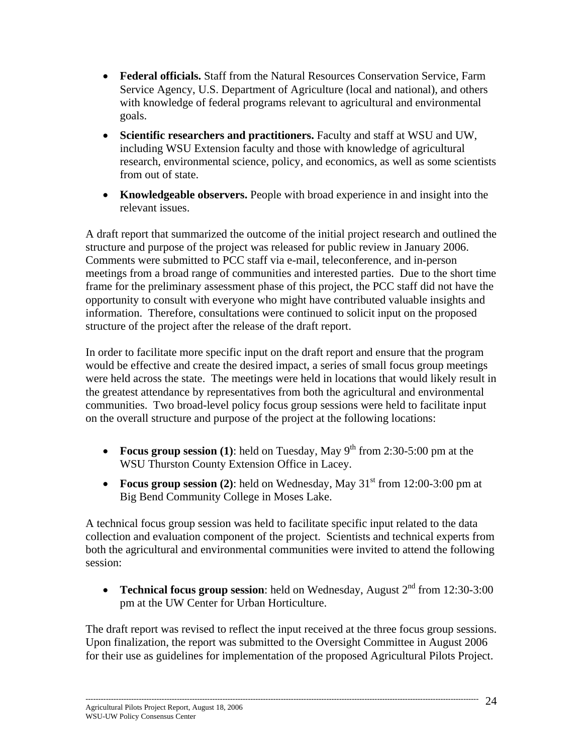- **Federal officials.** Staff from the Natural Resources Conservation Service, Farm Service Agency, U.S. Department of Agriculture (local and national), and others with knowledge of federal programs relevant to agricultural and environmental goals.
- **Scientific researchers and practitioners.** Faculty and staff at WSU and UW, including WSU Extension faculty and those with knowledge of agricultural research, environmental science, policy, and economics, as well as some scientists from out of state.
- **Knowledgeable observers.** People with broad experience in and insight into the relevant issues.

A draft report that summarized the outcome of the initial project research and outlined the structure and purpose of the project was released for public review in January 2006. Comments were submitted to PCC staff via e-mail, teleconference, and in-person meetings from a broad range of communities and interested parties. Due to the short time frame for the preliminary assessment phase of this project, the PCC staff did not have the opportunity to consult with everyone who might have contributed valuable insights and information. Therefore, consultations were continued to solicit input on the proposed structure of the project after the release of the draft report.

In order to facilitate more specific input on the draft report and ensure that the program would be effective and create the desired impact, a series of small focus group meetings were held across the state. The meetings were held in locations that would likely result in the greatest attendance by representatives from both the agricultural and environmental communities. Two broad-level policy focus group sessions were held to facilitate input on the overall structure and purpose of the project at the following locations:

- **Focus group session (1)**: held on Tuesday, May 9th from 2:30-5:00 pm at the WSU Thurston County Extension Office in Lacey.
- **Focus group session (2)**: held on Wednesday, May 31st from 12:00-3:00 pm at Big Bend Community College in Moses Lake.

A technical focus group session was held to facilitate specific input related to the data collection and evaluation component of the project. Scientists and technical experts from both the agricultural and environmental communities were invited to attend the following session:

- **Technical focus group session**: held on Wednesday, August 2nd from 12:30-3:00 pm at the UW Center for Urban Horticulture.

The draft report was revised to reflect the input received at the three focus group sessions. Upon finalization, the report was submitted to the Oversight Committee in August 2006 for their use as guidelines for implementation of the proposed Agricultural Pilots Project.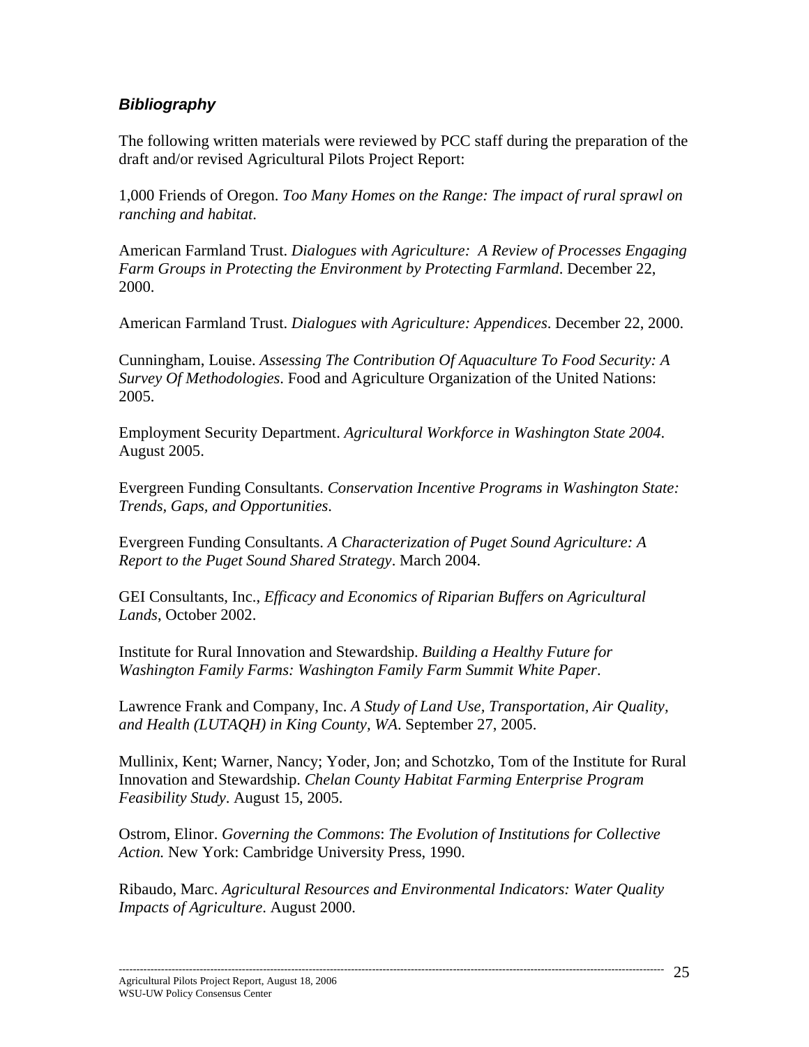### *Bibliography*

The following written materials were reviewed by PCC staff during the preparation of the draft and/or revised Agricultural Pilots Project Report:

1,000 Friends of Oregon. *Too Many Homes on the Range: The impact of rural sprawl on ranching and habitat*.

American Farmland Trust. *Dialogues with Agriculture: A Review of Processes Engaging Farm Groups in Protecting the Environment by Protecting Farmland*. December 22, 2000.

American Farmland Trust. *Dialogues with Agriculture: Appendices*. December 22, 2000.

Cunningham, Louise. *Assessing The Contribution Of Aquaculture To Food Security: A Survey Of Methodologies*. Food and Agriculture Organization of the United Nations: 2005.

Employment Security Department. *Agricultural Workforce in Washington State 2004*. August 2005.

Evergreen Funding Consultants. *Conservation Incentive Programs in Washington State: Trends, Gaps, and Opportunities*.

Evergreen Funding Consultants. *A Characterization of Puget Sound Agriculture: A Report to the Puget Sound Shared Strategy*. March 2004.

GEI Consultants, Inc., *Efficacy and Economics of Riparian Buffers on Agricultural Lands*, October 2002.

Institute for Rural Innovation and Stewardship. *Building a Healthy Future for Washington Family Farms: Washington Family Farm Summit White Paper*.

Lawrence Frank and Company, Inc. *A Study of Land Use, Transportation, Air Quality, and Health (LUTAQH) in King County, WA*. September 27, 2005.

Mullinix, Kent; Warner, Nancy; Yoder, Jon; and Schotzko, Tom of the Institute for Rural Innovation and Stewardship. *Chelan County Habitat Farming Enterprise Program Feasibility Study*. August 15, 2005.

Ostrom, Elinor. *Governing the Commons*: *The Evolution of Institutions for Collective Action.* New York: Cambridge University Press, 1990.

Ribaudo, Marc. *Agricultural Resources and Environmental Indicators: Water Quality Impacts of Agriculture*. August 2000.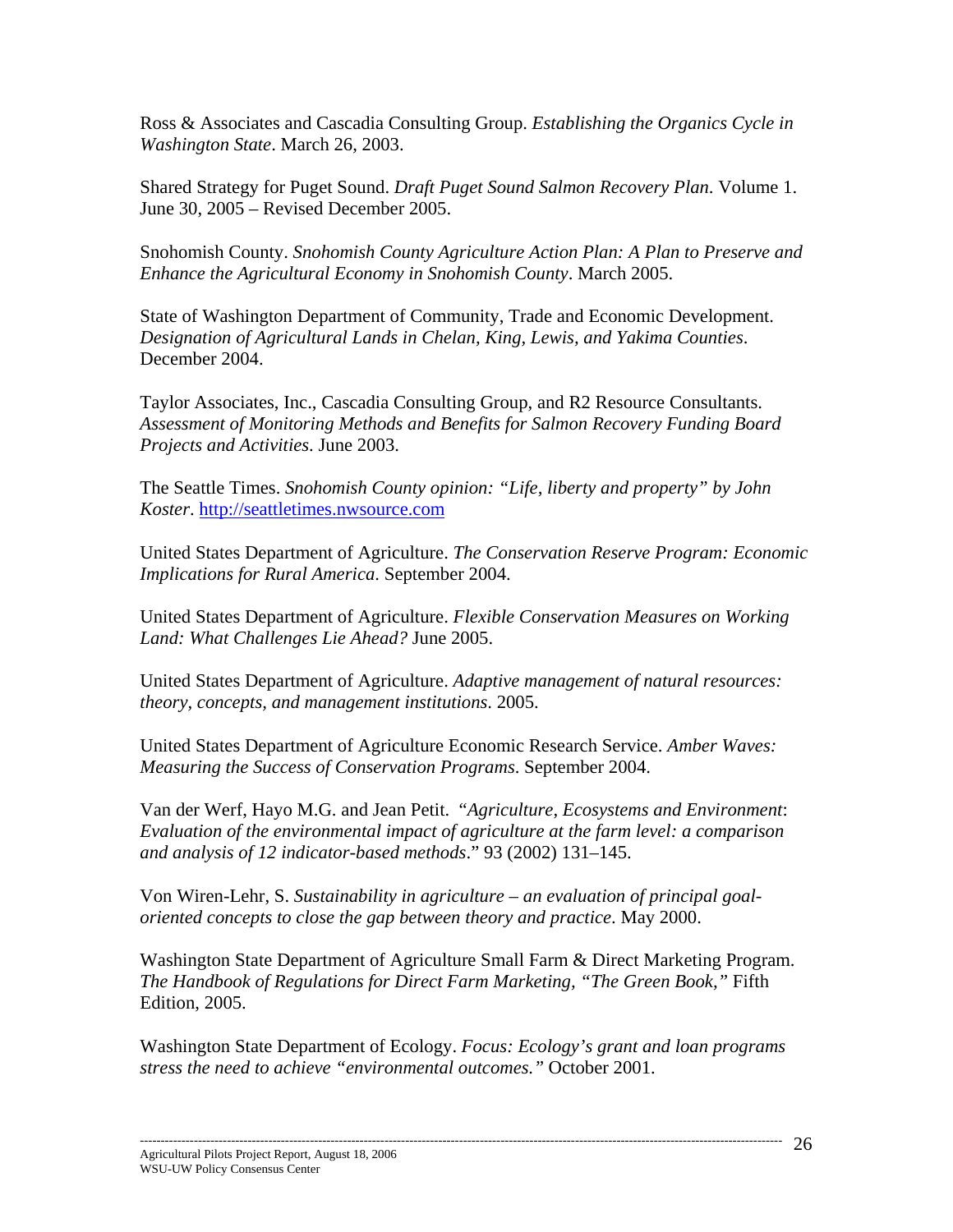Ross & Associates and Cascadia Consulting Group. *Establishing the Organics Cycle in Washington State*. March 26, 2003.

Shared Strategy for Puget Sound. *Draft Puget Sound Salmon Recovery Plan*. Volume 1. June 30, 2005 – Revised December 2005.

Snohomish County. *Snohomish County Agriculture Action Plan: A Plan to Preserve and Enhance the Agricultural Economy in Snohomish County*. March 2005.

State of Washington Department of Community, Trade and Economic Development. *Designation of Agricultural Lands in Chelan, King, Lewis, and Yakima Counties*. December 2004.

Taylor Associates, Inc., Cascadia Consulting Group, and R2 Resource Consultants. *Assessment of Monitoring Methods and Benefits for Salmon Recovery Funding Board Projects and Activities*. June 2003.

The Seattle Times. *Snohomish County opinion: "Life, liberty and property" by John Koster*. http://seattletimes.nwsource.com

United States Department of Agriculture. *The Conservation Reserve Program: Economic Implications for Rural America*. September 2004.

United States Department of Agriculture. *Flexible Conservation Measures on Working Land: What Challenges Lie Ahead?* June 2005.

United States Department of Agriculture. *Adaptive management of natural resources: theory, concepts, and management institutions*. 2005.

United States Department of Agriculture Economic Research Service. *Amber Waves: Measuring the Success of Conservation Programs*. September 2004.

Van der Werf, Hayo M.G. and Jean Petit. "*Agriculture, Ecosystems and Environment*: *Evaluation of the environmental impact of agriculture at the farm level: a comparison and analysis of 12 indicator-based methods*." 93 (2002) 131–145.

Von Wiren-Lehr, S. *Sustainability in agriculture – an evaluation of principal goal-oriented concepts to close the gap between theory and practice*. May 2000.

Washington State Department of Agriculture Small Farm & Direct Marketing Program. *The Handbook of Regulations for Direct Farm Marketing, "The Green Book,"* Fifth Edition, 2005.

Washington State Department of Ecology. *Focus: Ecology's grant and loan programs stress the need to achieve "environmental outcomes."* October 2001.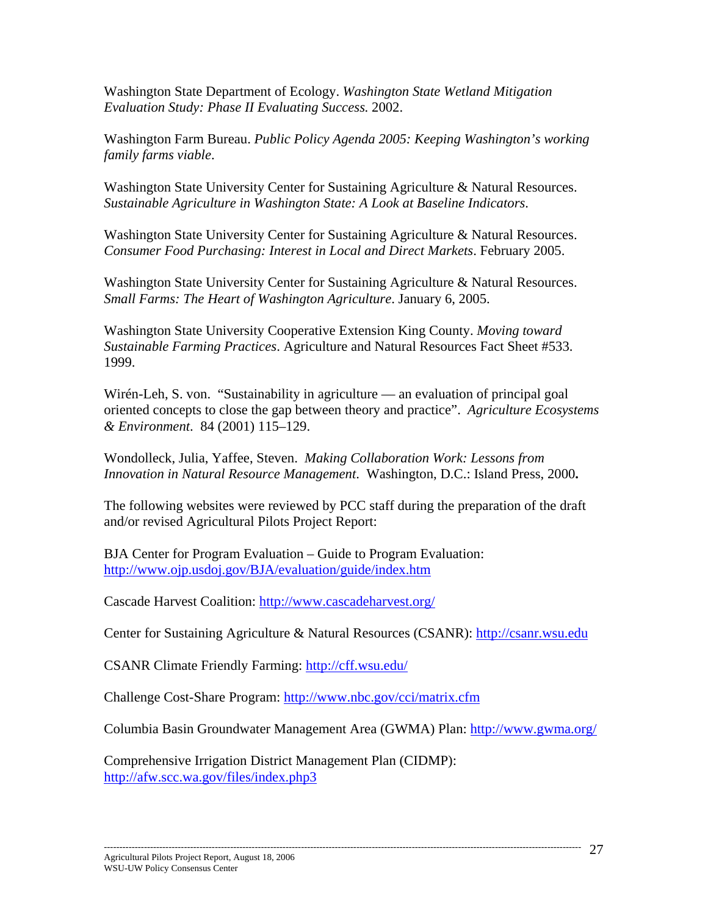Washington State Department of Ecology. *Washington State Wetland Mitigation Evaluation Study: Phase II Evaluating Success.* 2002.

Washington Farm Bureau. *Public Policy Agenda 2005: Keeping Washington's working family farms viable*.

Washington State University Center for Sustaining Agriculture & Natural Resources. *Sustainable Agriculture in Washington State: A Look at Baseline Indicators*.

Washington State University Center for Sustaining Agriculture & Natural Resources. *Consumer Food Purchasing: Interest in Local and Direct Markets*. February 2005.

Washington State University Center for Sustaining Agriculture & Natural Resources. *Small Farms: The Heart of Washington Agriculture*. January 6, 2005.

Washington State University Cooperative Extension King County. *Moving toward Sustainable Farming Practices*. Agriculture and Natural Resources Fact Sheet #533. 1999.

Wirén-Leh, S. von. "Sustainability in agriculture — an evaluation of principal goal oriented concepts to close the gap between theory and practice". *Agriculture Ecosystems & Environment*. 84 (2001) 115–129.

Wondolleck, Julia, Yaffee, Steven. *Making Collaboration Work: Lessons from Innovation in Natural Resource Management*. Washington, D.C.: Island Press, 2000**.**

The following websites were reviewed by PCC staff during the preparation of the draft and/or revised Agricultural Pilots Project Report:

BJA Center for Program Evaluation – Guide to Program Evaluation: http://www.ojp.usdoj.gov/BJA/evaluation/guide/index.htm

Cascade Harvest Coalition: http://www.cascadeharvest.org/

Center for Sustaining Agriculture & Natural Resources (CSANR): http://csanr.wsu.edu

CSANR Climate Friendly Farming: http://cff.wsu.edu/

Challenge Cost-Share Program: http://www.nbc.gov/cci/matrix.cfm

Columbia Basin Groundwater Management Area (GWMA) Plan: http://www.gwma.org/

Comprehensive Irrigation District Management Plan (CIDMP): http://afw.scc.wa.gov/files/index.php3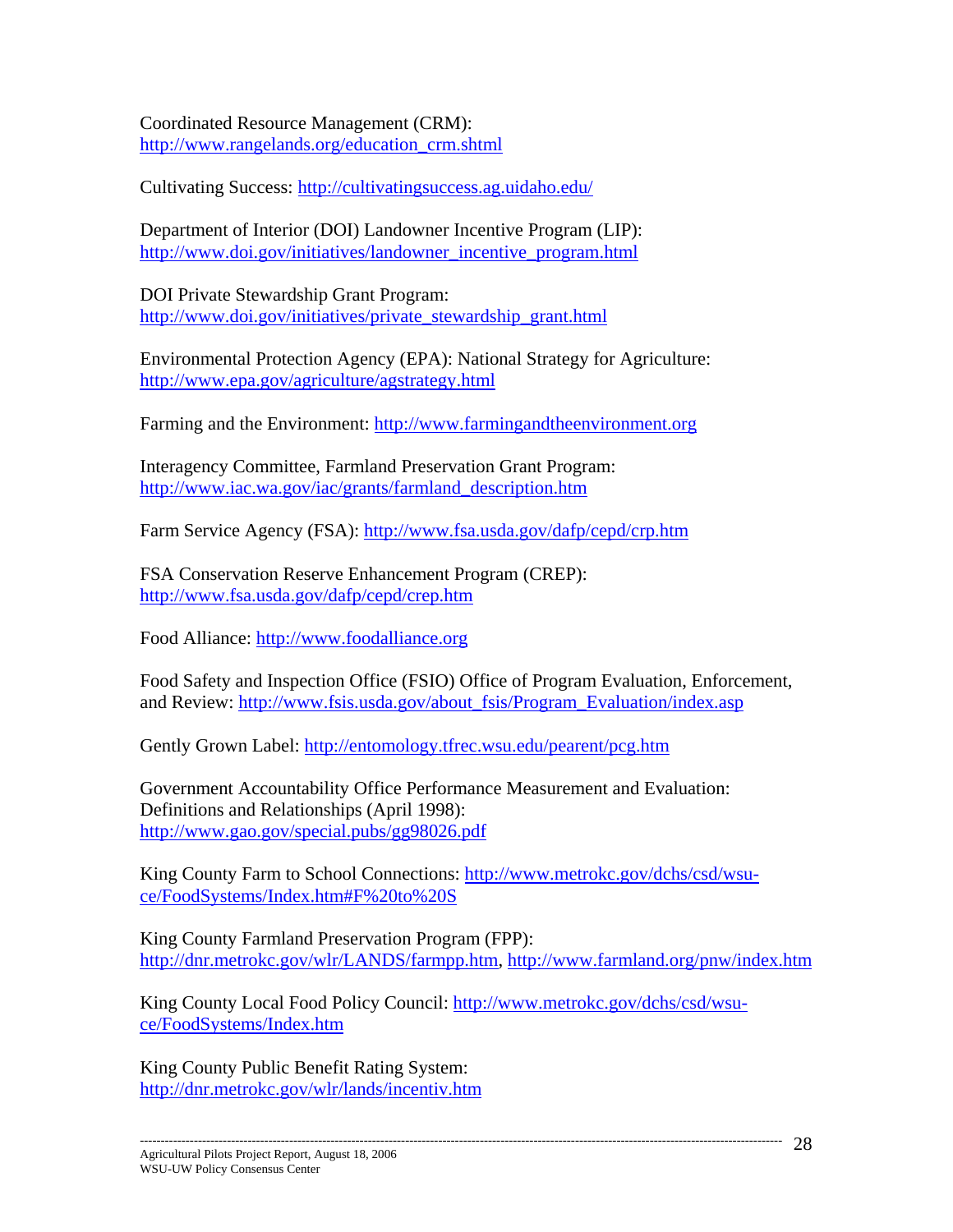Coordinated Resource Management (CRM):
http://www.rangelands.org/education_crm.shtml

Cultivating Success: http://cultivatingsuccess.ag.uidaho.edu/

Department of Interior (DOI) Landowner Incentive Program (LIP):
http://www.doi.gov/initiatives/landowner_incentive_program.html

DOI Private Stewardship Grant Program:
http://www.doi.gov/initiatives/private_stewardship_grant.html

Environmental Protection Agency (EPA): National Strategy for Agriculture:
http://www.epa.gov/agriculture/agstrategy.html

Farming and the Environment: http://www.farmingandtheenvironment.org

Interagency Committee, Farmland Preservation Grant Program:
http://www.iac.wa.gov/iac/grants/farmland_description.htm

Farm Service Agency (FSA): http://www.fsa.usda.gov/dafp/cepd/crp.htm

FSA Conservation Reserve Enhancement Program (CREP):
http://www.fsa.usda.gov/dafp/cepd/crep.htm

Food Alliance: http://www.foodalliance.org

Food Safety and Inspection Office (FSIO) Office of Program Evaluation, Enforcement, and Review: http://www.fsis.usda.gov/about_fsis/Program_Evaluation/index.asp

Gently Grown Label: http://entomology.tfrec.wsu.edu/pearent/pcg.htm

Government Accountability Office Performance Measurement and Evaluation: Definitions and Relationships (April 1998):
http://www.gao.gov/special.pubs/gg98026.pdf

King County Farm to School Connections: http://www.metrokc.gov/dchs/csd/wsu-ce/FoodSystems/Index.htm#F%20to%20S

King County Farmland Preservation Program (FPP):
http://dnr.metrokc.gov/wlr/LANDS/farmpp.htm, http://www.farmland.org/pnw/index.htm

King County Local Food Policy Council: http://www.metrokc.gov/dchs/csd/wsu-ce/FoodSystems/Index.htm

King County Public Benefit Rating System:
http://dnr.metrokc.gov/wlr/lands/incentiv.htm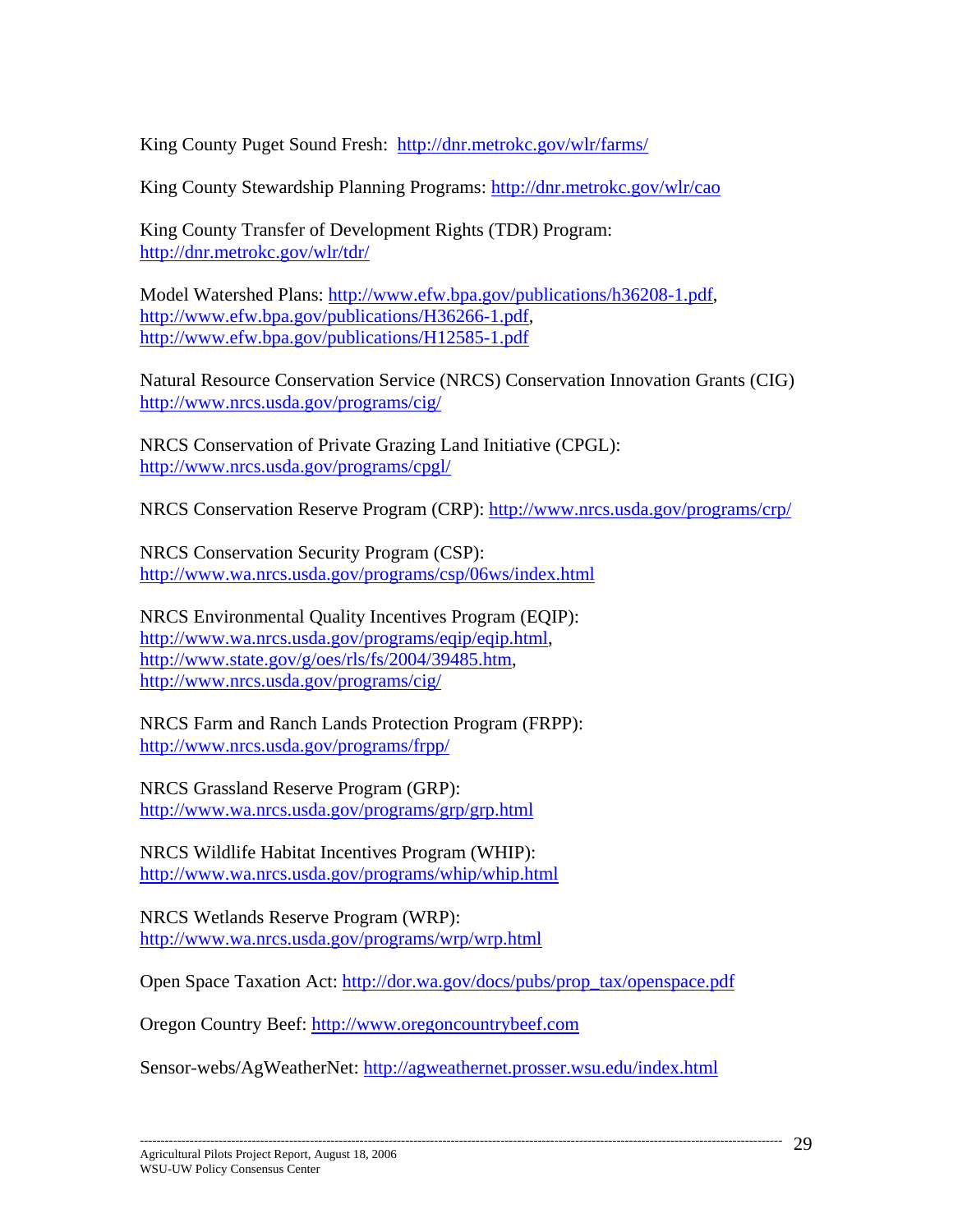King County Puget Sound Fresh: http://dnr.metrokc.gov/wlr/farms/

King County Stewardship Planning Programs: http://dnr.metrokc.gov/wlr/cao

King County Transfer of Development Rights (TDR) Program:
http://dnr.metrokc.gov/wlr/tdr/

Model Watershed Plans: http://www.efw.bpa.gov/publications/h36208-1.pdf,
http://www.efw.bpa.gov/publications/H36266-1.pdf,
http://www.efw.bpa.gov/publications/H12585-1.pdf

Natural Resource Conservation Service (NRCS) Conservation Innovation Grants (CIG)
http://www.nrcs.usda.gov/programs/cig/

NRCS Conservation of Private Grazing Land Initiative (CPGL):
http://www.nrcs.usda.gov/programs/cpgl/

NRCS Conservation Reserve Program (CRP): http://www.nrcs.usda.gov/programs/crp/

NRCS Conservation Security Program (CSP):
http://www.wa.nrcs.usda.gov/programs/csp/06ws/index.html

NRCS Environmental Quality Incentives Program (EQIP):
http://www.wa.nrcs.usda.gov/programs/eqip/eqip.html,
http://www.state.gov/g/oes/rls/fs/2004/39485.htm,
http://www.nrcs.usda.gov/programs/cig/

NRCS Farm and Ranch Lands Protection Program (FRPP):
http://www.nrcs.usda.gov/programs/frpp/

NRCS Grassland Reserve Program (GRP):
http://www.wa.nrcs.usda.gov/programs/grp/grp.html

NRCS Wildlife Habitat Incentives Program (WHIP):
http://www.wa.nrcs.usda.gov/programs/whip/whip.html

NRCS Wetlands Reserve Program (WRP):
http://www.wa.nrcs.usda.gov/programs/wrp/wrp.html

Open Space Taxation Act: http://dor.wa.gov/docs/pubs/prop_tax/openspace.pdf

Oregon Country Beef: http://www.oregoncountrybeef.com

Sensor-webs/AgWeatherNet: http://agweathernet.prosser.wsu.edu/index.html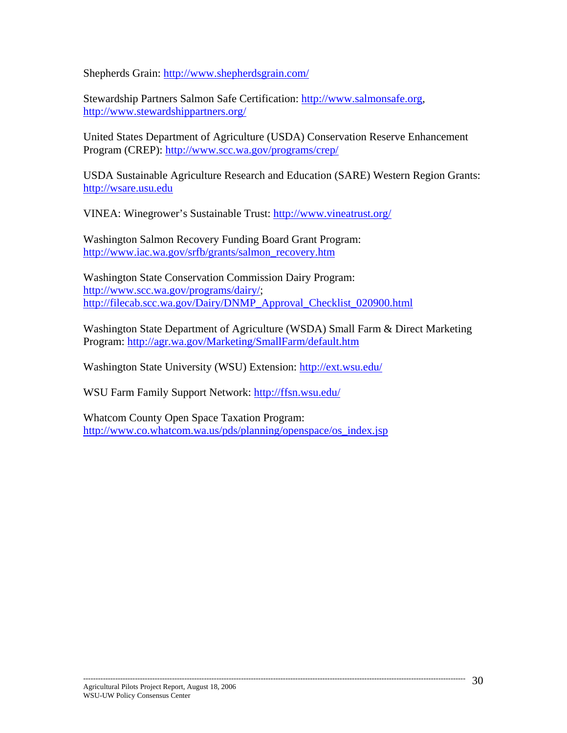Shepherds Grain: http://www.shepherdsgrain.com/

Stewardship Partners Salmon Safe Certification: http://www.salmonsafe.org, http://www.stewardshippartners.org/

United States Department of Agriculture (USDA) Conservation Reserve Enhancement Program (CREP): http://www.scc.wa.gov/programs/crep/

USDA Sustainable Agriculture Research and Education (SARE) Western Region Grants: http://wsare.usu.edu

VINEA: Winegrower's Sustainable Trust: http://www.vineatrust.org/

Washington Salmon Recovery Funding Board Grant Program: http://www.iac.wa.gov/srfb/grants/salmon_recovery.htm

Washington State Conservation Commission Dairy Program: http://www.scc.wa.gov/programs/dairy/; http://filecab.scc.wa.gov/Dairy/DNMP_Approval_Checklist_020900.html

Washington State Department of Agriculture (WSDA) Small Farm & Direct Marketing Program: http://agr.wa.gov/Marketing/SmallFarm/default.htm

Washington State University (WSU) Extension: http://ext.wsu.edu/

WSU Farm Family Support Network: http://ffsn.wsu.edu/

Whatcom County Open Space Taxation Program: http://www.co.whatcom.wa.us/pds/planning/openspace/os_index.jsp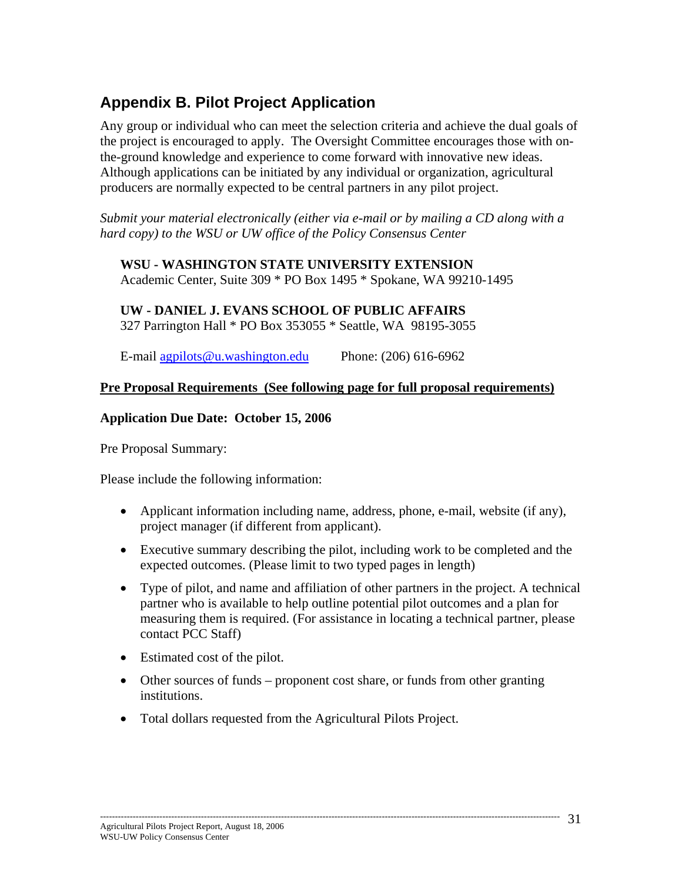## Appendix B. Pilot Project Application

Any group or individual who can meet the selection criteria and achieve the dual goals of the project is encouraged to apply. The Oversight Committee encourages those with on-the-ground knowledge and experience to come forward with innovative new ideas. Although applications can be initiated by any individual or organization, agricultural producers are normally expected to be central partners in any pilot project.

*Submit your material electronically (either via e-mail or by mailing a CD along with a hard copy) to the WSU or UW office of the Policy Consensus Center*

**WSU - WASHINGTON STATE UNIVERSITY EXTENSION**
Academic Center, Suite 309 * PO Box 1495 * Spokane, WA 99210-1495

**UW - DANIEL J. EVANS SCHOOL OF PUBLIC AFFAIRS**
327 Parrington Hall * PO Box 353055 * Seattle, WA 98195-3055

E-mail agpilots@u.washington.edu Phone: (206) 616-6962

**Pre Proposal Requirements (See following page for full proposal requirements)**

**Application Due Date: October 15, 2006**

Pre Proposal Summary:

Please include the following information:

- Applicant information including name, address, phone, e-mail, website (if any), project manager (if different from applicant).
- Executive summary describing the pilot, including work to be completed and the expected outcomes. (Please limit to two typed pages in length)
- Type of pilot, and name and affiliation of other partners in the project. A technical partner who is available to help outline potential pilot outcomes and a plan for measuring them is required. (For assistance in locating a technical partner, please contact PCC Staff)
- Estimated cost of the pilot.
- Other sources of funds – proponent cost share, or funds from other granting institutions.
- Total dollars requested from the Agricultural Pilots Project.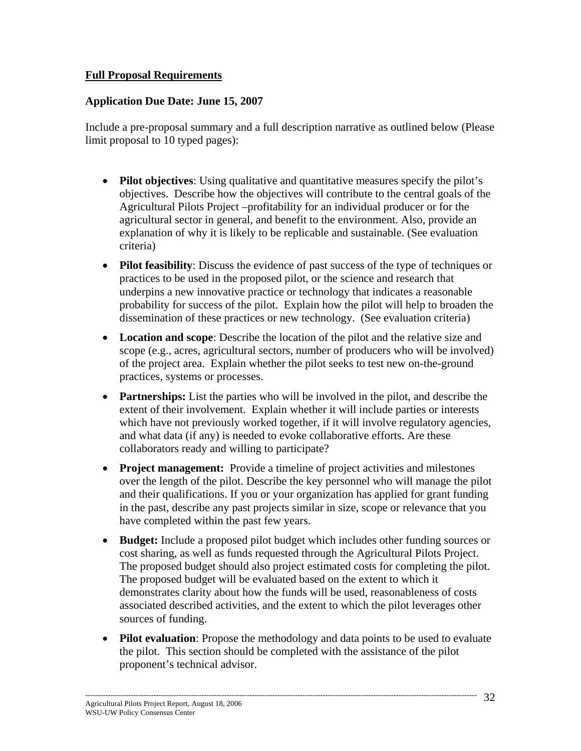**<u>Full Proposal Requirements</u>**

**Application Due Date: June 15, 2007**

Include a pre-proposal summary and a full description narrative as outlined below (Please limit proposal to 10 typed pages):

- **Pilot objectives**: Using qualitative and quantitative measures specify the pilot's objectives. Describe how the objectives will contribute to the central goals of the Agricultural Pilots Project –profitability for an individual producer or for the agricultural sector in general, and benefit to the environment. Also, provide an explanation of why it is likely to be replicable and sustainable. (See evaluation criteria)
- **Pilot feasibility**: Discuss the evidence of past success of the type of techniques or practices to be used in the proposed pilot, or the science and research that underpins a new innovative practice or technology that indicates a reasonable probability for success of the pilot. Explain how the pilot will help to broaden the dissemination of these practices or new technology. (See evaluation criteria)
- **Location and scope**: Describe the location of the pilot and the relative size and scope (e.g., acres, agricultural sectors, number of producers who will be involved) of the project area. Explain whether the pilot seeks to test new on-the-ground practices, systems or processes.
- **Partnerships:** List the parties who will be involved in the pilot, and describe the extent of their involvement. Explain whether it will include parties or interests which have not previously worked together, if it will involve regulatory agencies, and what data (if any) is needed to evoke collaborative efforts. Are these collaborators ready and willing to participate?
- **Project management:** Provide a timeline of project activities and milestones over the length of the pilot. Describe the key personnel who will manage the pilot and their qualifications. If you or your organization has applied for grant funding in the past, describe any past projects similar in size, scope or relevance that you have completed within the past few years.
- **Budget:** Include a proposed pilot budget which includes other funding sources or cost sharing, as well as funds requested through the Agricultural Pilots Project. The proposed budget should also project estimated costs for completing the pilot. The proposed budget will be evaluated based on the extent to which it demonstrates clarity about how the funds will be used, reasonableness of costs associated described activities, and the extent to which the pilot leverages other sources of funding.
- **Pilot evaluation**: Propose the methodology and data points to be used to evaluate the pilot. This section should be completed with the assistance of the pilot proponent's technical advisor.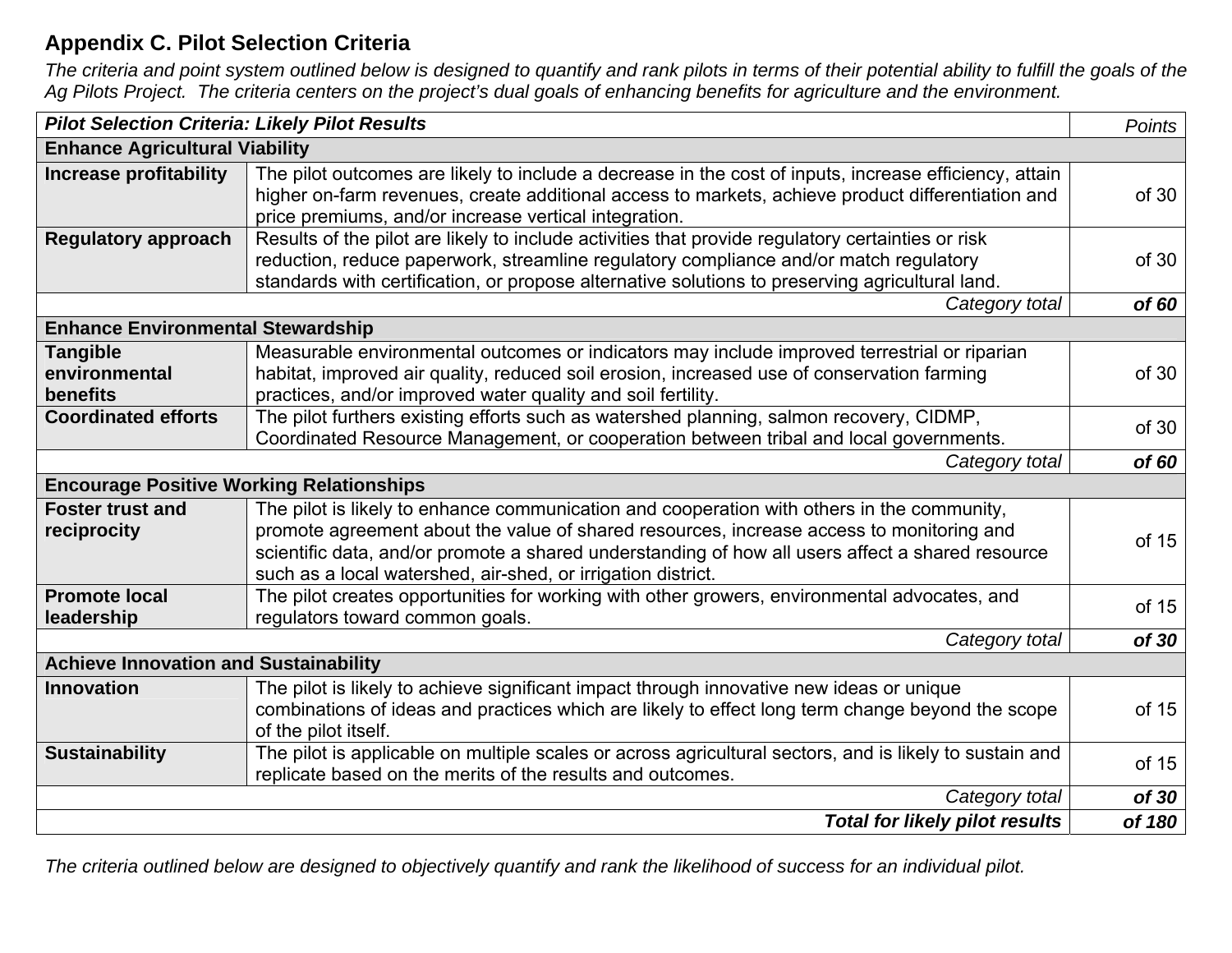## Appendix C. Pilot Selection Criteria

*The criteria and point system outlined below is designed to quantify and rank pilots in terms of their potential ability to fulfill the goals of the Ag Pilots Project. The criteria centers on the project's dual goals of enhancing benefits for agriculture and the environment.*

| ***Pilot Selection Criteria: Likely Pilot Results*** | | *Points* |
|---|---|---|
| **Enhance Agricultural Viability** | | |
| **Increase profitability** | The pilot outcomes are likely to include a decrease in the cost of inputs, increase efficiency, attain higher on-farm revenues, create additional access to markets, achieve product differentiation and price premiums, and/or increase vertical integration. | of 30 |
| **Regulatory approach** | Results of the pilot are likely to include activities that provide regulatory certainties or risk reduction, reduce paperwork, streamline regulatory compliance and/or match regulatory standards with certification, or propose alternative solutions to preserving agricultural land. | of 30 |
| | *Category total* | ***of 60*** |
| **Enhance Environmental Stewardship** | | |
| **Tangible environmental benefits** | Measurable environmental outcomes or indicators may include improved terrestrial or riparian habitat, improved air quality, reduced soil erosion, increased use of conservation farming practices, and/or improved water quality and soil fertility. | of 30 |
| **Coordinated efforts** | The pilot furthers existing efforts such as watershed planning, salmon recovery, CIDMP, Coordinated Resource Management, or cooperation between tribal and local governments. | of 30 |
| | *Category total* | ***of 60*** |
| **Encourage Positive Working Relationships** | | |
| **Foster trust and reciprocity** | The pilot is likely to enhance communication and cooperation with others in the community, promote agreement about the value of shared resources, increase access to monitoring and scientific data, and/or promote a shared understanding of how all users affect a shared resource such as a local watershed, air-shed, or irrigation district. | of 15 |
| **Promote local leadership** | The pilot creates opportunities for working with other growers, environmental advocates, and regulators toward common goals. | of 15 |
| | *Category total* | ***of 30*** |
| **Achieve Innovation and Sustainability** | | |
| **Innovation** | The pilot is likely to achieve significant impact through innovative new ideas or unique combinations of ideas and practices which are likely to effect long term change beyond the scope of the pilot itself. | of 15 |
| **Sustainability** | The pilot is applicable on multiple scales or across agricultural sectors, and is likely to sustain and replicate based on the merits of the results and outcomes. | of 15 |
| | *Category total* | ***of 30*** |
| | ***Total for likely pilot results*** | ***of 180*** |

*The criteria outlined below are designed to objectively quantify and rank the likelihood of success for an individual pilot.*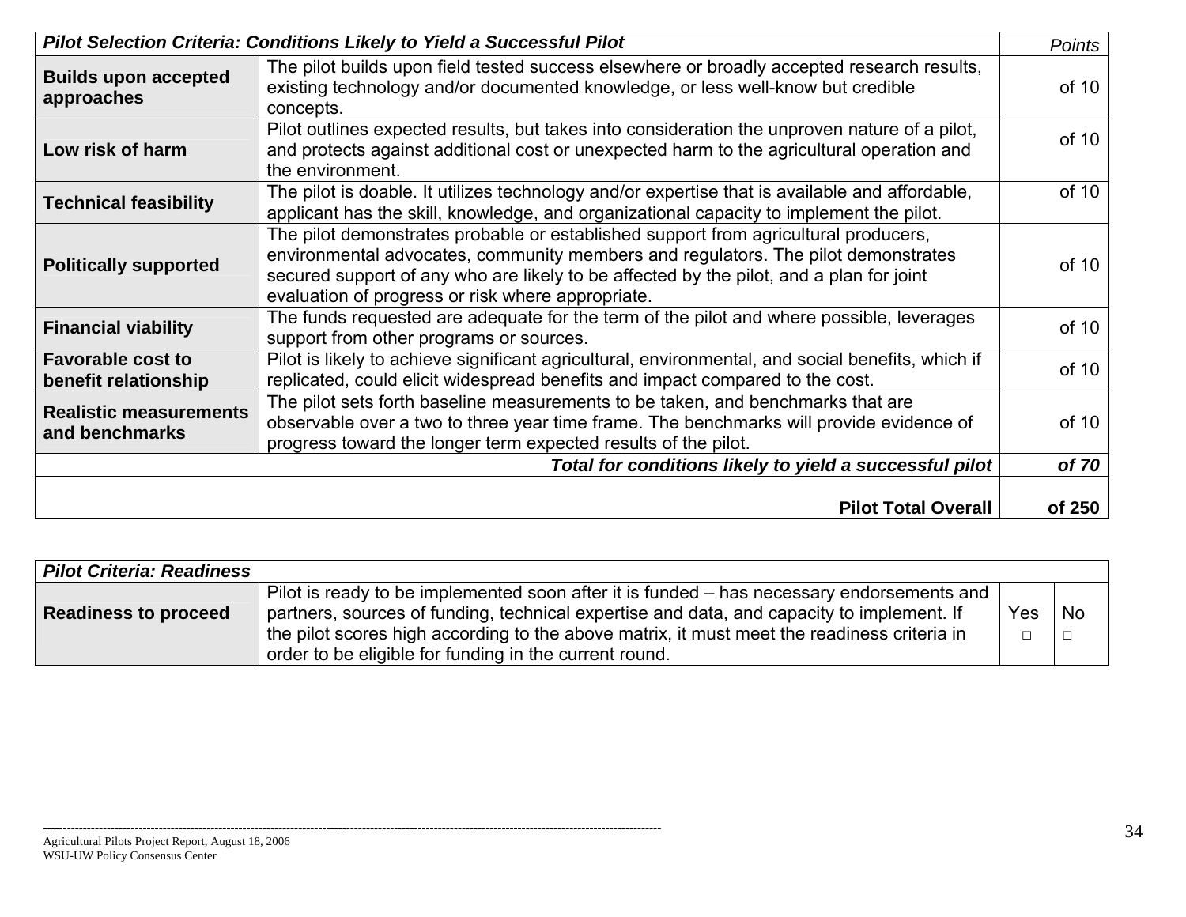| *Pilot Selection Criteria: Conditions Likely to Yield a Successful Pilot* | | *Points* |
|---|---|---|
| **Builds upon accepted approaches** | The pilot builds upon field tested success elsewhere or broadly accepted research results, existing technology and/or documented knowledge, or less well-know but credible concepts. | of 10 |
| **Low risk of harm** | Pilot outlines expected results, but takes into consideration the unproven nature of a pilot, and protects against additional cost or unexpected harm to the agricultural operation and the environment. | of 10 |
| **Technical feasibility** | The pilot is doable. It utilizes technology and/or expertise that is available and affordable, applicant has the skill, knowledge, and organizational capacity to implement the pilot. | of 10 |
| **Politically supported** | The pilot demonstrates probable or established support from agricultural producers, environmental advocates, community members and regulators. The pilot demonstrates secured support of any who are likely to be affected by the pilot, and a plan for joint evaluation of progress or risk where appropriate. | of 10 |
| **Financial viability** | The funds requested are adequate for the term of the pilot and where possible, leverages support from other programs or sources. | of 10 |
| **Favorable cost to benefit relationship** | Pilot is likely to achieve significant agricultural, environmental, and social benefits, which if replicated, could elicit widespread benefits and impact compared to the cost. | of 10 |
| **Realistic measurements and benchmarks** | The pilot sets forth baseline measurements to be taken, and benchmarks that are observable over a two to three year time frame. The benchmarks will provide evidence of progress toward the longer term expected results of the pilot. | of 10 |
| | ***Total for conditions likely to yield a successful pilot*** | ***of 70*** |
| | **Pilot Total Overall** | **of 250** |

| *Pilot Criteria: Readiness* | | | |
|---|---|---|---|
| **Readiness to proceed** | Pilot is ready to be implemented soon after it is funded – has necessary endorsements and partners, sources of funding, technical expertise and data, and capacity to implement. If the pilot scores high according to the above matrix, it must meet the readiness criteria in order to be eligible for funding in the current round. | Yes □ | No □ |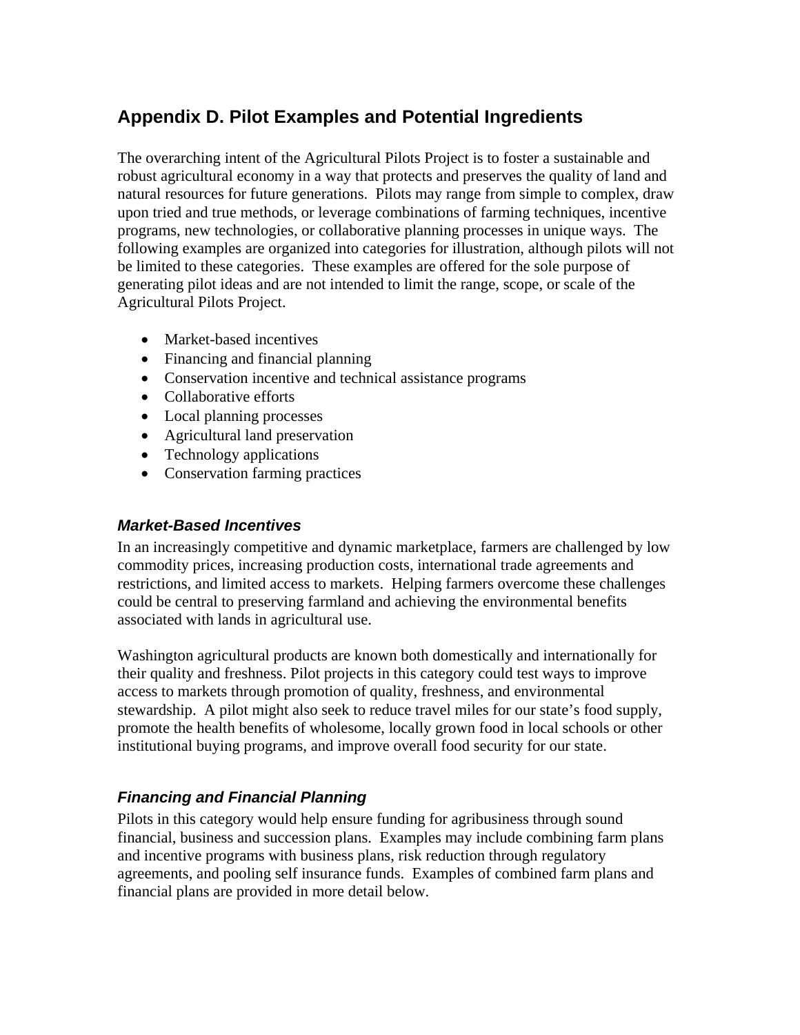## Appendix D. Pilot Examples and Potential Ingredients

The overarching intent of the Agricultural Pilots Project is to foster a sustainable and robust agricultural economy in a way that protects and preserves the quality of land and natural resources for future generations. Pilots may range from simple to complex, draw upon tried and true methods, or leverage combinations of farming techniques, incentive programs, new technologies, or collaborative planning processes in unique ways. The following examples are organized into categories for illustration, although pilots will not be limited to these categories. These examples are offered for the sole purpose of generating pilot ideas and are not intended to limit the range, scope, or scale of the Agricultural Pilots Project.

- Market-based incentives
- Financing and financial planning
- Conservation incentive and technical assistance programs
- Collaborative efforts
- Local planning processes
- Agricultural land preservation
- Technology applications
- Conservation farming practices

### *Market-Based Incentives*

In an increasingly competitive and dynamic marketplace, farmers are challenged by low commodity prices, increasing production costs, international trade agreements and restrictions, and limited access to markets. Helping farmers overcome these challenges could be central to preserving farmland and achieving the environmental benefits associated with lands in agricultural use.

Washington agricultural products are known both domestically and internationally for their quality and freshness. Pilot projects in this category could test ways to improve access to markets through promotion of quality, freshness, and environmental stewardship. A pilot might also seek to reduce travel miles for our state's food supply, promote the health benefits of wholesome, locally grown food in local schools or other institutional buying programs, and improve overall food security for our state.

### *Financing and Financial Planning*

Pilots in this category would help ensure funding for agribusiness through sound financial, business and succession plans. Examples may include combining farm plans and incentive programs with business plans, risk reduction through regulatory agreements, and pooling self insurance funds. Examples of combined farm plans and financial plans are provided in more detail below.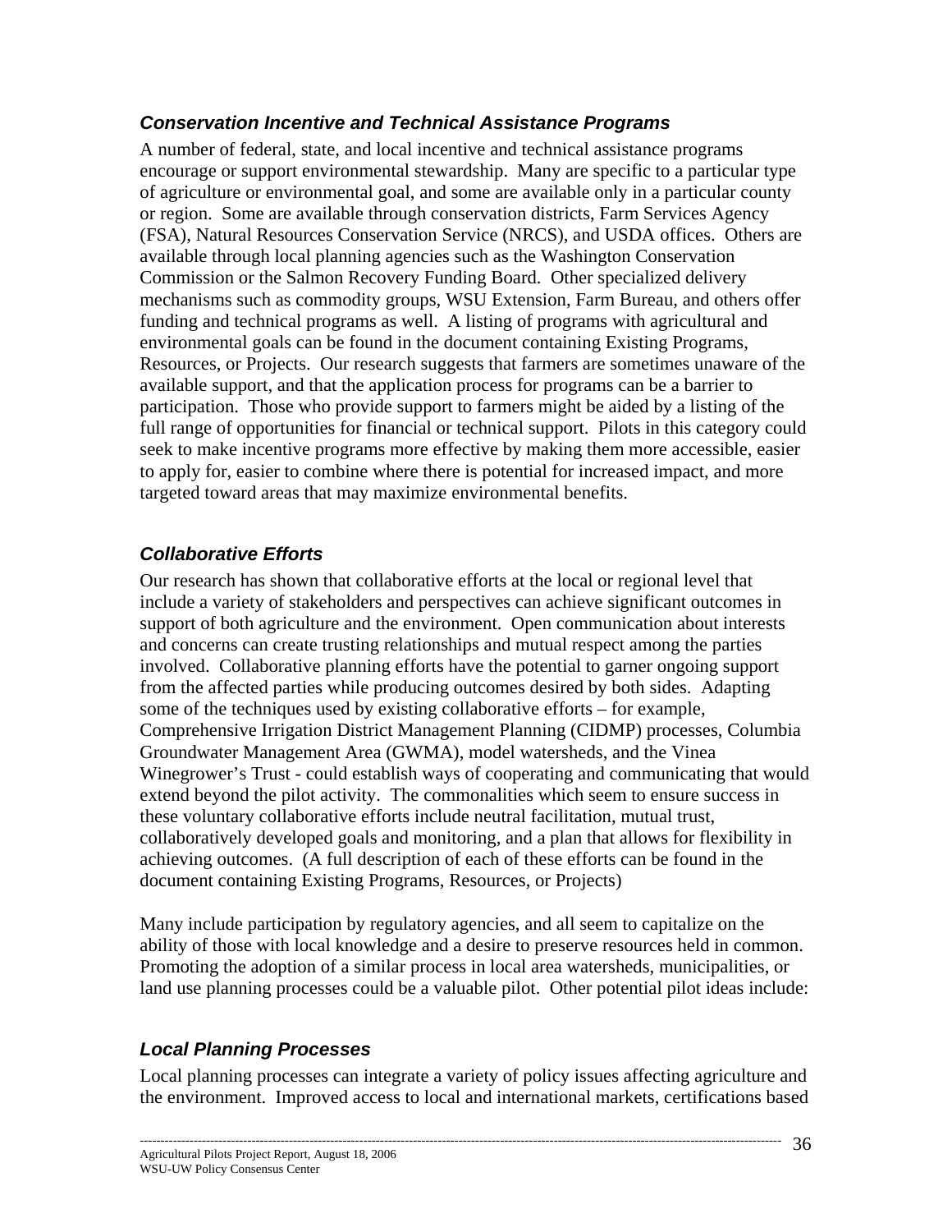### *Conservation Incentive and Technical Assistance Programs*

A number of federal, state, and local incentive and technical assistance programs encourage or support environmental stewardship. Many are specific to a particular type of agriculture or environmental goal, and some are available only in a particular county or region. Some are available through conservation districts, Farm Services Agency (FSA), Natural Resources Conservation Service (NRCS), and USDA offices. Others are available through local planning agencies such as the Washington Conservation Commission or the Salmon Recovery Funding Board. Other specialized delivery mechanisms such as commodity groups, WSU Extension, Farm Bureau, and others offer funding and technical programs as well. A listing of programs with agricultural and environmental goals can be found in the document containing Existing Programs, Resources, or Projects. Our research suggests that farmers are sometimes unaware of the available support, and that the application process for programs can be a barrier to participation. Those who provide support to farmers might be aided by a listing of the full range of opportunities for financial or technical support. Pilots in this category could seek to make incentive programs more effective by making them more accessible, easier to apply for, easier to combine where there is potential for increased impact, and more targeted toward areas that may maximize environmental benefits.

### *Collaborative Efforts*

Our research has shown that collaborative efforts at the local or regional level that include a variety of stakeholders and perspectives can achieve significant outcomes in support of both agriculture and the environment. Open communication about interests and concerns can create trusting relationships and mutual respect among the parties involved. Collaborative planning efforts have the potential to garner ongoing support from the affected parties while producing outcomes desired by both sides. Adapting some of the techniques used by existing collaborative efforts – for example, Comprehensive Irrigation District Management Planning (CIDMP) processes, Columbia Groundwater Management Area (GWMA), model watersheds, and the Vinea Winegrower's Trust - could establish ways of cooperating and communicating that would extend beyond the pilot activity. The commonalities which seem to ensure success in these voluntary collaborative efforts include neutral facilitation, mutual trust, collaboratively developed goals and monitoring, and a plan that allows for flexibility in achieving outcomes. (A full description of each of these efforts can be found in the document containing Existing Programs, Resources, or Projects)

Many include participation by regulatory agencies, and all seem to capitalize on the ability of those with local knowledge and a desire to preserve resources held in common. Promoting the adoption of a similar process in local area watersheds, municipalities, or land use planning processes could be a valuable pilot. Other potential pilot ideas include:

### *Local Planning Processes*

Local planning processes can integrate a variety of policy issues affecting agriculture and the environment. Improved access to local and international markets, certifications based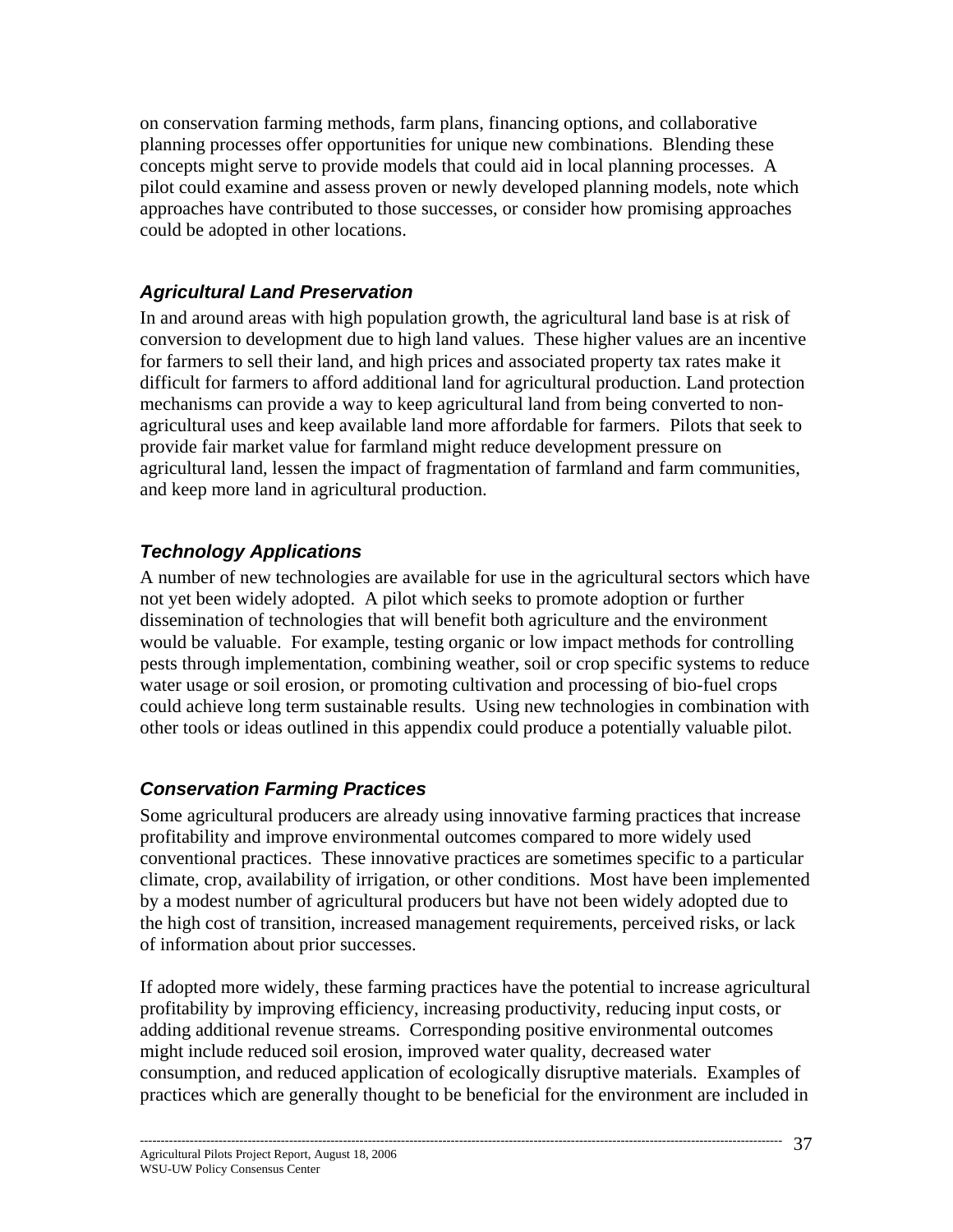on conservation farming methods, farm plans, financing options, and collaborative planning processes offer opportunities for unique new combinations. Blending these concepts might serve to provide models that could aid in local planning processes. A pilot could examine and assess proven or newly developed planning models, note which approaches have contributed to those successes, or consider how promising approaches could be adopted in other locations.

### *Agricultural Land Preservation*

In and around areas with high population growth, the agricultural land base is at risk of conversion to development due to high land values. These higher values are an incentive for farmers to sell their land, and high prices and associated property tax rates make it difficult for farmers to afford additional land for agricultural production. Land protection mechanisms can provide a way to keep agricultural land from being converted to non-agricultural uses and keep available land more affordable for farmers. Pilots that seek to provide fair market value for farmland might reduce development pressure on agricultural land, lessen the impact of fragmentation of farmland and farm communities, and keep more land in agricultural production.

### *Technology Applications*

A number of new technologies are available for use in the agricultural sectors which have not yet been widely adopted. A pilot which seeks to promote adoption or further dissemination of technologies that will benefit both agriculture and the environment would be valuable. For example, testing organic or low impact methods for controlling pests through implementation, combining weather, soil or crop specific systems to reduce water usage or soil erosion, or promoting cultivation and processing of bio-fuel crops could achieve long term sustainable results. Using new technologies in combination with other tools or ideas outlined in this appendix could produce a potentially valuable pilot.

### *Conservation Farming Practices*

Some agricultural producers are already using innovative farming practices that increase profitability and improve environmental outcomes compared to more widely used conventional practices. These innovative practices are sometimes specific to a particular climate, crop, availability of irrigation, or other conditions. Most have been implemented by a modest number of agricultural producers but have not been widely adopted due to the high cost of transition, increased management requirements, perceived risks, or lack of information about prior successes.

If adopted more widely, these farming practices have the potential to increase agricultural profitability by improving efficiency, increasing productivity, reducing input costs, or adding additional revenue streams. Corresponding positive environmental outcomes might include reduced soil erosion, improved water quality, decreased water consumption, and reduced application of ecologically disruptive materials. Examples of practices which are generally thought to be beneficial for the environment are included in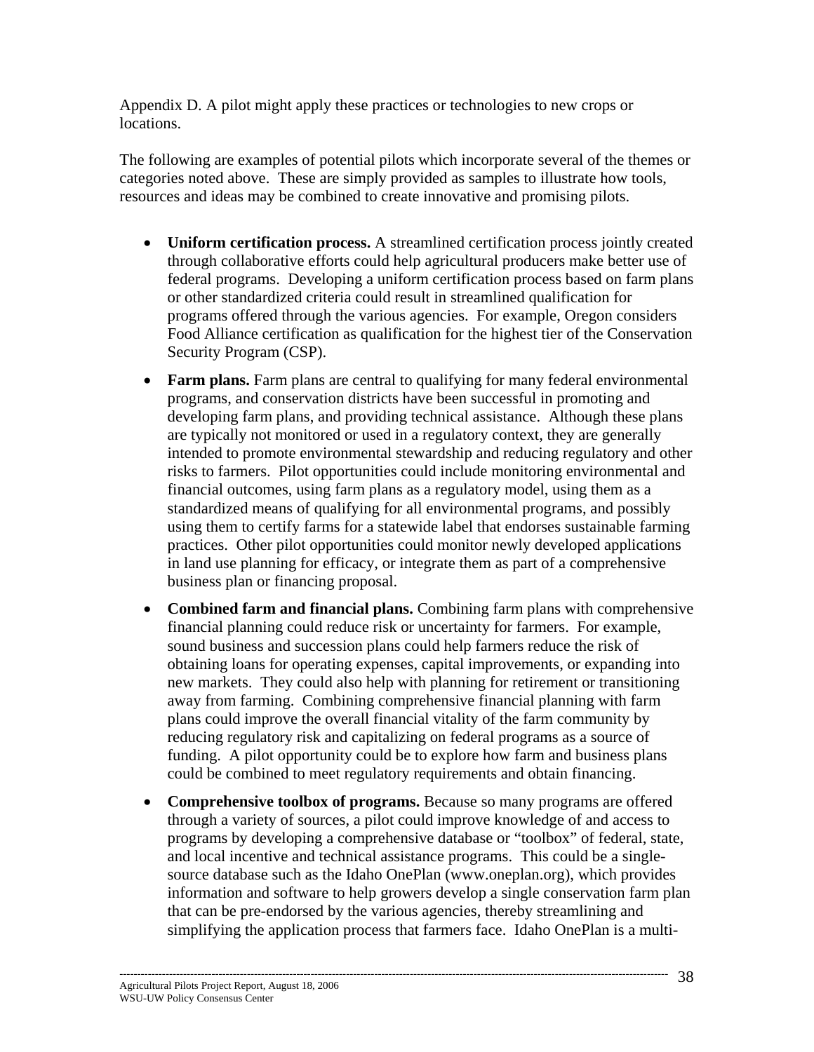Appendix D. A pilot might apply these practices or technologies to new crops or locations.

The following are examples of potential pilots which incorporate several of the themes or categories noted above. These are simply provided as samples to illustrate how tools, resources and ideas may be combined to create innovative and promising pilots.

- **Uniform certification process.** A streamlined certification process jointly created through collaborative efforts could help agricultural producers make better use of federal programs. Developing a uniform certification process based on farm plans or other standardized criteria could result in streamlined qualification for programs offered through the various agencies. For example, Oregon considers Food Alliance certification as qualification for the highest tier of the Conservation Security Program (CSP).

- **Farm plans.** Farm plans are central to qualifying for many federal environmental programs, and conservation districts have been successful in promoting and developing farm plans, and providing technical assistance. Although these plans are typically not monitored or used in a regulatory context, they are generally intended to promote environmental stewardship and reducing regulatory and other risks to farmers. Pilot opportunities could include monitoring environmental and financial outcomes, using farm plans as a regulatory model, using them as a standardized means of qualifying for all environmental programs, and possibly using them to certify farms for a statewide label that endorses sustainable farming practices. Other pilot opportunities could monitor newly developed applications in land use planning for efficacy, or integrate them as part of a comprehensive business plan or financing proposal.

- **Combined farm and financial plans.** Combining farm plans with comprehensive financial planning could reduce risk or uncertainty for farmers. For example, sound business and succession plans could help farmers reduce the risk of obtaining loans for operating expenses, capital improvements, or expanding into new markets. They could also help with planning for retirement or transitioning away from farming. Combining comprehensive financial planning with farm plans could improve the overall financial vitality of the farm community by reducing regulatory risk and capitalizing on federal programs as a source of funding. A pilot opportunity could be to explore how farm and business plans could be combined to meet regulatory requirements and obtain financing.

- **Comprehensive toolbox of programs.** Because so many programs are offered through a variety of sources, a pilot could improve knowledge of and access to programs by developing a comprehensive database or "toolbox" of federal, state, and local incentive and technical assistance programs. This could be a single-source database such as the Idaho OnePlan (www.oneplan.org), which provides information and software to help growers develop a single conservation farm plan that can be pre-endorsed by the various agencies, thereby streamlining and simplifying the application process that farmers face. Idaho OnePlan is a multi-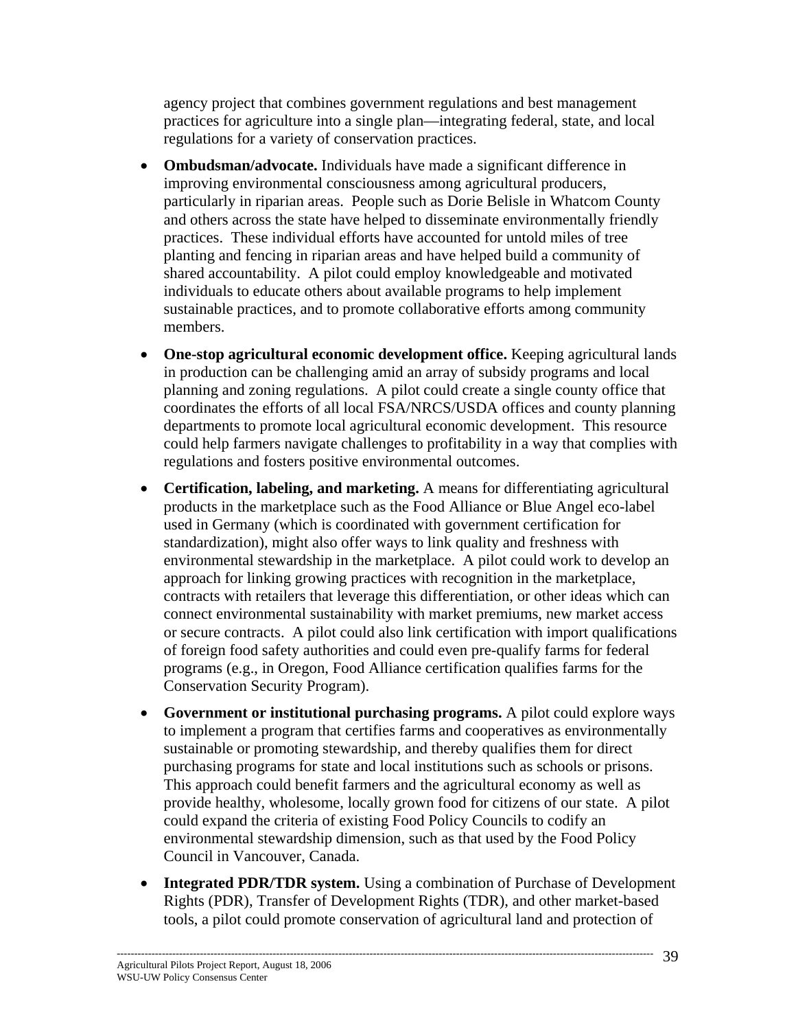agency project that combines government regulations and best management practices for agriculture into a single plan—integrating federal, state, and local regulations for a variety of conservation practices.

- **Ombudsman/advocate.** Individuals have made a significant difference in improving environmental consciousness among agricultural producers, particularly in riparian areas. People such as Dorie Belisle in Whatcom County and others across the state have helped to disseminate environmentally friendly practices. These individual efforts have accounted for untold miles of tree planting and fencing in riparian areas and have helped build a community of shared accountability. A pilot could employ knowledgeable and motivated individuals to educate others about available programs to help implement sustainable practices, and to promote collaborative efforts among community members.

- **One-stop agricultural economic development office.** Keeping agricultural lands in production can be challenging amid an array of subsidy programs and local planning and zoning regulations. A pilot could create a single county office that coordinates the efforts of all local FSA/NRCS/USDA offices and county planning departments to promote local agricultural economic development. This resource could help farmers navigate challenges to profitability in a way that complies with regulations and fosters positive environmental outcomes.

- **Certification, labeling, and marketing.** A means for differentiating agricultural products in the marketplace such as the Food Alliance or Blue Angel eco-label used in Germany (which is coordinated with government certification for standardization), might also offer ways to link quality and freshness with environmental stewardship in the marketplace. A pilot could work to develop an approach for linking growing practices with recognition in the marketplace, contracts with retailers that leverage this differentiation, or other ideas which can connect environmental sustainability with market premiums, new market access or secure contracts. A pilot could also link certification with import qualifications of foreign food safety authorities and could even pre-qualify farms for federal programs (e.g., in Oregon, Food Alliance certification qualifies farms for the Conservation Security Program).

- **Government or institutional purchasing programs.** A pilot could explore ways to implement a program that certifies farms and cooperatives as environmentally sustainable or promoting stewardship, and thereby qualifies them for direct purchasing programs for state and local institutions such as schools or prisons. This approach could benefit farmers and the agricultural economy as well as provide healthy, wholesome, locally grown food for citizens of our state. A pilot could expand the criteria of existing Food Policy Councils to codify an environmental stewardship dimension, such as that used by the Food Policy Council in Vancouver, Canada.

- **Integrated PDR/TDR system.** Using a combination of Purchase of Development Rights (PDR), Transfer of Development Rights (TDR), and other market-based tools, a pilot could promote conservation of agricultural land and protection of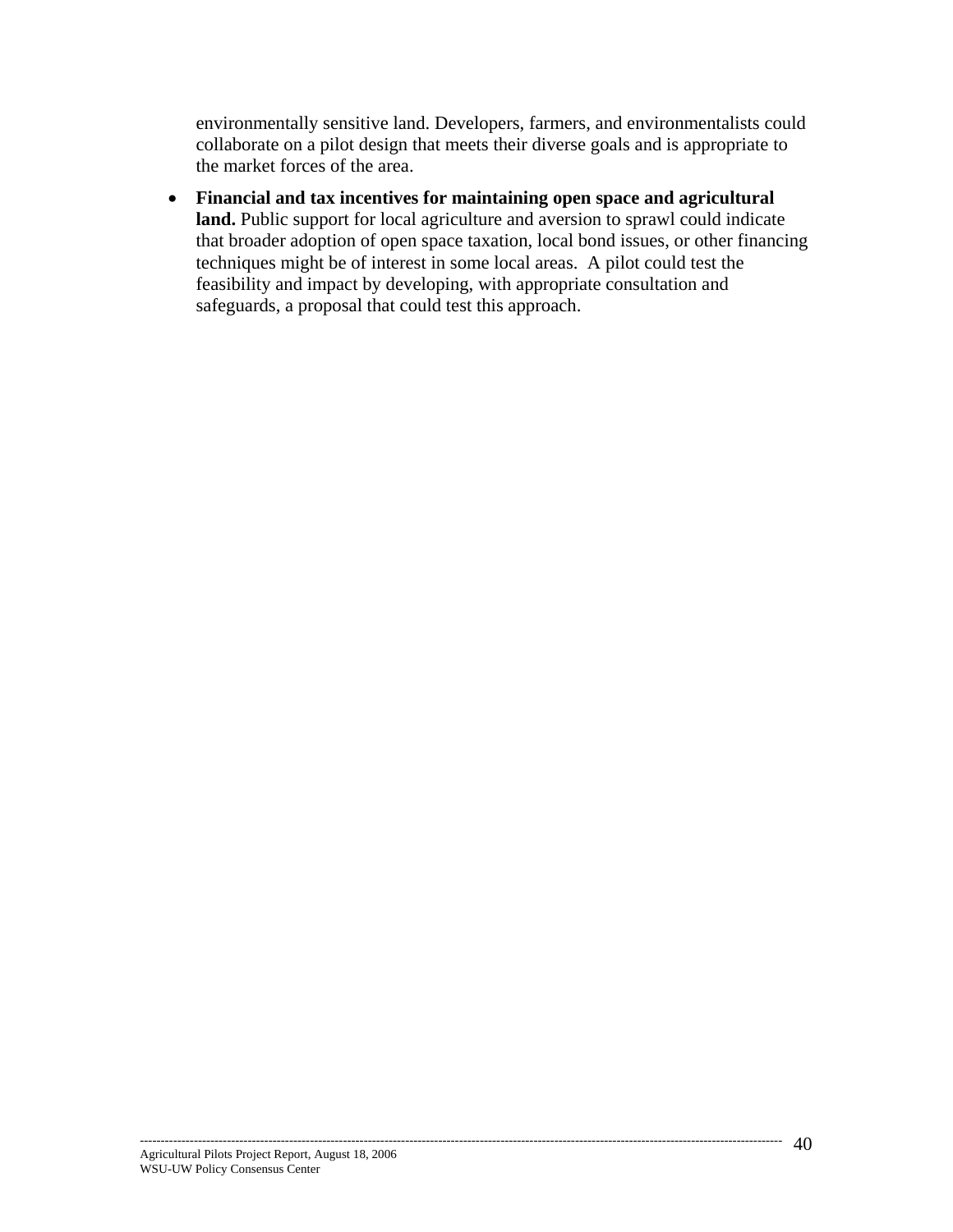environmentally sensitive land. Developers, farmers, and environmentalists could collaborate on a pilot design that meets their diverse goals and is appropriate to the market forces of the area.

- **Financial and tax incentives for maintaining open space and agricultural land.** Public support for local agriculture and aversion to sprawl could indicate that broader adoption of open space taxation, local bond issues, or other financing techniques might be of interest in some local areas. A pilot could test the feasibility and impact by developing, with appropriate consultation and safeguards, a proposal that could test this approach.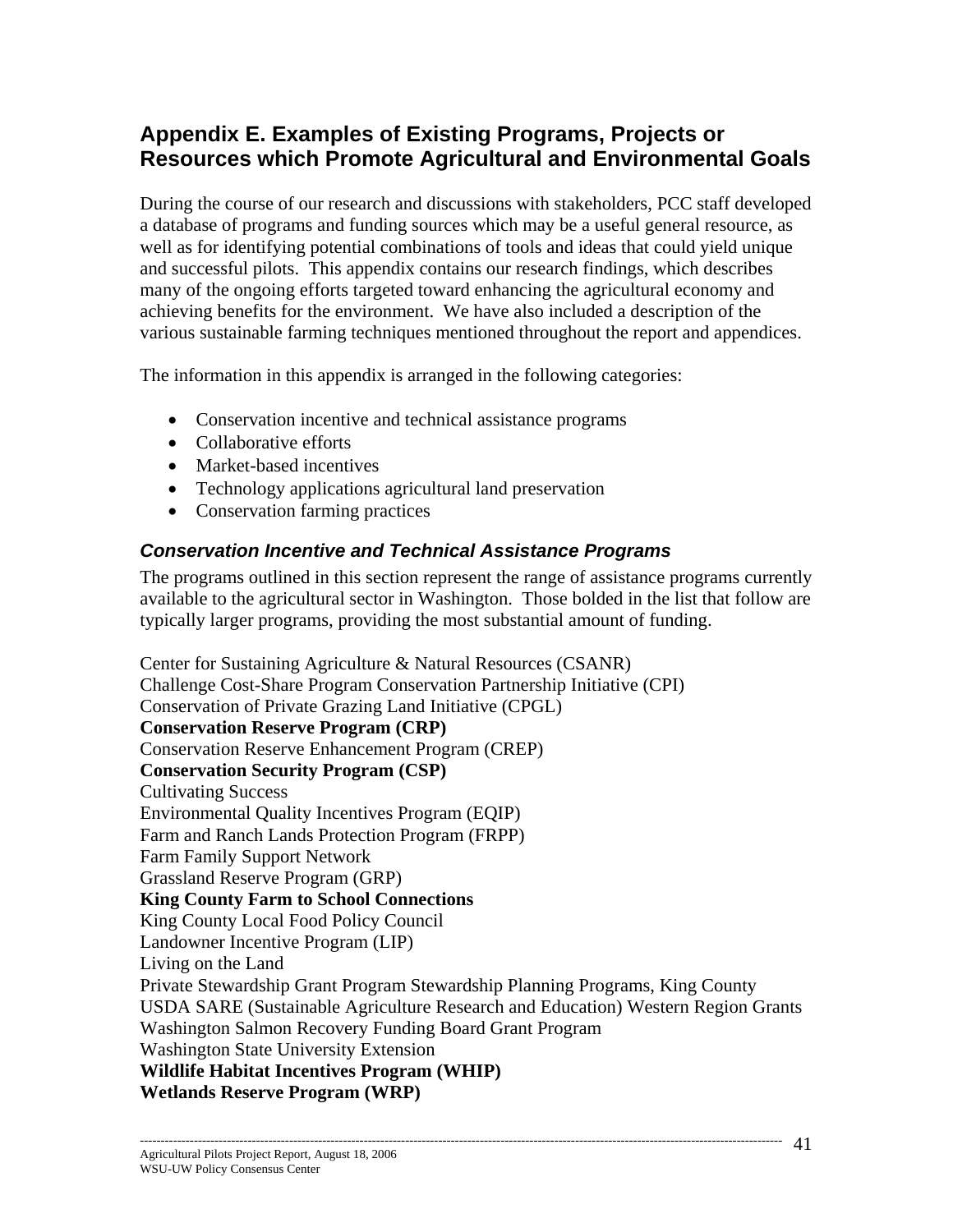## Appendix E. Examples of Existing Programs, Projects or Resources which Promote Agricultural and Environmental Goals

During the course of our research and discussions with stakeholders, PCC staff developed a database of programs and funding sources which may be a useful general resource, as well as for identifying potential combinations of tools and ideas that could yield unique and successful pilots. This appendix contains our research findings, which describes many of the ongoing efforts targeted toward enhancing the agricultural economy and achieving benefits for the environment. We have also included a description of the various sustainable farming techniques mentioned throughout the report and appendices.

The information in this appendix is arranged in the following categories:

- Conservation incentive and technical assistance programs
- Collaborative efforts
- Market-based incentives
- Technology applications agricultural land preservation
- Conservation farming practices

### *Conservation Incentive and Technical Assistance Programs*

The programs outlined in this section represent the range of assistance programs currently available to the agricultural sector in Washington. Those bolded in the list that follow are typically larger programs, providing the most substantial amount of funding.

Center for Sustaining Agriculture & Natural Resources (CSANR)
Challenge Cost-Share Program Conservation Partnership Initiative (CPI)
Conservation of Private Grazing Land Initiative (CPGL)
**Conservation Reserve Program (CRP)**
Conservation Reserve Enhancement Program (CREP)
**Conservation Security Program (CSP)**
Cultivating Success
Environmental Quality Incentives Program (EQIP)
Farm and Ranch Lands Protection Program (FRPP)
Farm Family Support Network
Grassland Reserve Program (GRP)
**King County Farm to School Connections**
King County Local Food Policy Council
Landowner Incentive Program (LIP)
Living on the Land
Private Stewardship Grant Program Stewardship Planning Programs, King County
USDA SARE (Sustainable Agriculture Research and Education) Western Region Grants
Washington Salmon Recovery Funding Board Grant Program
Washington State University Extension
**Wildlife Habitat Incentives Program (WHIP)**
**Wetlands Reserve Program (WRP)**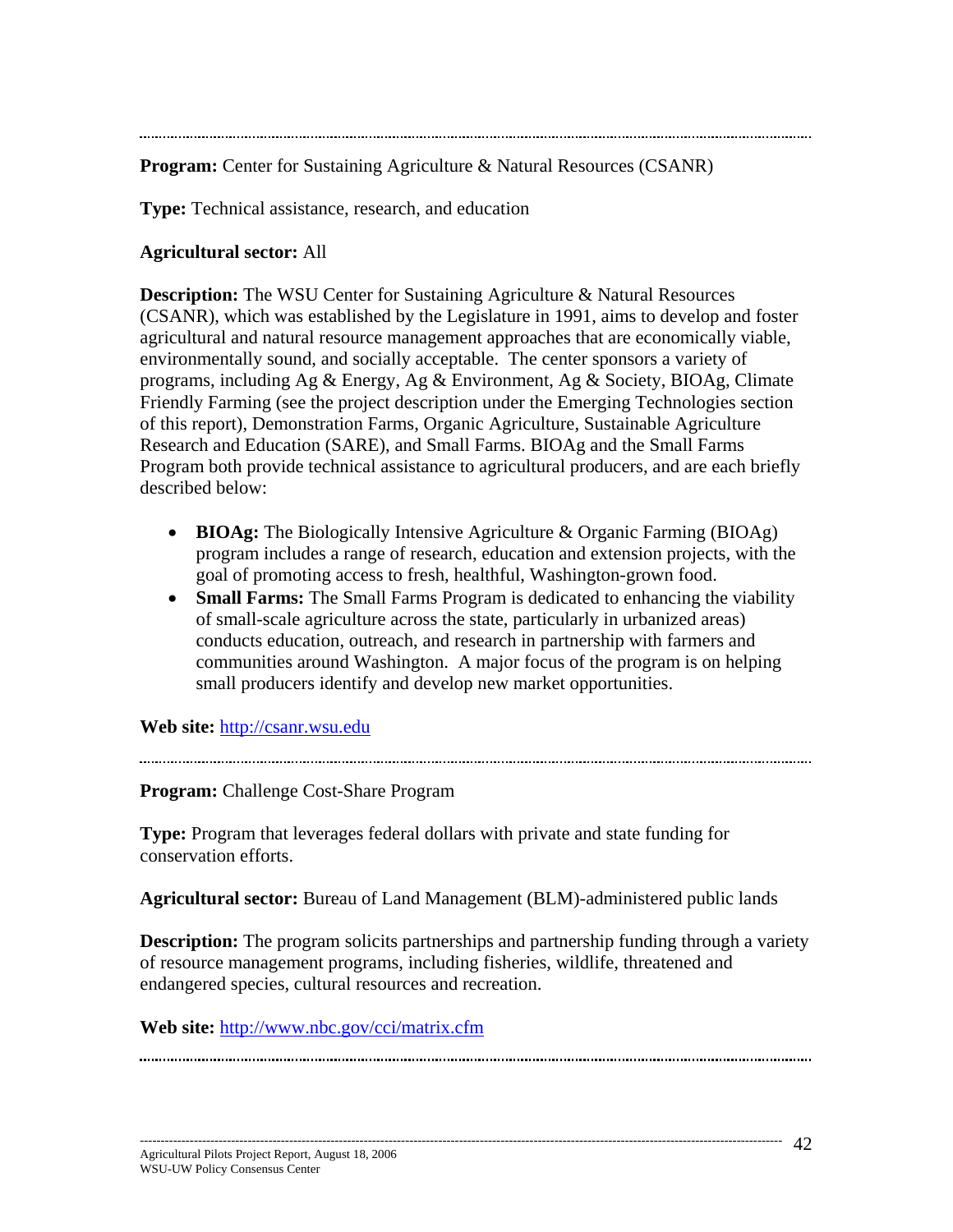---

**Program:** Center for Sustaining Agriculture & Natural Resources (CSANR)

**Type:** Technical assistance, research, and education

**Agricultural sector:** All

**Description:** The WSU Center for Sustaining Agriculture & Natural Resources (CSANR), which was established by the Legislature in 1991, aims to develop and foster agricultural and natural resource management approaches that are economically viable, environmentally sound, and socially acceptable. The center sponsors a variety of programs, including Ag & Energy, Ag & Environment, Ag & Society, BIOAg, Climate Friendly Farming (see the project description under the Emerging Technologies section of this report), Demonstration Farms, Organic Agriculture, Sustainable Agriculture Research and Education (SARE), and Small Farms. BIOAg and the Small Farms Program both provide technical assistance to agricultural producers, and are each briefly described below:

- **BIOAg:** The Biologically Intensive Agriculture & Organic Farming (BIOAg) program includes a range of research, education and extension projects, with the goal of promoting access to fresh, healthful, Washington-grown food.
- **Small Farms:** The Small Farms Program is dedicated to enhancing the viability of small-scale agriculture across the state, particularly in urbanized areas) conducts education, outreach, and research in partnership with farmers and communities around Washington. A major focus of the program is on helping small producers identify and develop new market opportunities.

**Web site:** http://csanr.wsu.edu

---

**Program:** Challenge Cost-Share Program

**Type:** Program that leverages federal dollars with private and state funding for conservation efforts.

**Agricultural sector:** Bureau of Land Management (BLM)-administered public lands

**Description:** The program solicits partnerships and partnership funding through a variety of resource management programs, including fisheries, wildlife, threatened and endangered species, cultural resources and recreation.

**Web site:** http://www.nbc.gov/cci/matrix.cfm

---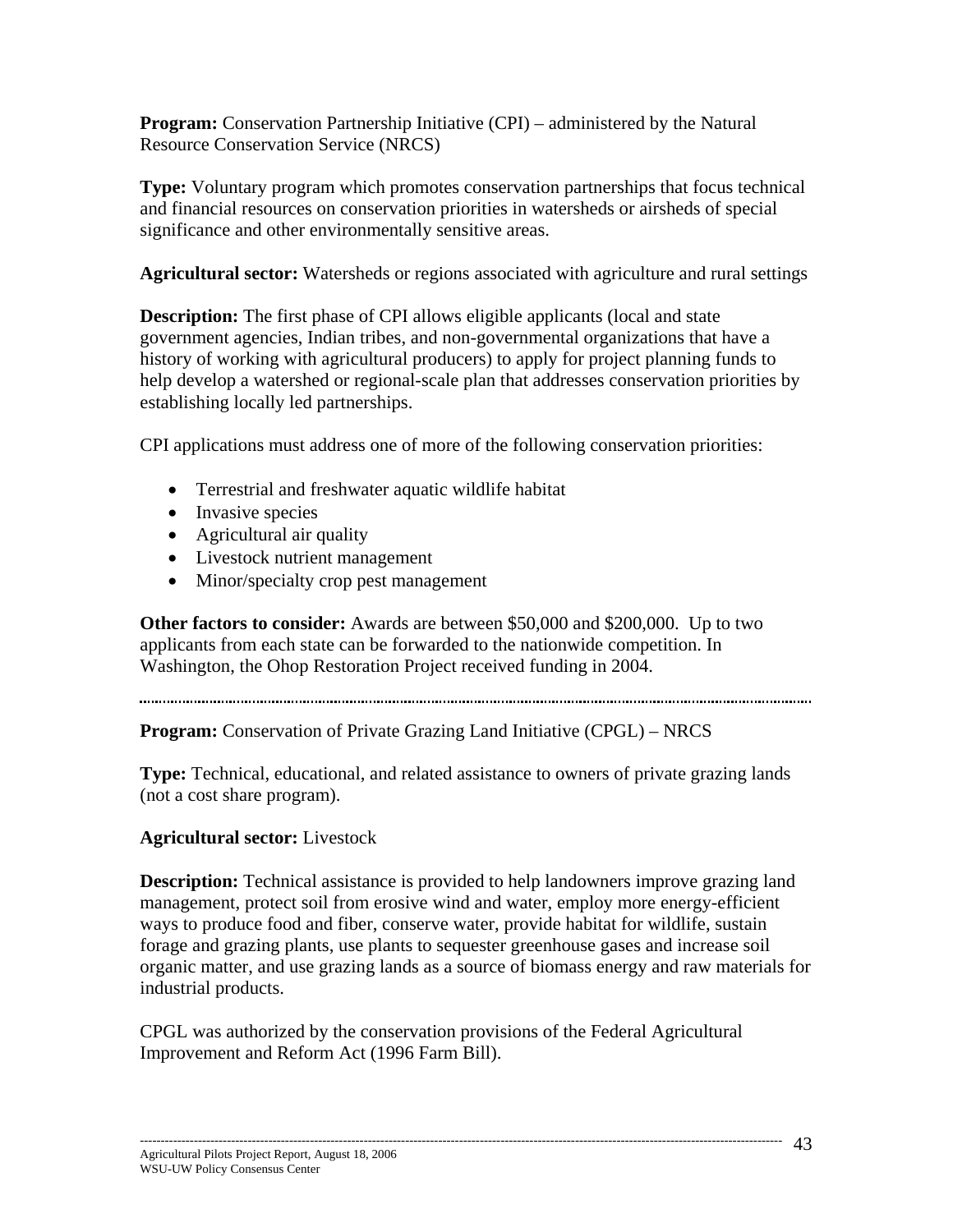**Program:** Conservation Partnership Initiative (CPI) – administered by the Natural Resource Conservation Service (NRCS)

**Type:** Voluntary program which promotes conservation partnerships that focus technical and financial resources on conservation priorities in watersheds or airsheds of special significance and other environmentally sensitive areas.

**Agricultural sector:** Watersheds or regions associated with agriculture and rural settings

**Description:** The first phase of CPI allows eligible applicants (local and state government agencies, Indian tribes, and non-governmental organizations that have a history of working with agricultural producers) to apply for project planning funds to help develop a watershed or regional-scale plan that addresses conservation priorities by establishing locally led partnerships.

CPI applications must address one of more of the following conservation priorities:

- Terrestrial and freshwater aquatic wildlife habitat
- Invasive species
- Agricultural air quality
- Livestock nutrient management
- Minor/specialty crop pest management

**Other factors to consider:** Awards are between $50,000 and $200,000. Up to two applicants from each state can be forwarded to the nationwide competition. In Washington, the Ohop Restoration Project received funding in 2004.

---

**Program:** Conservation of Private Grazing Land Initiative (CPGL) – NRCS

**Type:** Technical, educational, and related assistance to owners of private grazing lands (not a cost share program).

**Agricultural sector:** Livestock

**Description:** Technical assistance is provided to help landowners improve grazing land management, protect soil from erosive wind and water, employ more energy-efficient ways to produce food and fiber, conserve water, provide habitat for wildlife, sustain forage and grazing plants, use plants to sequester greenhouse gases and increase soil organic matter, and use grazing lands as a source of biomass energy and raw materials for industrial products.

CPGL was authorized by the conservation provisions of the Federal Agricultural Improvement and Reform Act (1996 Farm Bill).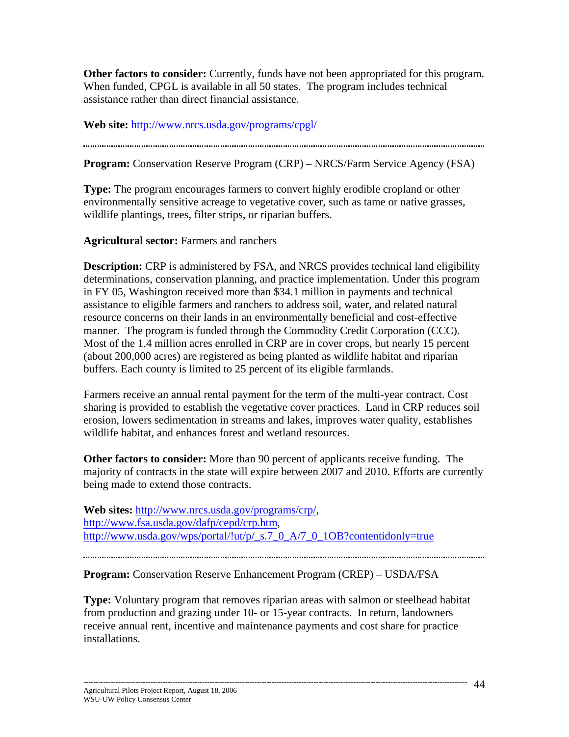**Other factors to consider:** Currently, funds have not been appropriated for this program. When funded, CPGL is available in all 50 states. The program includes technical assistance rather than direct financial assistance.

**Web site:** http://www.nrcs.usda.gov/programs/cpgl/

---

**Program:** Conservation Reserve Program (CRP) – NRCS/Farm Service Agency (FSA)

**Type:** The program encourages farmers to convert highly erodible cropland or other environmentally sensitive acreage to vegetative cover, such as tame or native grasses, wildlife plantings, trees, filter strips, or riparian buffers.

**Agricultural sector:** Farmers and ranchers

**Description:** CRP is administered by FSA, and NRCS provides technical land eligibility determinations, conservation planning, and practice implementation. Under this program in FY 05, Washington received more than $34.1 million in payments and technical assistance to eligible farmers and ranchers to address soil, water, and related natural resource concerns on their lands in an environmentally beneficial and cost-effective manner. The program is funded through the Commodity Credit Corporation (CCC). Most of the 1.4 million acres enrolled in CRP are in cover crops, but nearly 15 percent (about 200,000 acres) are registered as being planted as wildlife habitat and riparian buffers. Each county is limited to 25 percent of its eligible farmlands.

Farmers receive an annual rental payment for the term of the multi-year contract. Cost sharing is provided to establish the vegetative cover practices. Land in CRP reduces soil erosion, lowers sedimentation in streams and lakes, improves water quality, establishes wildlife habitat, and enhances forest and wetland resources.

**Other factors to consider:** More than 90 percent of applicants receive funding. The majority of contracts in the state will expire between 2007 and 2010. Efforts are currently being made to extend those contracts.

**Web sites:** http://www.nrcs.usda.gov/programs/crp/, http://www.fsa.usda.gov/dafp/cepd/crp.htm, http://www.usda.gov/wps/portal/!ut/p/_s.7_0_A/7_0_1OB?contentidonly=true

---

**Program:** Conservation Reserve Enhancement Program (CREP) – USDA/FSA

**Type:** Voluntary program that removes riparian areas with salmon or steelhead habitat from production and grazing under 10- or 15-year contracts. In return, landowners receive annual rent, incentive and maintenance payments and cost share for practice installations.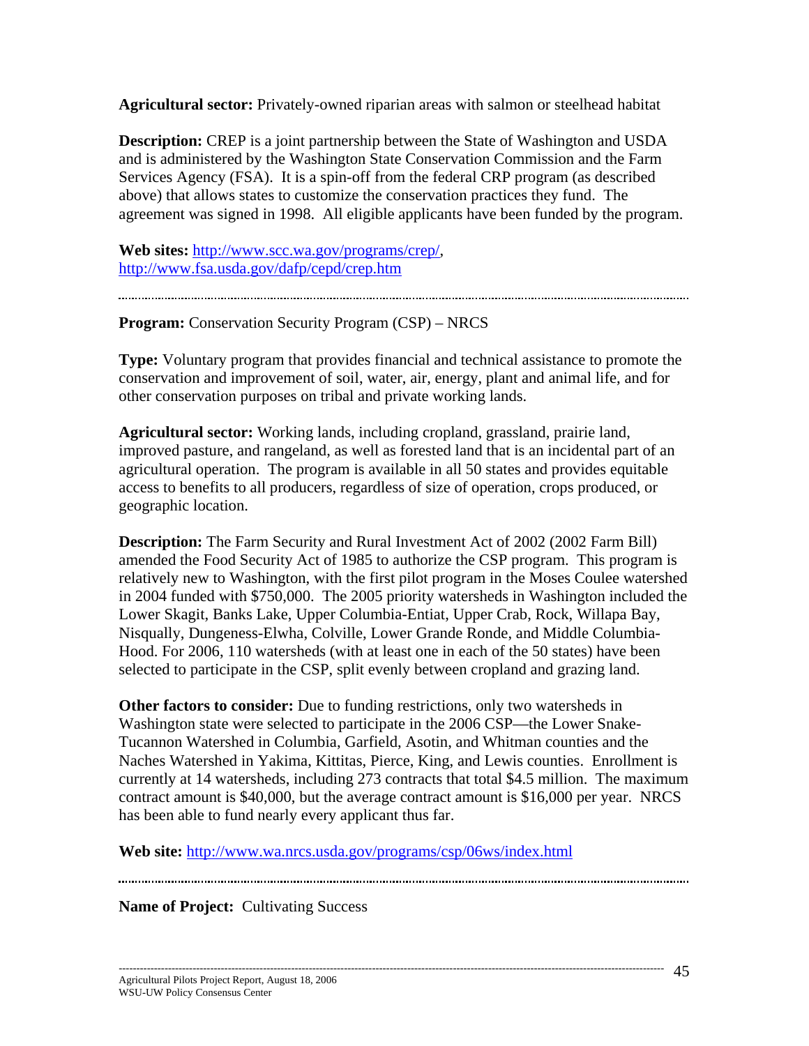**Agricultural sector:** Privately-owned riparian areas with salmon or steelhead habitat

**Description:** CREP is a joint partnership between the State of Washington and USDA and is administered by the Washington State Conservation Commission and the Farm Services Agency (FSA). It is a spin-off from the federal CRP program (as described above) that allows states to customize the conservation practices they fund. The agreement was signed in 1998. All eligible applicants have been funded by the program.

**Web sites:** http://www.scc.wa.gov/programs/crep/, http://www.fsa.usda.gov/dafp/cepd/crep.htm

---

**Program:** Conservation Security Program (CSP) – NRCS

**Type:** Voluntary program that provides financial and technical assistance to promote the conservation and improvement of soil, water, air, energy, plant and animal life, and for other conservation purposes on tribal and private working lands.

**Agricultural sector:** Working lands, including cropland, grassland, prairie land, improved pasture, and rangeland, as well as forested land that is an incidental part of an agricultural operation. The program is available in all 50 states and provides equitable access to benefits to all producers, regardless of size of operation, crops produced, or geographic location.

**Description:** The Farm Security and Rural Investment Act of 2002 (2002 Farm Bill) amended the Food Security Act of 1985 to authorize the CSP program. This program is relatively new to Washington, with the first pilot program in the Moses Coulee watershed in 2004 funded with $750,000. The 2005 priority watersheds in Washington included the Lower Skagit, Banks Lake, Upper Columbia-Entiat, Upper Crab, Rock, Willapa Bay, Nisqually, Dungeness-Elwha, Colville, Lower Grande Ronde, and Middle Columbia-Hood. For 2006, 110 watersheds (with at least one in each of the 50 states) have been selected to participate in the CSP, split evenly between cropland and grazing land.

**Other factors to consider:** Due to funding restrictions, only two watersheds in Washington state were selected to participate in the 2006 CSP—the Lower Snake-Tucannon Watershed in Columbia, Garfield, Asotin, and Whitman counties and the Naches Watershed in Yakima, Kittitas, Pierce, King, and Lewis counties. Enrollment is currently at 14 watersheds, including 273 contracts that total $4.5 million. The maximum contract amount is $40,000, but the average contract amount is $16,000 per year. NRCS has been able to fund nearly every applicant thus far.

**Web site:** http://www.wa.nrcs.usda.gov/programs/csp/06ws/index.html

---

**Name of Project:** Cultivating Success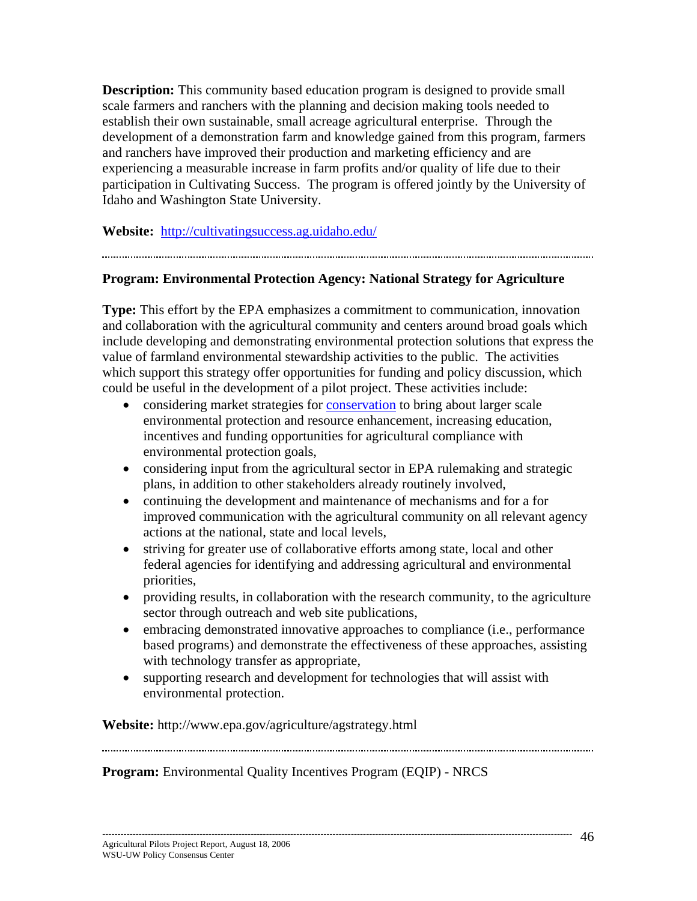**Description:** This community based education program is designed to provide small scale farmers and ranchers with the planning and decision making tools needed to establish their own sustainable, small acreage agricultural enterprise. Through the development of a demonstration farm and knowledge gained from this program, farmers and ranchers have improved their production and marketing efficiency and are experiencing a measurable increase in farm profits and/or quality of life due to their participation in Cultivating Success. The program is offered jointly by the University of Idaho and Washington State University.

**Website:** http://cultivatingsuccess.ag.uidaho.edu/

---

**Program: Environmental Protection Agency: National Strategy for Agriculture**

**Type:** This effort by the EPA emphasizes a commitment to communication, innovation and collaboration with the agricultural community and centers around broad goals which include developing and demonstrating environmental protection solutions that express the value of farmland environmental stewardship activities to the public. The activities which support this strategy offer opportunities for funding and policy discussion, which could be useful in the development of a pilot project. These activities include:

- considering market strategies for conservation to bring about larger scale environmental protection and resource enhancement, increasing education, incentives and funding opportunities for agricultural compliance with environmental protection goals,
- considering input from the agricultural sector in EPA rulemaking and strategic plans, in addition to other stakeholders already routinely involved,
- continuing the development and maintenance of mechanisms and for a for improved communication with the agricultural community on all relevant agency actions at the national, state and local levels,
- striving for greater use of collaborative efforts among state, local and other federal agencies for identifying and addressing agricultural and environmental priorities,
- providing results, in collaboration with the research community, to the agriculture sector through outreach and web site publications,
- embracing demonstrated innovative approaches to compliance (i.e., performance based programs) and demonstrate the effectiveness of these approaches, assisting with technology transfer as appropriate,
- supporting research and development for technologies that will assist with environmental protection.

**Website:** http://www.epa.gov/agriculture/agstrategy.html

---

**Program:** Environmental Quality Incentives Program (EQIP) - NRCS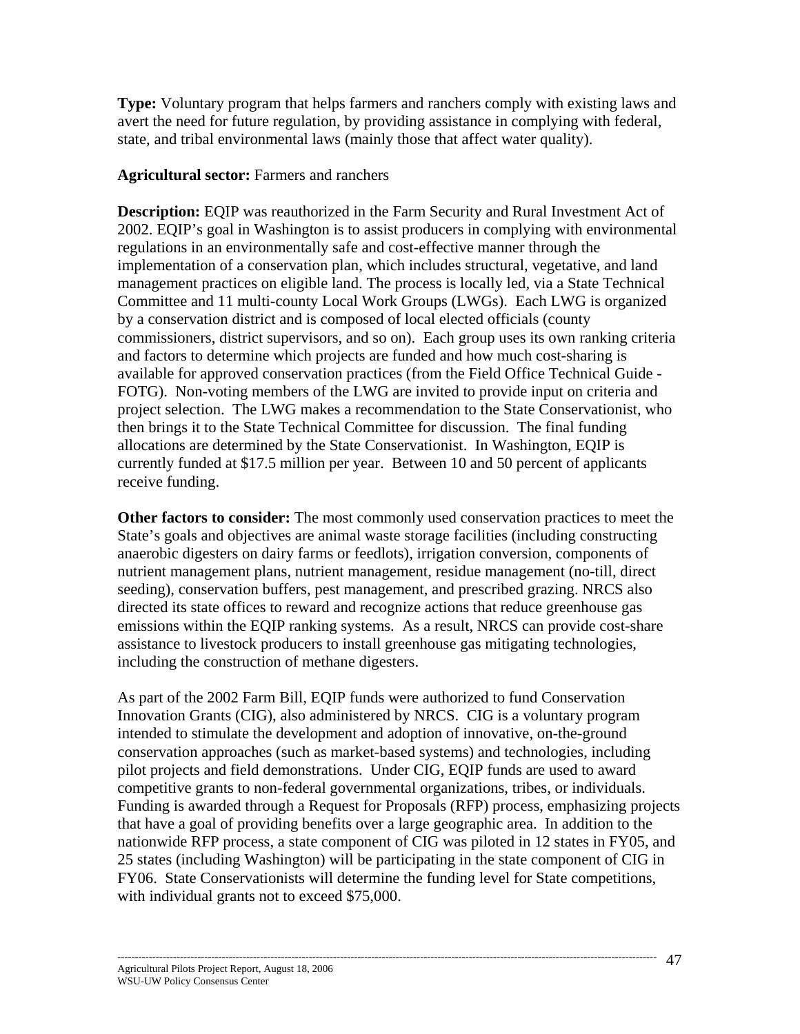**Type:** Voluntary program that helps farmers and ranchers comply with existing laws and avert the need for future regulation, by providing assistance in complying with federal, state, and tribal environmental laws (mainly those that affect water quality).

**Agricultural sector:** Farmers and ranchers

**Description:** EQIP was reauthorized in the Farm Security and Rural Investment Act of 2002. EQIP's goal in Washington is to assist producers in complying with environmental regulations in an environmentally safe and cost-effective manner through the implementation of a conservation plan, which includes structural, vegetative, and land management practices on eligible land. The process is locally led, via a State Technical Committee and 11 multi-county Local Work Groups (LWGs). Each LWG is organized by a conservation district and is composed of local elected officials (county commissioners, district supervisors, and so on). Each group uses its own ranking criteria and factors to determine which projects are funded and how much cost-sharing is available for approved conservation practices (from the Field Office Technical Guide - FOTG). Non-voting members of the LWG are invited to provide input on criteria and project selection. The LWG makes a recommendation to the State Conservationist, who then brings it to the State Technical Committee for discussion. The final funding allocations are determined by the State Conservationist. In Washington, EQIP is currently funded at $17.5 million per year. Between 10 and 50 percent of applicants receive funding.

**Other factors to consider:** The most commonly used conservation practices to meet the State's goals and objectives are animal waste storage facilities (including constructing anaerobic digesters on dairy farms or feedlots), irrigation conversion, components of nutrient management plans, nutrient management, residue management (no-till, direct seeding), conservation buffers, pest management, and prescribed grazing. NRCS also directed its state offices to reward and recognize actions that reduce greenhouse gas emissions within the EQIP ranking systems. As a result, NRCS can provide cost-share assistance to livestock producers to install greenhouse gas mitigating technologies, including the construction of methane digesters.

As part of the 2002 Farm Bill, EQIP funds were authorized to fund Conservation Innovation Grants (CIG), also administered by NRCS. CIG is a voluntary program intended to stimulate the development and adoption of innovative, on-the-ground conservation approaches (such as market-based systems) and technologies, including pilot projects and field demonstrations. Under CIG, EQIP funds are used to award competitive grants to non-federal governmental organizations, tribes, or individuals. Funding is awarded through a Request for Proposals (RFP) process, emphasizing projects that have a goal of providing benefits over a large geographic area. In addition to the nationwide RFP process, a state component of CIG was piloted in 12 states in FY05, and 25 states (including Washington) will be participating in the state component of CIG in FY06. State Conservationists will determine the funding level for State competitions, with individual grants not to exceed $75,000.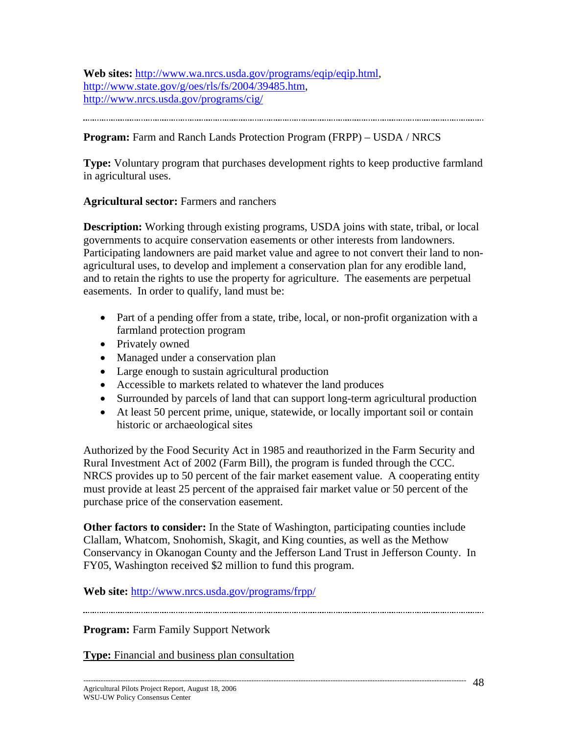**Web sites:** http://www.wa.nrcs.usda.gov/programs/eqip/eqip.html, http://www.state.gov/g/oes/rls/fs/2004/39485.htm, http://www.nrcs.usda.gov/programs/cig/

---

**Program:** Farm and Ranch Lands Protection Program (FRPP) – USDA / NRCS

**Type:** Voluntary program that purchases development rights to keep productive farmland in agricultural uses.

**Agricultural sector:** Farmers and ranchers

**Description:** Working through existing programs, USDA joins with state, tribal, or local governments to acquire conservation easements or other interests from landowners. Participating landowners are paid market value and agree to not convert their land to non-agricultural uses, to develop and implement a conservation plan for any erodible land, and to retain the rights to use the property for agriculture. The easements are perpetual easements. In order to qualify, land must be:

- Part of a pending offer from a state, tribe, local, or non-profit organization with a farmland protection program
- Privately owned
- Managed under a conservation plan
- Large enough to sustain agricultural production
- Accessible to markets related to whatever the land produces
- Surrounded by parcels of land that can support long-term agricultural production
- At least 50 percent prime, unique, statewide, or locally important soil or contain historic or archaeological sites

Authorized by the Food Security Act in 1985 and reauthorized in the Farm Security and Rural Investment Act of 2002 (Farm Bill), the program is funded through the CCC. NRCS provides up to 50 percent of the fair market easement value. A cooperating entity must provide at least 25 percent of the appraised fair market value or 50 percent of the purchase price of the conservation easement.

**Other factors to consider:** In the State of Washington, participating counties include Clallam, Whatcom, Snohomish, Skagit, and King counties, as well as the Methow Conservancy in Okanogan County and the Jefferson Land Trust in Jefferson County. In FY05, Washington received $2 million to fund this program.

**Web site:** http://www.nrcs.usda.gov/programs/frpp/

---

**Program:** Farm Family Support Network

**Type:** Financial and business plan consultation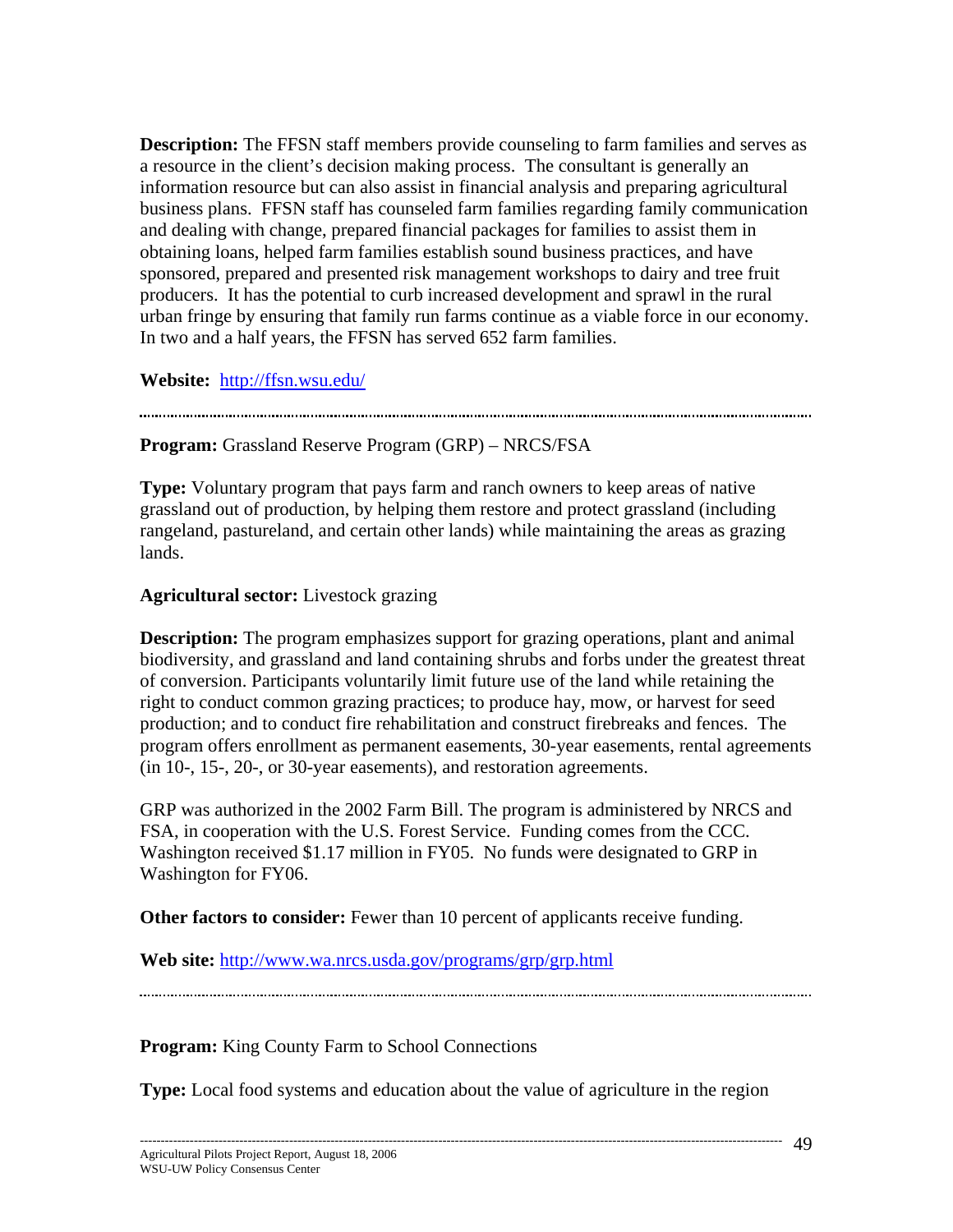**Description:** The FFSN staff members provide counseling to farm families and serves as a resource in the client's decision making process. The consultant is generally an information resource but can also assist in financial analysis and preparing agricultural business plans. FFSN staff has counseled farm families regarding family communication and dealing with change, prepared financial packages for families to assist them in obtaining loans, helped farm families establish sound business practices, and have sponsored, prepared and presented risk management workshops to dairy and tree fruit producers. It has the potential to curb increased development and sprawl in the rural urban fringe by ensuring that family run farms continue as a viable force in our economy. In two and a half years, the FFSN has served 652 farm families.

**Website:** http://ffsn.wsu.edu/

---

**Program:** Grassland Reserve Program (GRP) – NRCS/FSA

**Type:** Voluntary program that pays farm and ranch owners to keep areas of native grassland out of production, by helping them restore and protect grassland (including rangeland, pastureland, and certain other lands) while maintaining the areas as grazing lands.

**Agricultural sector:** Livestock grazing

**Description:** The program emphasizes support for grazing operations, plant and animal biodiversity, and grassland and land containing shrubs and forbs under the greatest threat of conversion. Participants voluntarily limit future use of the land while retaining the right to conduct common grazing practices; to produce hay, mow, or harvest for seed production; and to conduct fire rehabilitation and construct firebreaks and fences. The program offers enrollment as permanent easements, 30-year easements, rental agreements (in 10-, 15-, 20-, or 30-year easements), and restoration agreements.

GRP was authorized in the 2002 Farm Bill. The program is administered by NRCS and FSA, in cooperation with the U.S. Forest Service. Funding comes from the CCC. Washington received $1.17 million in FY05. No funds were designated to GRP in Washington for FY06.

**Other factors to consider:** Fewer than 10 percent of applicants receive funding.

**Web site:** http://www.wa.nrcs.usda.gov/programs/grp/grp.html

---

**Program:** King County Farm to School Connections

**Type:** Local food systems and education about the value of agriculture in the region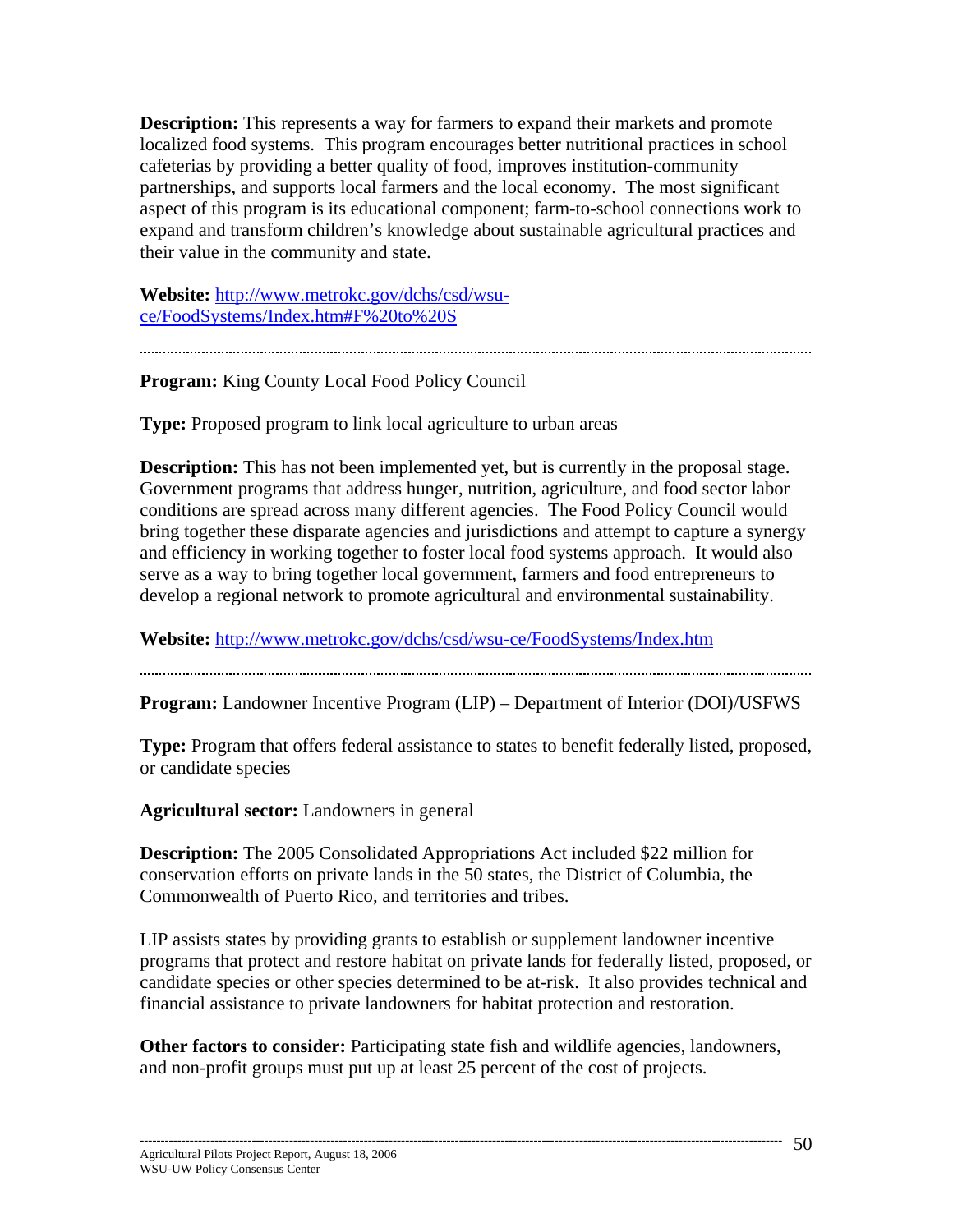**Description:** This represents a way for farmers to expand their markets and promote localized food systems. This program encourages better nutritional practices in school cafeterias by providing a better quality of food, improves institution-community partnerships, and supports local farmers and the local economy. The most significant aspect of this program is its educational component; farm-to-school connections work to expand and transform children's knowledge about sustainable agricultural practices and their value in the community and state.

**Website:** [http://www.metrokc.gov/dchs/csd/wsu-ce/FoodSystems/Index.htm#F%20to%20S](http://www.metrokc.gov/dchs/csd/wsu-ce/FoodSystems/Index.htm#F%20to%20S)

---

**Program:** King County Local Food Policy Council

**Type:** Proposed program to link local agriculture to urban areas

**Description:** This has not been implemented yet, but is currently in the proposal stage. Government programs that address hunger, nutrition, agriculture, and food sector labor conditions are spread across many different agencies. The Food Policy Council would bring together these disparate agencies and jurisdictions and attempt to capture a synergy and efficiency in working together to foster local food systems approach. It would also serve as a way to bring together local government, farmers and food entrepreneurs to develop a regional network to promote agricultural and environmental sustainability.

**Website:** [http://www.metrokc.gov/dchs/csd/wsu-ce/FoodSystems/Index.htm](http://www.metrokc.gov/dchs/csd/wsu-ce/FoodSystems/Index.htm)

---

**Program:** Landowner Incentive Program (LIP) – Department of Interior (DOI)/USFWS

**Type:** Program that offers federal assistance to states to benefit federally listed, proposed, or candidate species

**Agricultural sector:** Landowners in general

**Description:** The 2005 Consolidated Appropriations Act included $22 million for conservation efforts on private lands in the 50 states, the District of Columbia, the Commonwealth of Puerto Rico, and territories and tribes.

LIP assists states by providing grants to establish or supplement landowner incentive programs that protect and restore habitat on private lands for federally listed, proposed, or candidate species or other species determined to be at-risk. It also provides technical and financial assistance to private landowners for habitat protection and restoration.

**Other factors to consider:** Participating state fish and wildlife agencies, landowners, and non-profit groups must put up at least 25 percent of the cost of projects.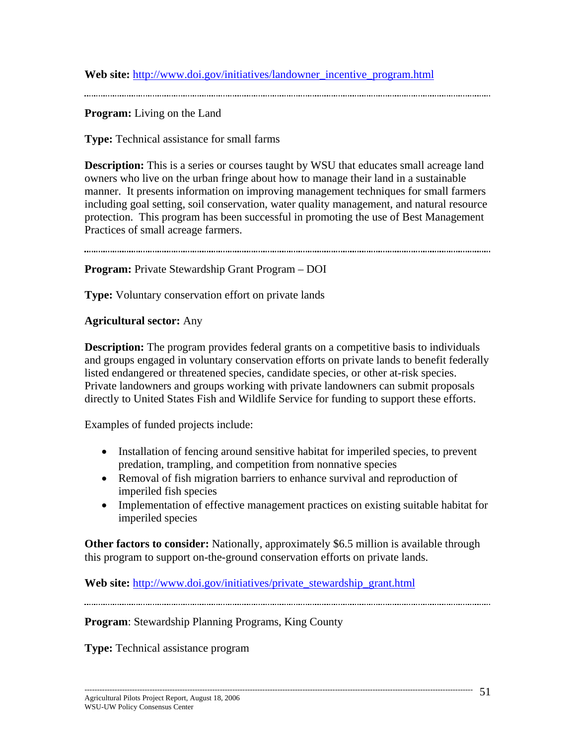**Web site:** http://www.doi.gov/initiatives/landowner_incentive_program.html

---

**Program:** Living on the Land

**Type:** Technical assistance for small farms

**Description:** This is a series or courses taught by WSU that educates small acreage land owners who live on the urban fringe about how to manage their land in a sustainable manner. It presents information on improving management techniques for small farmers including goal setting, soil conservation, water quality management, and natural resource protection. This program has been successful in promoting the use of Best Management Practices of small acreage farmers.

---

**Program:** Private Stewardship Grant Program – DOI

**Type:** Voluntary conservation effort on private lands

**Agricultural sector:** Any

**Description:** The program provides federal grants on a competitive basis to individuals and groups engaged in voluntary conservation efforts on private lands to benefit federally listed endangered or threatened species, candidate species, or other at-risk species. Private landowners and groups working with private landowners can submit proposals directly to United States Fish and Wildlife Service for funding to support these efforts.

Examples of funded projects include:

- Installation of fencing around sensitive habitat for imperiled species, to prevent predation, trampling, and competition from nonnative species
- Removal of fish migration barriers to enhance survival and reproduction of imperiled fish species
- Implementation of effective management practices on existing suitable habitat for imperiled species

**Other factors to consider:** Nationally, approximately $6.5 million is available through this program to support on-the-ground conservation efforts on private lands.

**Web site:** http://www.doi.gov/initiatives/private_stewardship_grant.html

---

**Program**: Stewardship Planning Programs, King County

**Type:** Technical assistance program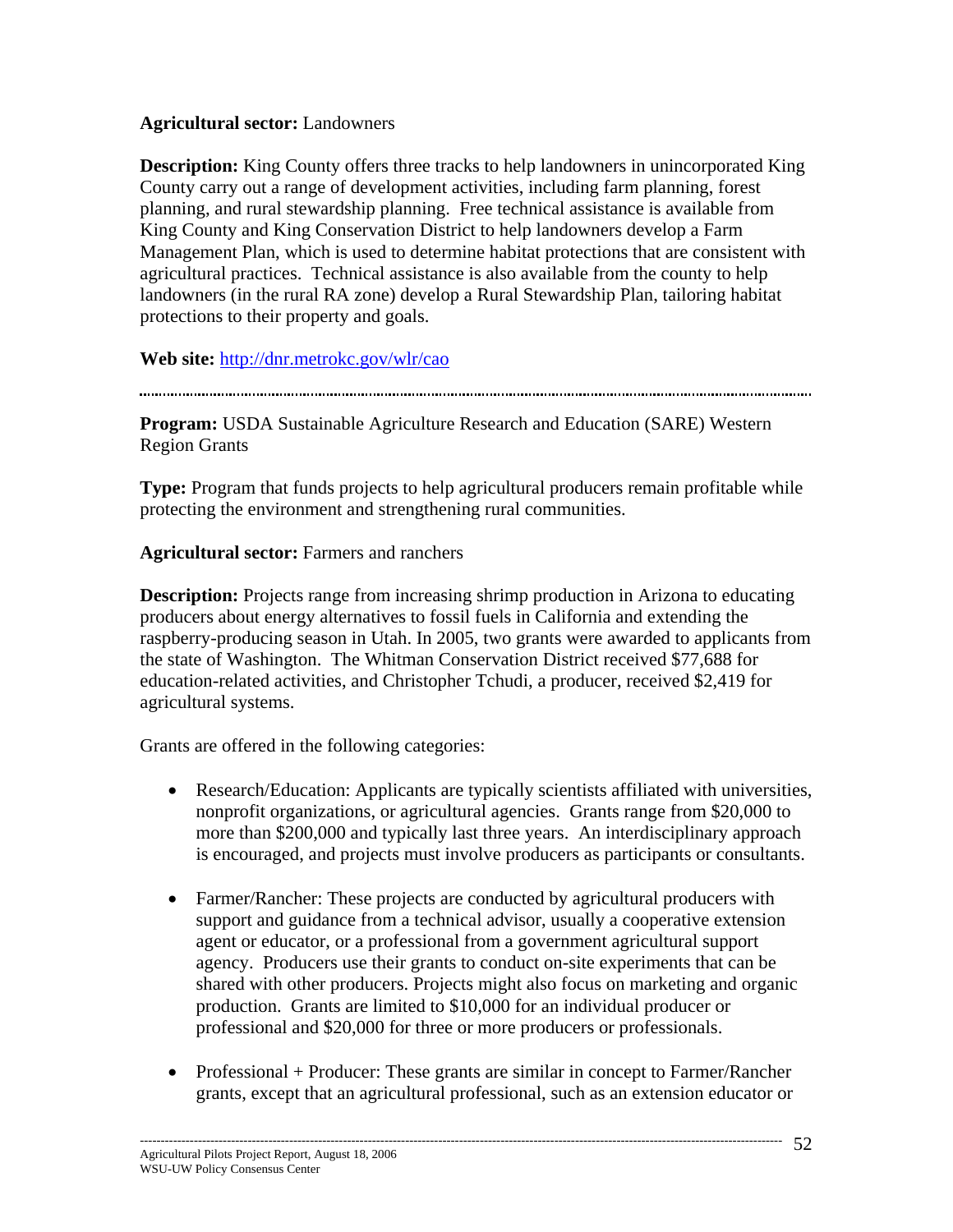**Agricultural sector:** Landowners

**Description:** King County offers three tracks to help landowners in unincorporated King County carry out a range of development activities, including farm planning, forest planning, and rural stewardship planning. Free technical assistance is available from King County and King Conservation District to help landowners develop a Farm Management Plan, which is used to determine habitat protections that are consistent with agricultural practices. Technical assistance is also available from the county to help landowners (in the rural RA zone) develop a Rural Stewardship Plan, tailoring habitat protections to their property and goals.

**Web site:** http://dnr.metrokc.gov/wlr/cao

---

**Program:** USDA Sustainable Agriculture Research and Education (SARE) Western Region Grants

**Type:** Program that funds projects to help agricultural producers remain profitable while protecting the environment and strengthening rural communities.

**Agricultural sector:** Farmers and ranchers

**Description:** Projects range from increasing shrimp production in Arizona to educating producers about energy alternatives to fossil fuels in California and extending the raspberry-producing season in Utah. In 2005, two grants were awarded to applicants from the state of Washington. The Whitman Conservation District received $77,688 for education-related activities, and Christopher Tchudi, a producer, received $2,419 for agricultural systems.

Grants are offered in the following categories:

- Research/Education: Applicants are typically scientists affiliated with universities, nonprofit organizations, or agricultural agencies. Grants range from $20,000 to more than $200,000 and typically last three years. An interdisciplinary approach is encouraged, and projects must involve producers as participants or consultants.

- Farmer/Rancher: These projects are conducted by agricultural producers with support and guidance from a technical advisor, usually a cooperative extension agent or educator, or a professional from a government agricultural support agency. Producers use their grants to conduct on-site experiments that can be shared with other producers. Projects might also focus on marketing and organic production. Grants are limited to $10,000 for an individual producer or professional and $20,000 for three or more producers or professionals.

- Professional + Producer: These grants are similar in concept to Farmer/Rancher grants, except that an agricultural professional, such as an extension educator or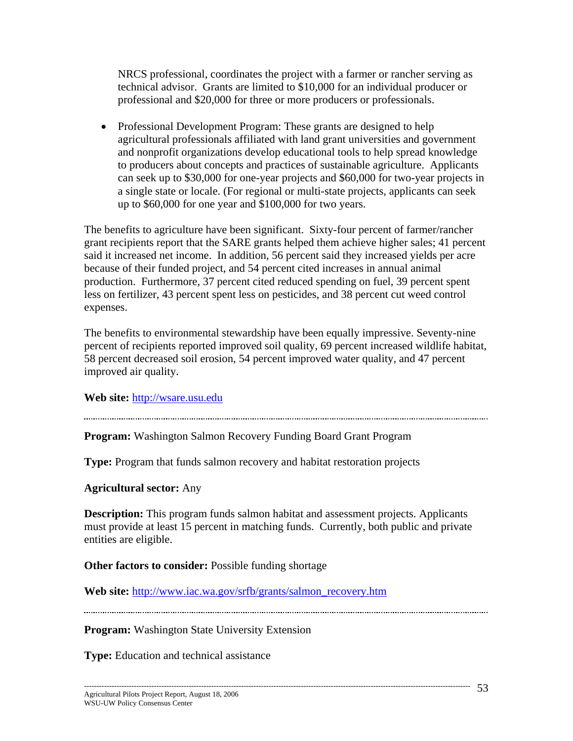NRCS professional, coordinates the project with a farmer or rancher serving as technical advisor. Grants are limited to $10,000 for an individual producer or professional and $20,000 for three or more producers or professionals.

- Professional Development Program: These grants are designed to help agricultural professionals affiliated with land grant universities and government and nonprofit organizations develop educational tools to help spread knowledge to producers about concepts and practices of sustainable agriculture. Applicants can seek up to $30,000 for one-year projects and $60,000 for two-year projects in a single state or locale. (For regional or multi-state projects, applicants can seek up to $60,000 for one year and $100,000 for two years.

The benefits to agriculture have been significant. Sixty-four percent of farmer/rancher grant recipients report that the SARE grants helped them achieve higher sales; 41 percent said it increased net income. In addition, 56 percent said they increased yields per acre because of their funded project, and 54 percent cited increases in annual animal production. Furthermore, 37 percent cited reduced spending on fuel, 39 percent spent less on fertilizer, 43 percent spent less on pesticides, and 38 percent cut weed control expenses.

The benefits to environmental stewardship have been equally impressive. Seventy-nine percent of recipients reported improved soil quality, 69 percent increased wildlife habitat, 58 percent decreased soil erosion, 54 percent improved water quality, and 47 percent improved air quality.

**Web site:** http://wsare.usu.edu

---

**Program:** Washington Salmon Recovery Funding Board Grant Program

**Type:** Program that funds salmon recovery and habitat restoration projects

**Agricultural sector:** Any

**Description:** This program funds salmon habitat and assessment projects. Applicants must provide at least 15 percent in matching funds. Currently, both public and private entities are eligible.

**Other factors to consider:** Possible funding shortage

**Web site:** http://www.iac.wa.gov/srfb/grants/salmon_recovery.htm

---

**Program:** Washington State University Extension

**Type:** Education and technical assistance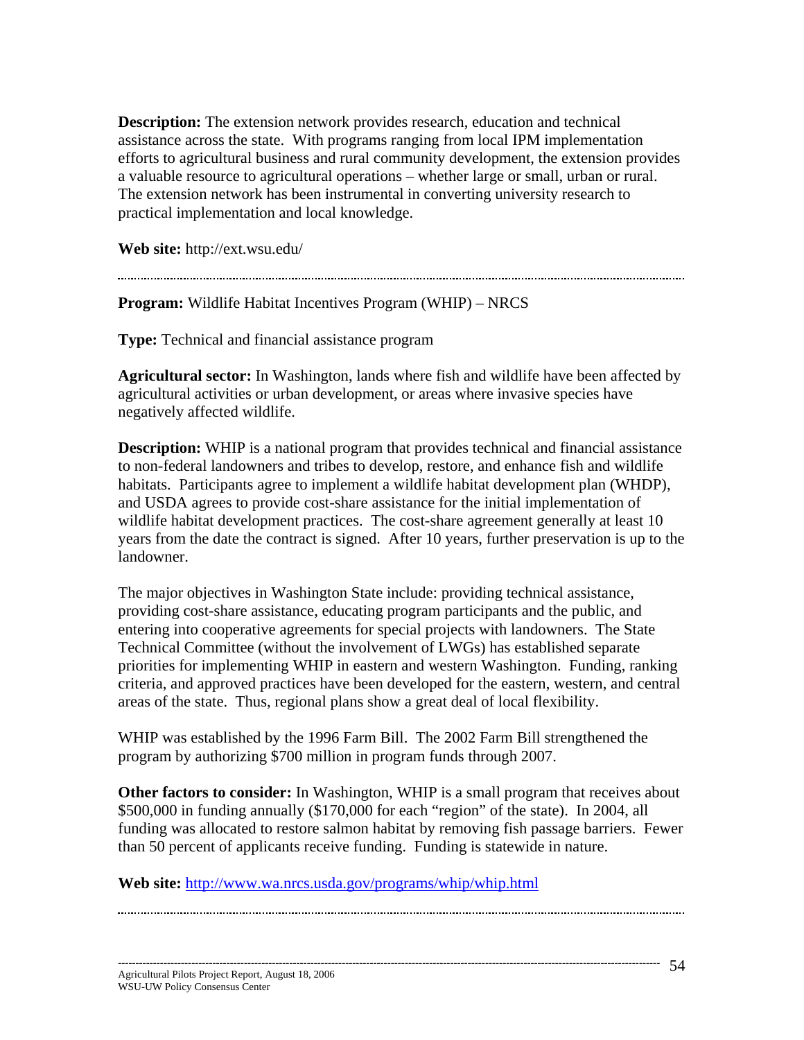**Description:** The extension network provides research, education and technical assistance across the state. With programs ranging from local IPM implementation efforts to agricultural business and rural community development, the extension provides a valuable resource to agricultural operations – whether large or small, urban or rural. The extension network has been instrumental in converting university research to practical implementation and local knowledge.

**Web site:** http://ext.wsu.edu/

---

**Program:** Wildlife Habitat Incentives Program (WHIP) – NRCS

**Type:** Technical and financial assistance program

**Agricultural sector:** In Washington, lands where fish and wildlife have been affected by agricultural activities or urban development, or areas where invasive species have negatively affected wildlife.

**Description:** WHIP is a national program that provides technical and financial assistance to non-federal landowners and tribes to develop, restore, and enhance fish and wildlife habitats. Participants agree to implement a wildlife habitat development plan (WHDP), and USDA agrees to provide cost-share assistance for the initial implementation of wildlife habitat development practices. The cost-share agreement generally at least 10 years from the date the contract is signed. After 10 years, further preservation is up to the landowner.

The major objectives in Washington State include: providing technical assistance, providing cost-share assistance, educating program participants and the public, and entering into cooperative agreements for special projects with landowners. The State Technical Committee (without the involvement of LWGs) has established separate priorities for implementing WHIP in eastern and western Washington. Funding, ranking criteria, and approved practices have been developed for the eastern, western, and central areas of the state. Thus, regional plans show a great deal of local flexibility.

WHIP was established by the 1996 Farm Bill. The 2002 Farm Bill strengthened the program by authorizing $700 million in program funds through 2007.

**Other factors to consider:** In Washington, WHIP is a small program that receives about $500,000 in funding annually ($170,000 for each "region" of the state). In 2004, all funding was allocated to restore salmon habitat by removing fish passage barriers. Fewer than 50 percent of applicants receive funding. Funding is statewide in nature.

**Web site:** http://www.wa.nrcs.usda.gov/programs/whip/whip.html

---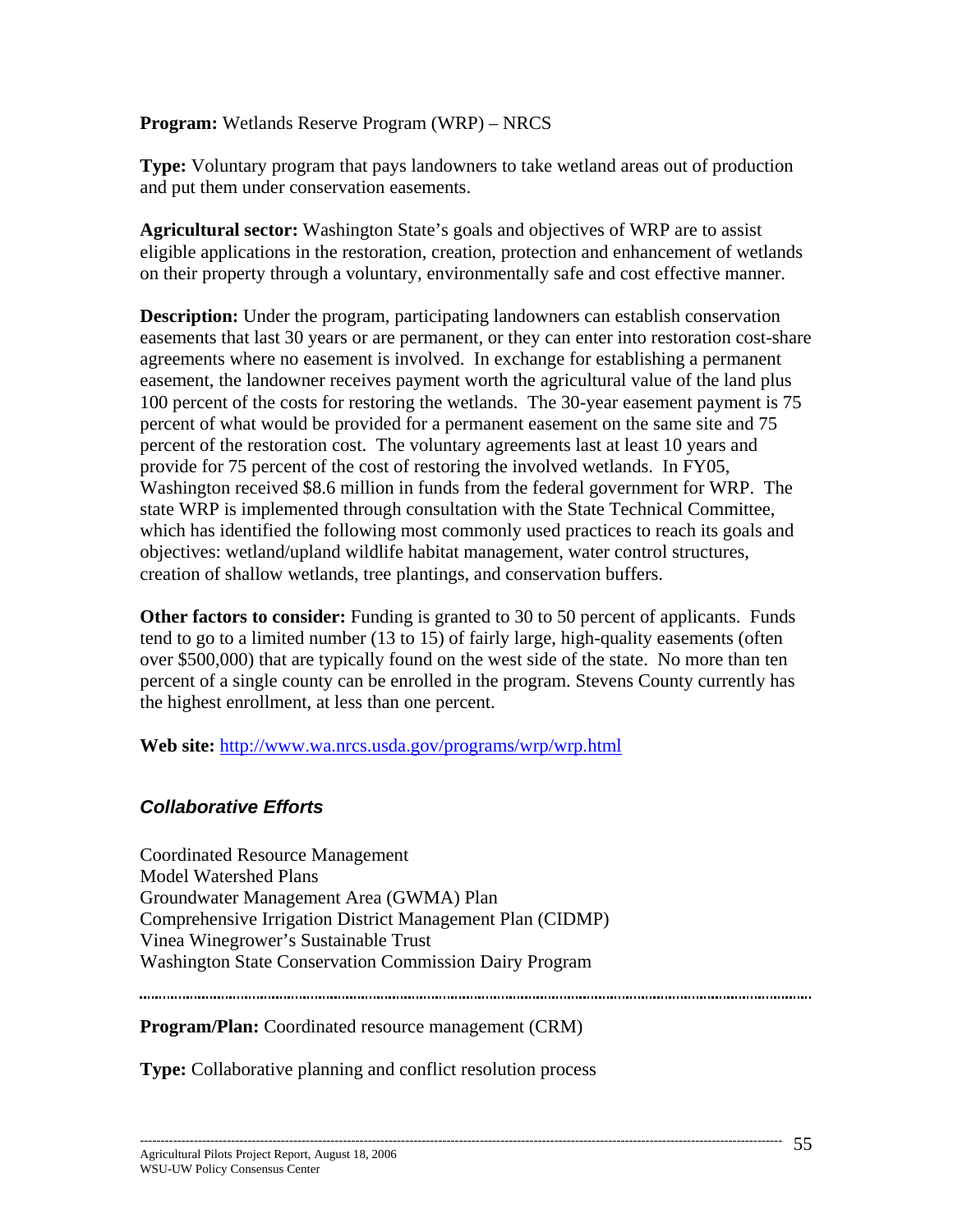**Program:** Wetlands Reserve Program (WRP) – NRCS

**Type:** Voluntary program that pays landowners to take wetland areas out of production and put them under conservation easements.

**Agricultural sector:** Washington State's goals and objectives of WRP are to assist eligible applications in the restoration, creation, protection and enhancement of wetlands on their property through a voluntary, environmentally safe and cost effective manner.

**Description:** Under the program, participating landowners can establish conservation easements that last 30 years or are permanent, or they can enter into restoration cost-share agreements where no easement is involved. In exchange for establishing a permanent easement, the landowner receives payment worth the agricultural value of the land plus 100 percent of the costs for restoring the wetlands. The 30-year easement payment is 75 percent of what would be provided for a permanent easement on the same site and 75 percent of the restoration cost. The voluntary agreements last at least 10 years and provide for 75 percent of the cost of restoring the involved wetlands. In FY05, Washington received \$8.6 million in funds from the federal government for WRP. The state WRP is implemented through consultation with the State Technical Committee, which has identified the following most commonly used practices to reach its goals and objectives: wetland/upland wildlife habitat management, water control structures, creation of shallow wetlands, tree plantings, and conservation buffers.

**Other factors to consider:** Funding is granted to 30 to 50 percent of applicants. Funds tend to go to a limited number (13 to 15) of fairly large, high-quality easements (often over \$500,000) that are typically found on the west side of the state. No more than ten percent of a single county can be enrolled in the program. Stevens County currently has the highest enrollment, at less than one percent.

**Web site:** [http://www.wa.nrcs.usda.gov/programs/wrp/wrp.html](http://www.wa.nrcs.usda.gov/programs/wrp/wrp.html)

### *Collaborative Efforts*

Coordinated Resource Management
Model Watershed Plans
Groundwater Management Area (GWMA) Plan
Comprehensive Irrigation District Management Plan (CIDMP)
Vinea Winegrower's Sustainable Trust
Washington State Conservation Commission Dairy Program

---

**Program/Plan:** Coordinated resource management (CRM)

**Type:** Collaborative planning and conflict resolution process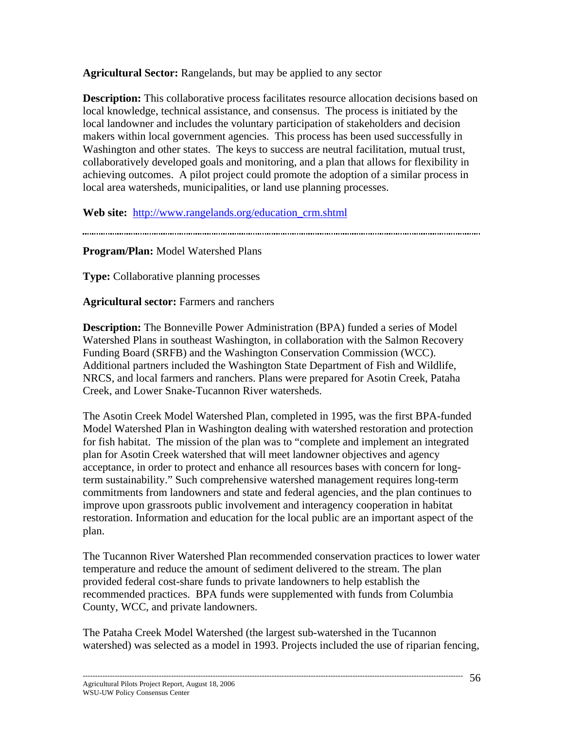**Agricultural Sector:** Rangelands, but may be applied to any sector

**Description:** This collaborative process facilitates resource allocation decisions based on local knowledge, technical assistance, and consensus. The process is initiated by the local landowner and includes the voluntary participation of stakeholders and decision makers within local government agencies. This process has been used successfully in Washington and other states. The keys to success are neutral facilitation, mutual trust, collaboratively developed goals and monitoring, and a plan that allows for flexibility in achieving outcomes. A pilot project could promote the adoption of a similar process in local area watersheds, municipalities, or land use planning processes.

**Web site:** [http://www.rangelands.org/education_crm.shtml](http://www.rangelands.org/education_crm.shtml)

---

**Program/Plan:** Model Watershed Plans

**Type:** Collaborative planning processes

**Agricultural sector:** Farmers and ranchers

**Description:** The Bonneville Power Administration (BPA) funded a series of Model Watershed Plans in southeast Washington, in collaboration with the Salmon Recovery Funding Board (SRFB) and the Washington Conservation Commission (WCC). Additional partners included the Washington State Department of Fish and Wildlife, NRCS, and local farmers and ranchers. Plans were prepared for Asotin Creek, Pataha Creek, and Lower Snake-Tucannon River watersheds.

The Asotin Creek Model Watershed Plan, completed in 1995, was the first BPA-funded Model Watershed Plan in Washington dealing with watershed restoration and protection for fish habitat. The mission of the plan was to "complete and implement an integrated plan for Asotin Creek watershed that will meet landowner objectives and agency acceptance, in order to protect and enhance all resources bases with concern for long-term sustainability." Such comprehensive watershed management requires long-term commitments from landowners and state and federal agencies, and the plan continues to improve upon grassroots public involvement and interagency cooperation in habitat restoration. Information and education for the local public are an important aspect of the plan.

The Tucannon River Watershed Plan recommended conservation practices to lower water temperature and reduce the amount of sediment delivered to the stream. The plan provided federal cost-share funds to private landowners to help establish the recommended practices. BPA funds were supplemented with funds from Columbia County, WCC, and private landowners.

The Pataha Creek Model Watershed (the largest sub-watershed in the Tucannon watershed) was selected as a model in 1993. Projects included the use of riparian fencing,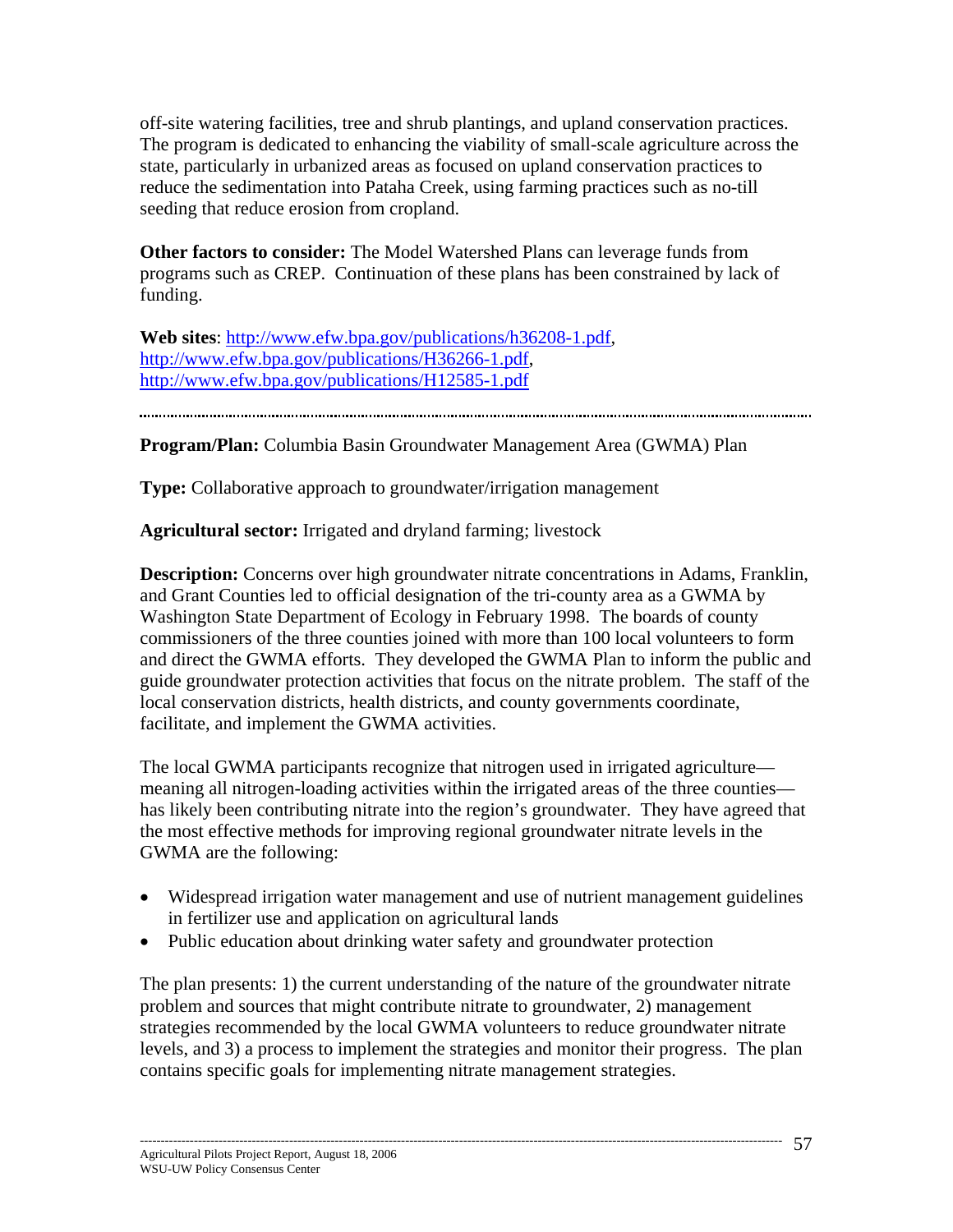off-site watering facilities, tree and shrub plantings, and upland conservation practices. The program is dedicated to enhancing the viability of small-scale agriculture across the state, particularly in urbanized areas as focused on upland conservation practices to reduce the sedimentation into Pataha Creek, using farming practices such as no-till seeding that reduce erosion from cropland.

**Other factors to consider:** The Model Watershed Plans can leverage funds from programs such as CREP. Continuation of these plans has been constrained by lack of funding.

**Web sites**: http://www.efw.bpa.gov/publications/h36208-1.pdf, http://www.efw.bpa.gov/publications/H36266-1.pdf, http://www.efw.bpa.gov/publications/H12585-1.pdf

---

**Program/Plan:** Columbia Basin Groundwater Management Area (GWMA) Plan

**Type:** Collaborative approach to groundwater/irrigation management

**Agricultural sector:** Irrigated and dryland farming; livestock

**Description:** Concerns over high groundwater nitrate concentrations in Adams, Franklin, and Grant Counties led to official designation of the tri-county area as a GWMA by Washington State Department of Ecology in February 1998. The boards of county commissioners of the three counties joined with more than 100 local volunteers to form and direct the GWMA efforts. They developed the GWMA Plan to inform the public and guide groundwater protection activities that focus on the nitrate problem. The staff of the local conservation districts, health districts, and county governments coordinate, facilitate, and implement the GWMA activities.

The local GWMA participants recognize that nitrogen used in irrigated agriculture—meaning all nitrogen-loading activities within the irrigated areas of the three counties—has likely been contributing nitrate into the region's groundwater. They have agreed that the most effective methods for improving regional groundwater nitrate levels in the GWMA are the following:

- Widespread irrigation water management and use of nutrient management guidelines in fertilizer use and application on agricultural lands
- Public education about drinking water safety and groundwater protection

The plan presents: 1) the current understanding of the nature of the groundwater nitrate problem and sources that might contribute nitrate to groundwater, 2) management strategies recommended by the local GWMA volunteers to reduce groundwater nitrate levels, and 3) a process to implement the strategies and monitor their progress. The plan contains specific goals for implementing nitrate management strategies.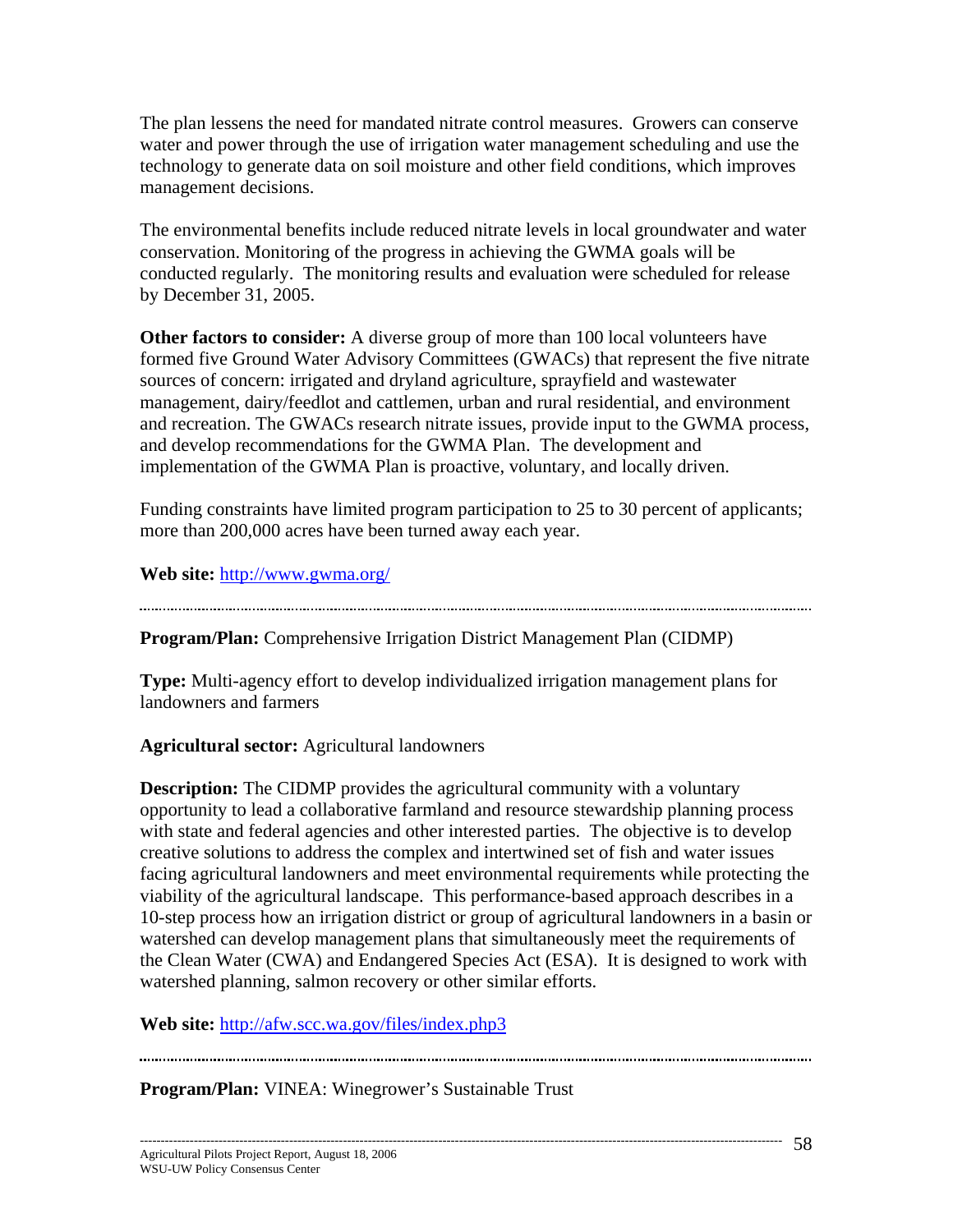The plan lessens the need for mandated nitrate control measures. Growers can conserve water and power through the use of irrigation water management scheduling and use the technology to generate data on soil moisture and other field conditions, which improves management decisions.

The environmental benefits include reduced nitrate levels in local groundwater and water conservation. Monitoring of the progress in achieving the GWMA goals will be conducted regularly. The monitoring results and evaluation were scheduled for release by December 31, 2005.

**Other factors to consider:** A diverse group of more than 100 local volunteers have formed five Ground Water Advisory Committees (GWACs) that represent the five nitrate sources of concern: irrigated and dryland agriculture, sprayfield and wastewater management, dairy/feedlot and cattlemen, urban and rural residential, and environment and recreation. The GWACs research nitrate issues, provide input to the GWMA process, and develop recommendations for the GWMA Plan. The development and implementation of the GWMA Plan is proactive, voluntary, and locally driven.

Funding constraints have limited program participation to 25 to 30 percent of applicants; more than 200,000 acres have been turned away each year.

**Web site:** http://www.gwma.org/

---

**Program/Plan:** Comprehensive Irrigation District Management Plan (CIDMP)

**Type:** Multi-agency effort to develop individualized irrigation management plans for landowners and farmers

**Agricultural sector:** Agricultural landowners

**Description:** The CIDMP provides the agricultural community with a voluntary opportunity to lead a collaborative farmland and resource stewardship planning process with state and federal agencies and other interested parties. The objective is to develop creative solutions to address the complex and intertwined set of fish and water issues facing agricultural landowners and meet environmental requirements while protecting the viability of the agricultural landscape. This performance-based approach describes in a 10-step process how an irrigation district or group of agricultural landowners in a basin or watershed can develop management plans that simultaneously meet the requirements of the Clean Water (CWA) and Endangered Species Act (ESA). It is designed to work with watershed planning, salmon recovery or other similar efforts.

**Web site:** http://afw.scc.wa.gov/files/index.php3

---

**Program/Plan:** VINEA: Winegrower's Sustainable Trust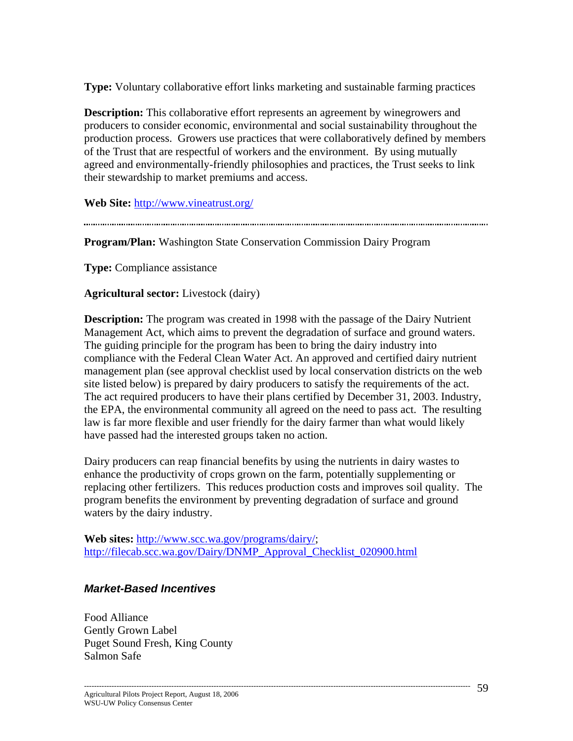**Type:** Voluntary collaborative effort links marketing and sustainable farming practices

**Description:** This collaborative effort represents an agreement by winegrowers and producers to consider economic, environmental and social sustainability throughout the production process. Growers use practices that were collaboratively defined by members of the Trust that are respectful of workers and the environment. By using mutually agreed and environmentally-friendly philosophies and practices, the Trust seeks to link their stewardship to market premiums and access.

**Web Site:** http://www.vineatrust.org/

---

**Program/Plan:** Washington State Conservation Commission Dairy Program

**Type:** Compliance assistance

**Agricultural sector:** Livestock (dairy)

**Description:** The program was created in 1998 with the passage of the Dairy Nutrient Management Act, which aims to prevent the degradation of surface and ground waters. The guiding principle for the program has been to bring the dairy industry into compliance with the Federal Clean Water Act. An approved and certified dairy nutrient management plan (see approval checklist used by local conservation districts on the web site listed below) is prepared by dairy producers to satisfy the requirements of the act. The act required producers to have their plans certified by December 31, 2003. Industry, the EPA, the environmental community all agreed on the need to pass act. The resulting law is far more flexible and user friendly for the dairy farmer than what would likely have passed had the interested groups taken no action.

Dairy producers can reap financial benefits by using the nutrients in dairy wastes to enhance the productivity of crops grown on the farm, potentially supplementing or replacing other fertilizers. This reduces production costs and improves soil quality. The program benefits the environment by preventing degradation of surface and ground waters by the dairy industry.

**Web sites:** http://www.scc.wa.gov/programs/dairy/; http://filecab.scc.wa.gov/Dairy/DNMP_Approval_Checklist_020900.html

### *Market-Based Incentives*

Food Alliance
Gently Grown Label
Puget Sound Fresh, King County
Salmon Safe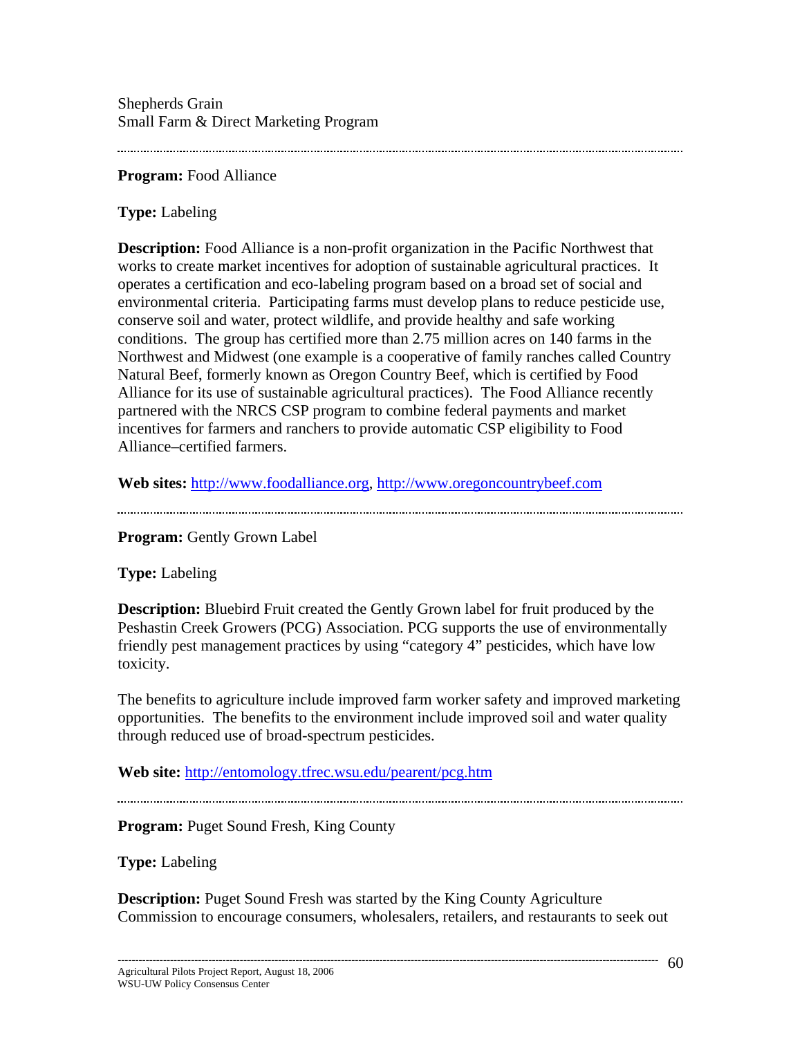Shepherds Grain
Small Farm & Direct Marketing Program

---

**Program:** Food Alliance

**Type:** Labeling

**Description:** Food Alliance is a non-profit organization in the Pacific Northwest that works to create market incentives for adoption of sustainable agricultural practices. It operates a certification and eco-labeling program based on a broad set of social and environmental criteria. Participating farms must develop plans to reduce pesticide use, conserve soil and water, protect wildlife, and provide healthy and safe working conditions. The group has certified more than 2.75 million acres on 140 farms in the Northwest and Midwest (one example is a cooperative of family ranches called Country Natural Beef, formerly known as Oregon Country Beef, which is certified by Food Alliance for its use of sustainable agricultural practices). The Food Alliance recently partnered with the NRCS CSP program to combine federal payments and market incentives for farmers and ranchers to provide automatic CSP eligibility to Food Alliance–certified farmers.

**Web sites:** http://www.foodalliance.org, http://www.oregoncountrybeef.com

---

**Program:** Gently Grown Label

**Type:** Labeling

**Description:** Bluebird Fruit created the Gently Grown label for fruit produced by the Peshastin Creek Growers (PCG) Association. PCG supports the use of environmentally friendly pest management practices by using "category 4" pesticides, which have low toxicity.

The benefits to agriculture include improved farm worker safety and improved marketing opportunities. The benefits to the environment include improved soil and water quality through reduced use of broad-spectrum pesticides.

**Web site:** http://entomology.tfrec.wsu.edu/pearent/pcg.htm

---

**Program:** Puget Sound Fresh, King County

**Type:** Labeling

**Description:** Puget Sound Fresh was started by the King County Agriculture Commission to encourage consumers, wholesalers, retailers, and restaurants to seek out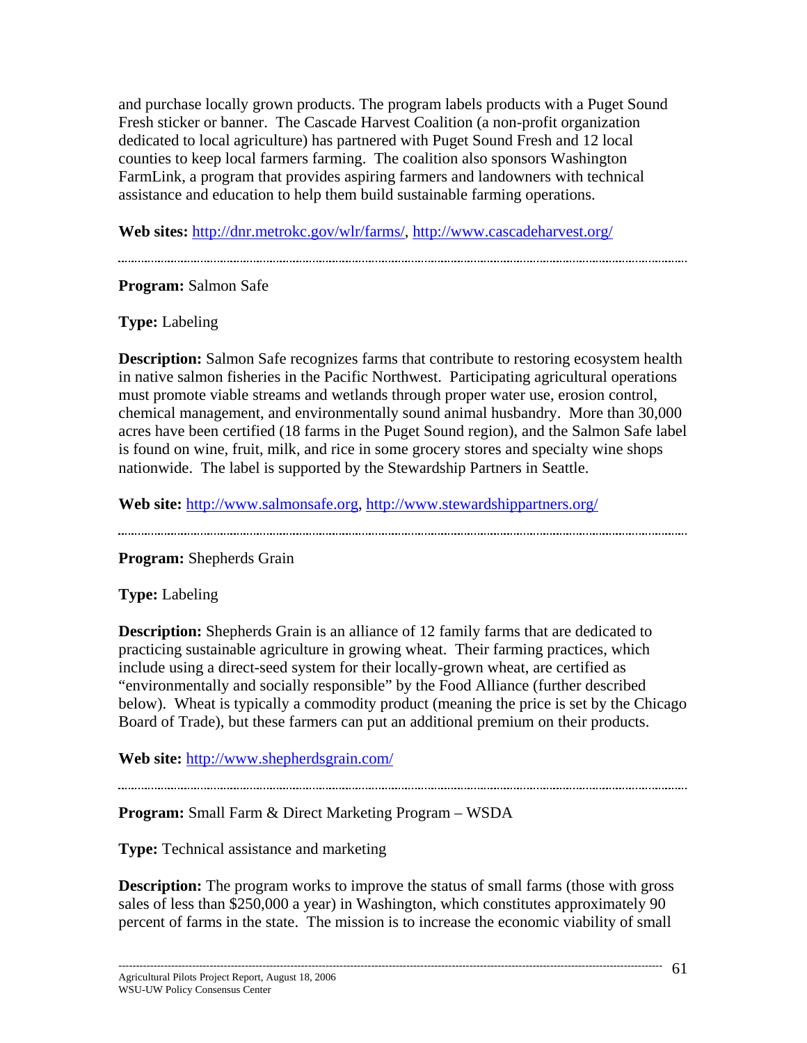and purchase locally grown products. The program labels products with a Puget Sound Fresh sticker or banner. The Cascade Harvest Coalition (a non-profit organization dedicated to local agriculture) has partnered with Puget Sound Fresh and 12 local counties to keep local farmers farming. The coalition also sponsors Washington FarmLink, a program that provides aspiring farmers and landowners with technical assistance and education to help them build sustainable farming operations.

**Web sites:** http://dnr.metrokc.gov/wlr/farms/, http://www.cascadeharvest.org/

---

**Program:** Salmon Safe

**Type:** Labeling

**Description:** Salmon Safe recognizes farms that contribute to restoring ecosystem health in native salmon fisheries in the Pacific Northwest. Participating agricultural operations must promote viable streams and wetlands through proper water use, erosion control, chemical management, and environmentally sound animal husbandry. More than 30,000 acres have been certified (18 farms in the Puget Sound region), and the Salmon Safe label is found on wine, fruit, milk, and rice in some grocery stores and specialty wine shops nationwide. The label is supported by the Stewardship Partners in Seattle.

**Web site:** http://www.salmonsafe.org, http://www.stewardshippartners.org/

---

**Program:** Shepherds Grain

**Type:** Labeling

**Description:** Shepherds Grain is an alliance of 12 family farms that are dedicated to practicing sustainable agriculture in growing wheat. Their farming practices, which include using a direct-seed system for their locally-grown wheat, are certified as "environmentally and socially responsible" by the Food Alliance (further described below). Wheat is typically a commodity product (meaning the price is set by the Chicago Board of Trade), but these farmers can put an additional premium on their products.

**Web site:** http://www.shepherdsgrain.com/

---

**Program:** Small Farm & Direct Marketing Program – WSDA

**Type:** Technical assistance and marketing

**Description:** The program works to improve the status of small farms (those with gross sales of less than $250,000 a year) in Washington, which constitutes approximately 90 percent of farms in the state. The mission is to increase the economic viability of small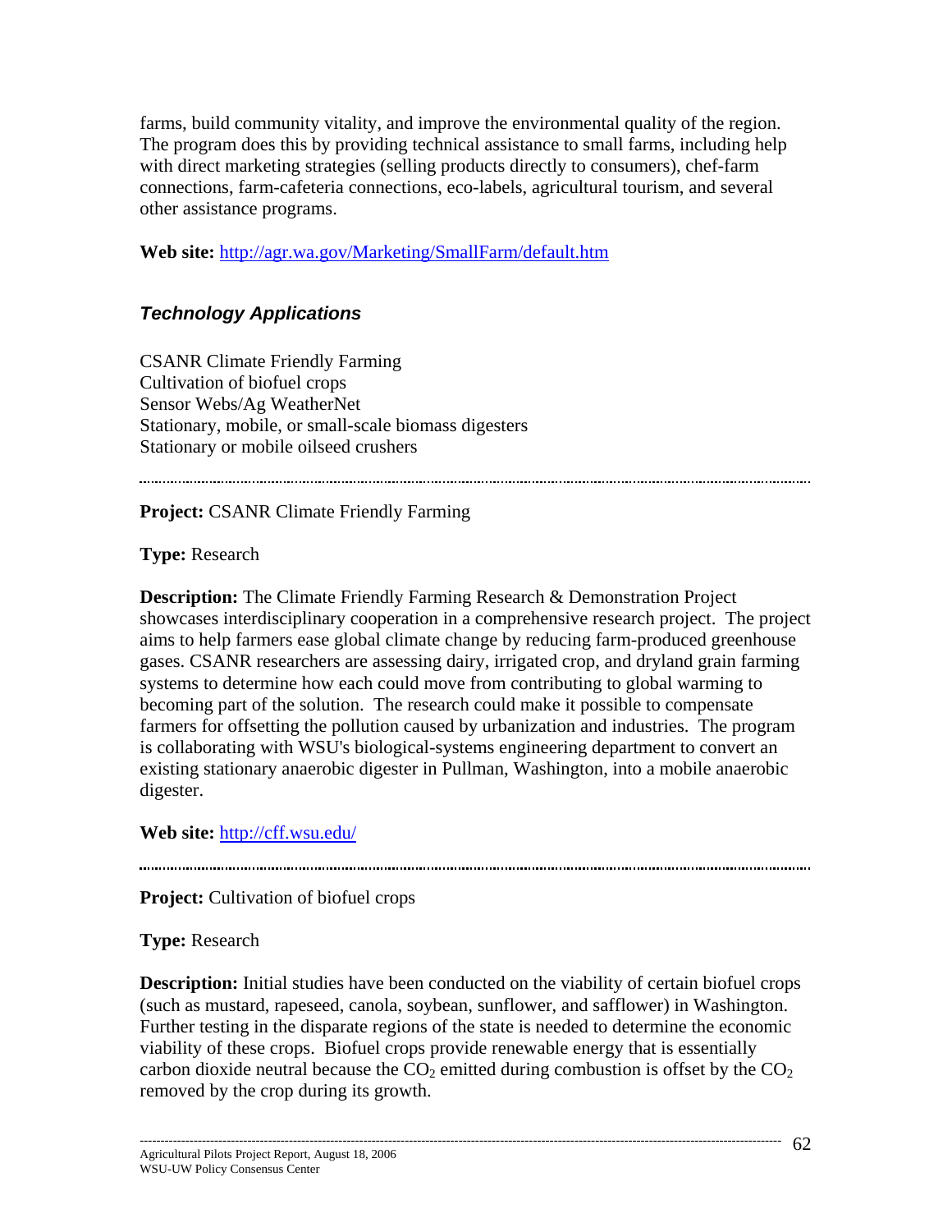farms, build community vitality, and improve the environmental quality of the region. The program does this by providing technical assistance to small farms, including help with direct marketing strategies (selling products directly to consumers), chef-farm connections, farm-cafeteria connections, eco-labels, agricultural tourism, and several other assistance programs.

**Web site:** http://agr.wa.gov/Marketing/SmallFarm/default.htm

### *Technology Applications*

CSANR Climate Friendly Farming
Cultivation of biofuel crops
Sensor Webs/Ag WeatherNet
Stationary, mobile, or small-scale biomass digesters
Stationary or mobile oilseed crushers

---

**Project:** CSANR Climate Friendly Farming

**Type:** Research

**Description:** The Climate Friendly Farming Research & Demonstration Project showcases interdisciplinary cooperation in a comprehensive research project. The project aims to help farmers ease global climate change by reducing farm-produced greenhouse gases. CSANR researchers are assessing dairy, irrigated crop, and dryland grain farming systems to determine how each could move from contributing to global warming to becoming part of the solution. The research could make it possible to compensate farmers for offsetting the pollution caused by urbanization and industries. The program is collaborating with WSU's biological-systems engineering department to convert an existing stationary anaerobic digester in Pullman, Washington, into a mobile anaerobic digester.

**Web site:** http://cff.wsu.edu/

---

**Project:** Cultivation of biofuel crops

**Type:** Research

**Description:** Initial studies have been conducted on the viability of certain biofuel crops (such as mustard, rapeseed, canola, soybean, sunflower, and safflower) in Washington. Further testing in the disparate regions of the state is needed to determine the economic viability of these crops. Biofuel crops provide renewable energy that is essentially carbon dioxide neutral because the $CO_2$ emitted during combustion is offset by the $CO_2$ removed by the crop during its growth.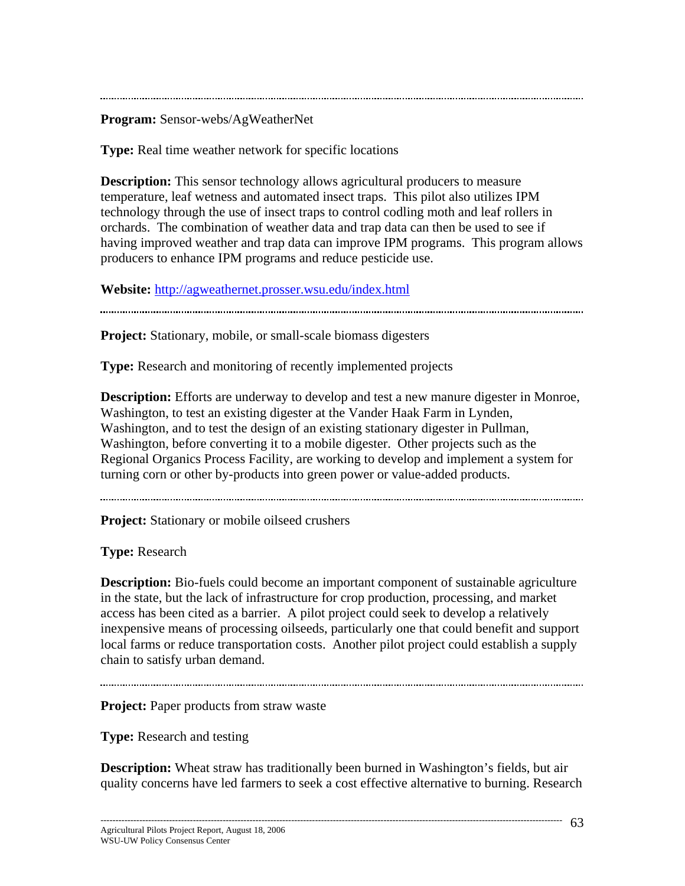---

**Program:** Sensor-webs/AgWeatherNet

**Type:** Real time weather network for specific locations

**Description:** This sensor technology allows agricultural producers to measure temperature, leaf wetness and automated insect traps. This pilot also utilizes IPM technology through the use of insect traps to control codling moth and leaf rollers in orchards. The combination of weather data and trap data can then be used to see if having improved weather and trap data can improve IPM programs. This program allows producers to enhance IPM programs and reduce pesticide use.

**Website:** http://agweathernet.prosser.wsu.edu/index.html

---

**Project:** Stationary, mobile, or small-scale biomass digesters

**Type:** Research and monitoring of recently implemented projects

**Description:** Efforts are underway to develop and test a new manure digester in Monroe, Washington, to test an existing digester at the Vander Haak Farm in Lynden, Washington, and to test the design of an existing stationary digester in Pullman, Washington, before converting it to a mobile digester. Other projects such as the Regional Organics Process Facility, are working to develop and implement a system for turning corn or other by-products into green power or value-added products.

---

**Project:** Stationary or mobile oilseed crushers

**Type:** Research

**Description:** Bio-fuels could become an important component of sustainable agriculture in the state, but the lack of infrastructure for crop production, processing, and market access has been cited as a barrier. A pilot project could seek to develop a relatively inexpensive means of processing oilseeds, particularly one that could benefit and support local farms or reduce transportation costs. Another pilot project could establish a supply chain to satisfy urban demand.

---

**Project:** Paper products from straw waste

**Type:** Research and testing

**Description:** Wheat straw has traditionally been burned in Washington's fields, but air quality concerns have led farmers to seek a cost effective alternative to burning. Research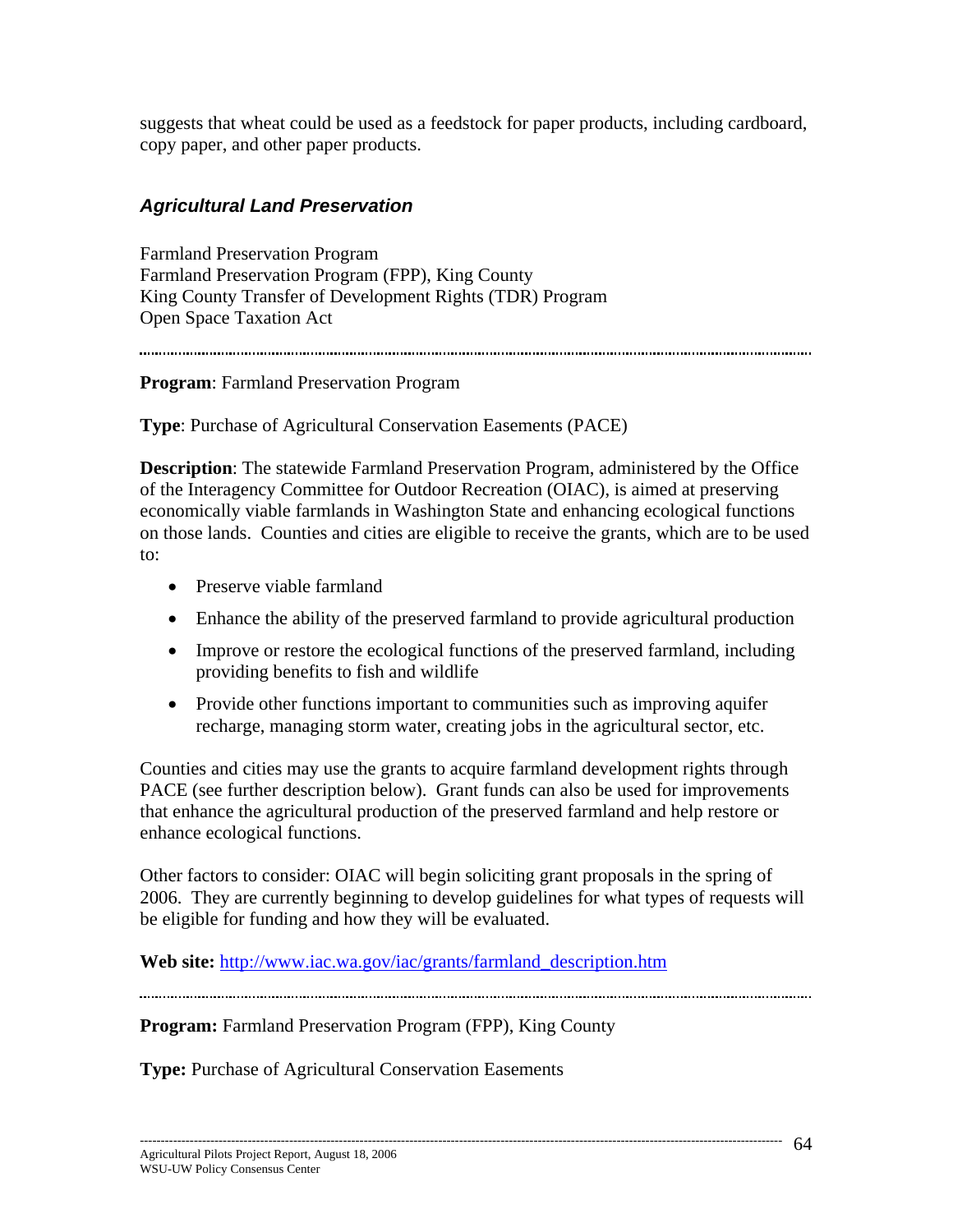suggests that wheat could be used as a feedstock for paper products, including cardboard, copy paper, and other paper products.

### *Agricultural Land Preservation*

Farmland Preservation Program
Farmland Preservation Program (FPP), King County
King County Transfer of Development Rights (TDR) Program
Open Space Taxation Act

---

**Program**: Farmland Preservation Program

**Type**: Purchase of Agricultural Conservation Easements (PACE)

**Description**: The statewide Farmland Preservation Program, administered by the Office of the Interagency Committee for Outdoor Recreation (OIAC), is aimed at preserving economically viable farmlands in Washington State and enhancing ecological functions on those lands. Counties and cities are eligible to receive the grants, which are to be used to:

- Preserve viable farmland
- Enhance the ability of the preserved farmland to provide agricultural production
- Improve or restore the ecological functions of the preserved farmland, including providing benefits to fish and wildlife
- Provide other functions important to communities such as improving aquifer recharge, managing storm water, creating jobs in the agricultural sector, etc.

Counties and cities may use the grants to acquire farmland development rights through PACE (see further description below). Grant funds can also be used for improvements that enhance the agricultural production of the preserved farmland and help restore or enhance ecological functions.

Other factors to consider: OIAC will begin soliciting grant proposals in the spring of 2006. They are currently beginning to develop guidelines for what types of requests will be eligible for funding and how they will be evaluated.

**Web site:** http://www.iac.wa.gov/iac/grants/farmland_description.htm

---

**Program:** Farmland Preservation Program (FPP), King County

**Type:** Purchase of Agricultural Conservation Easements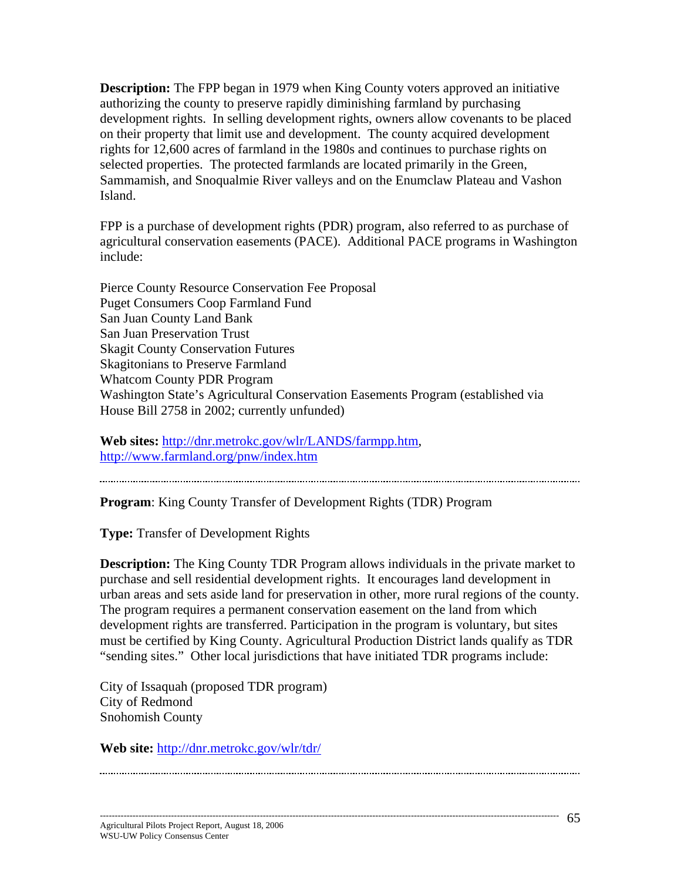**Description:** The FPP began in 1979 when King County voters approved an initiative authorizing the county to preserve rapidly diminishing farmland by purchasing development rights. In selling development rights, owners allow covenants to be placed on their property that limit use and development. The county acquired development rights for 12,600 acres of farmland in the 1980s and continues to purchase rights on selected properties. The protected farmlands are located primarily in the Green, Sammamish, and Snoqualmie River valleys and on the Enumclaw Plateau and Vashon Island.

FPP is a purchase of development rights (PDR) program, also referred to as purchase of agricultural conservation easements (PACE). Additional PACE programs in Washington include:

Pierce County Resource Conservation Fee Proposal
Puget Consumers Coop Farmland Fund
San Juan County Land Bank
San Juan Preservation Trust
Skagit County Conservation Futures
Skagitonians to Preserve Farmland
Whatcom County PDR Program
Washington State's Agricultural Conservation Easements Program (established via House Bill 2758 in 2002; currently unfunded)

**Web sites:** http://dnr.metrokc.gov/wlr/LANDS/farmpp.htm, http://www.farmland.org/pnw/index.htm

---

**Program**: King County Transfer of Development Rights (TDR) Program

**Type:** Transfer of Development Rights

**Description:** The King County TDR Program allows individuals in the private market to purchase and sell residential development rights. It encourages land development in urban areas and sets aside land for preservation in other, more rural regions of the county. The program requires a permanent conservation easement on the land from which development rights are transferred. Participation in the program is voluntary, but sites must be certified by King County. Agricultural Production District lands qualify as TDR "sending sites." Other local jurisdictions that have initiated TDR programs include:

City of Issaquah (proposed TDR program)
City of Redmond
Snohomish County

**Web site:** http://dnr.metrokc.gov/wlr/tdr/

---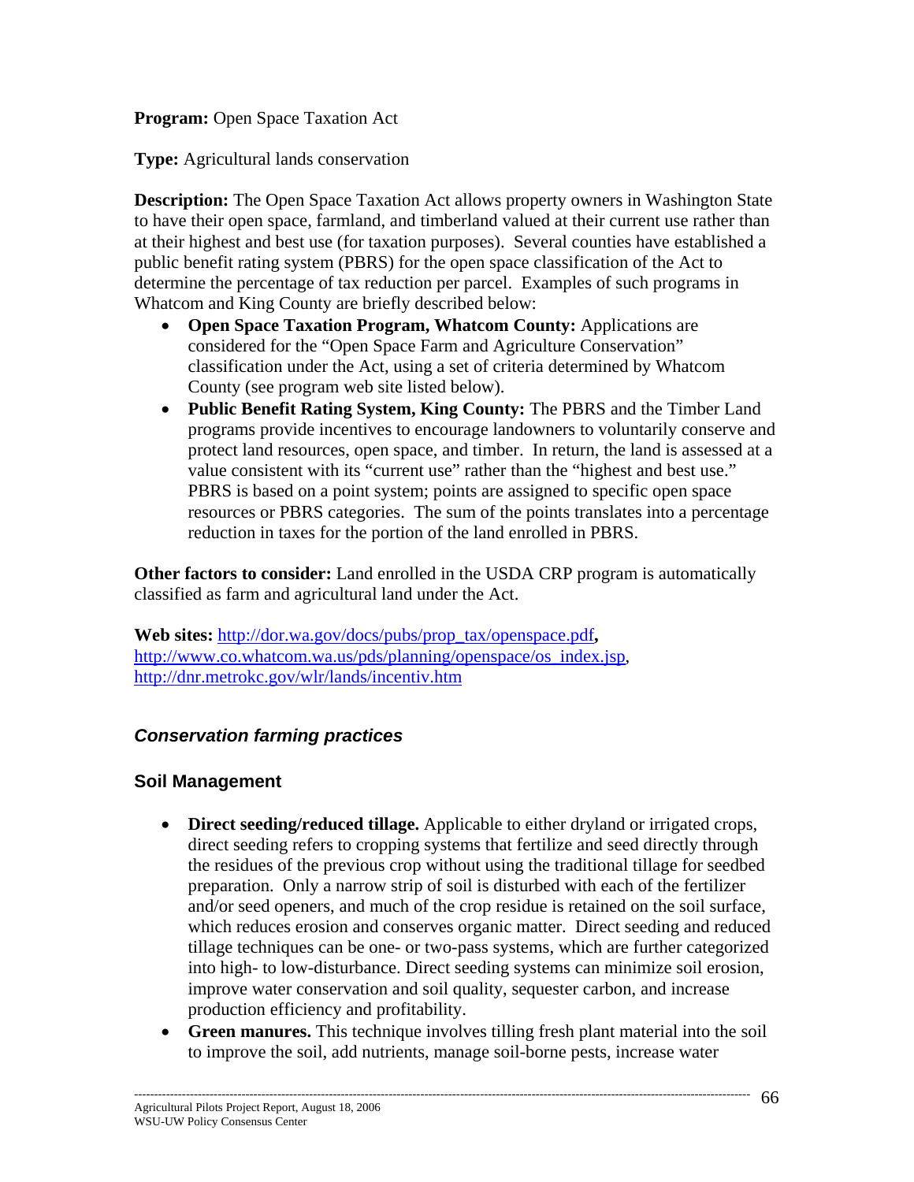**Program:** Open Space Taxation Act

**Type:** Agricultural lands conservation

**Description:** The Open Space Taxation Act allows property owners in Washington State to have their open space, farmland, and timberland valued at their current use rather than at their highest and best use (for taxation purposes). Several counties have established a public benefit rating system (PBRS) for the open space classification of the Act to determine the percentage of tax reduction per parcel. Examples of such programs in Whatcom and King County are briefly described below:

- **Open Space Taxation Program, Whatcom County:** Applications are considered for the "Open Space Farm and Agriculture Conservation" classification under the Act, using a set of criteria determined by Whatcom County (see program web site listed below).
- **Public Benefit Rating System, King County:** The PBRS and the Timber Land programs provide incentives to encourage landowners to voluntarily conserve and protect land resources, open space, and timber. In return, the land is assessed at a value consistent with its "current use" rather than the "highest and best use." PBRS is based on a point system; points are assigned to specific open space resources or PBRS categories. The sum of the points translates into a percentage reduction in taxes for the portion of the land enrolled in PBRS.

**Other factors to consider:** Land enrolled in the USDA CRP program is automatically classified as farm and agricultural land under the Act.

**Web sites:** http://dor.wa.gov/docs/pubs/prop_tax/openspace.pdf, http://www.co.whatcom.wa.us/pds/planning/openspace/os_index.jsp, http://dnr.metrokc.gov/wlr/lands/incentiv.htm

## *Conservation farming practices*

### Soil Management

- **Direct seeding/reduced tillage.** Applicable to either dryland or irrigated crops, direct seeding refers to cropping systems that fertilize and seed directly through the residues of the previous crop without using the traditional tillage for seedbed preparation. Only a narrow strip of soil is disturbed with each of the fertilizer and/or seed openers, and much of the crop residue is retained on the soil surface, which reduces erosion and conserves organic matter. Direct seeding and reduced tillage techniques can be one- or two-pass systems, which are further categorized into high- to low-disturbance. Direct seeding systems can minimize soil erosion, improve water conservation and soil quality, sequester carbon, and increase production efficiency and profitability.
- **Green manures.** This technique involves tilling fresh plant material into the soil to improve the soil, add nutrients, manage soil-borne pests, increase water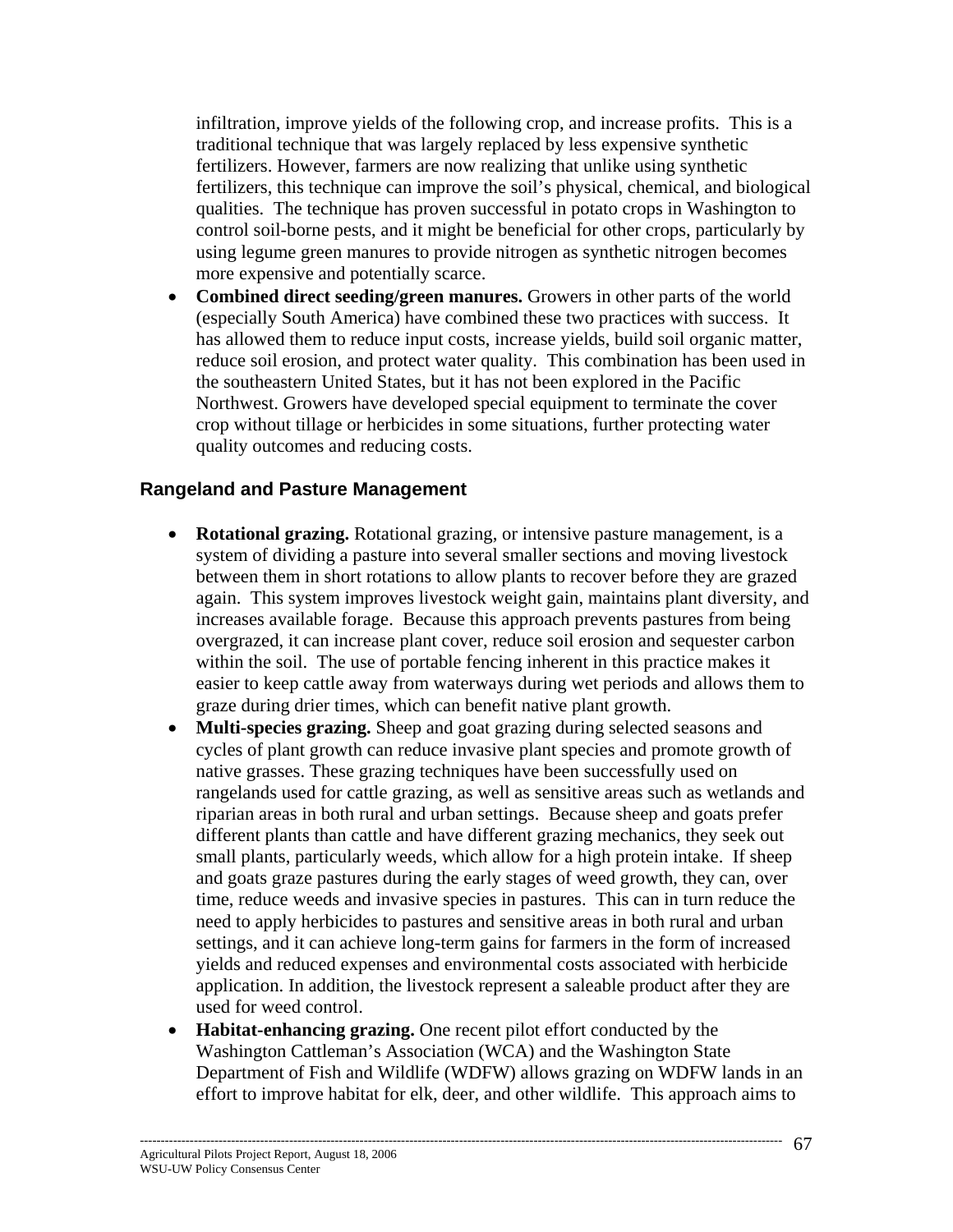infiltration, improve yields of the following crop, and increase profits. This is a traditional technique that was largely replaced by less expensive synthetic fertilizers. However, farmers are now realizing that unlike using synthetic fertilizers, this technique can improve the soil's physical, chemical, and biological qualities. The technique has proven successful in potato crops in Washington to control soil-borne pests, and it might be beneficial for other crops, particularly by using legume green manures to provide nitrogen as synthetic nitrogen becomes more expensive and potentially scarce.

- **Combined direct seeding/green manures.** Growers in other parts of the world (especially South America) have combined these two practices with success. It has allowed them to reduce input costs, increase yields, build soil organic matter, reduce soil erosion, and protect water quality. This combination has been used in the southeastern United States, but it has not been explored in the Pacific Northwest. Growers have developed special equipment to terminate the cover crop without tillage or herbicides in some situations, further protecting water quality outcomes and reducing costs.

### Rangeland and Pasture Management

- **Rotational grazing.** Rotational grazing, or intensive pasture management, is a system of dividing a pasture into several smaller sections and moving livestock between them in short rotations to allow plants to recover before they are grazed again. This system improves livestock weight gain, maintains plant diversity, and increases available forage. Because this approach prevents pastures from being overgrazed, it can increase plant cover, reduce soil erosion and sequester carbon within the soil. The use of portable fencing inherent in this practice makes it easier to keep cattle away from waterways during wet periods and allows them to graze during drier times, which can benefit native plant growth.
- **Multi-species grazing.** Sheep and goat grazing during selected seasons and cycles of plant growth can reduce invasive plant species and promote growth of native grasses. These grazing techniques have been successfully used on rangelands used for cattle grazing, as well as sensitive areas such as wetlands and riparian areas in both rural and urban settings. Because sheep and goats prefer different plants than cattle and have different grazing mechanics, they seek out small plants, particularly weeds, which allow for a high protein intake. If sheep and goats graze pastures during the early stages of weed growth, they can, over time, reduce weeds and invasive species in pastures. This can in turn reduce the need to apply herbicides to pastures and sensitive areas in both rural and urban settings, and it can achieve long-term gains for farmers in the form of increased yields and reduced expenses and environmental costs associated with herbicide application. In addition, the livestock represent a saleable product after they are used for weed control.
- **Habitat-enhancing grazing.** One recent pilot effort conducted by the Washington Cattleman's Association (WCA) and the Washington State Department of Fish and Wildlife (WDFW) allows grazing on WDFW lands in an effort to improve habitat for elk, deer, and other wildlife. This approach aims to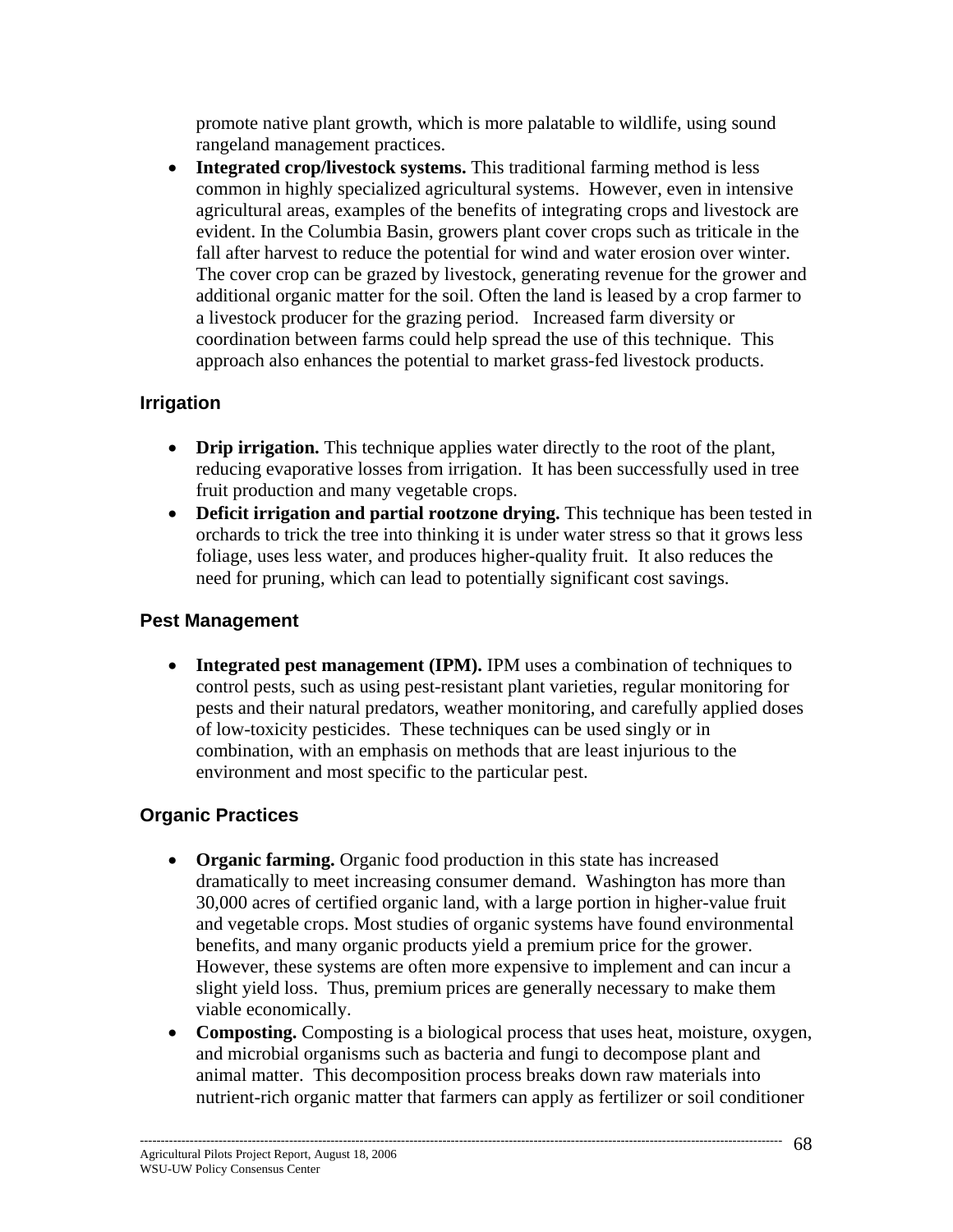promote native plant growth, which is more palatable to wildlife, using sound rangeland management practices.

- **Integrated crop/livestock systems.** This traditional farming method is less common in highly specialized agricultural systems. However, even in intensive agricultural areas, examples of the benefits of integrating crops and livestock are evident. In the Columbia Basin, growers plant cover crops such as triticale in the fall after harvest to reduce the potential for wind and water erosion over winter. The cover crop can be grazed by livestock, generating revenue for the grower and additional organic matter for the soil. Often the land is leased by a crop farmer to a livestock producer for the grazing period. Increased farm diversity or coordination between farms could help spread the use of this technique. This approach also enhances the potential to market grass-fed livestock products.

### Irrigation

- **Drip irrigation.** This technique applies water directly to the root of the plant, reducing evaporative losses from irrigation. It has been successfully used in tree fruit production and many vegetable crops.
- **Deficit irrigation and partial rootzone drying.** This technique has been tested in orchards to trick the tree into thinking it is under water stress so that it grows less foliage, uses less water, and produces higher-quality fruit. It also reduces the need for pruning, which can lead to potentially significant cost savings.

### Pest Management

- **Integrated pest management (IPM).** IPM uses a combination of techniques to control pests, such as using pest-resistant plant varieties, regular monitoring for pests and their natural predators, weather monitoring, and carefully applied doses of low-toxicity pesticides. These techniques can be used singly or in combination, with an emphasis on methods that are least injurious to the environment and most specific to the particular pest.

### Organic Practices

- **Organic farming.** Organic food production in this state has increased dramatically to meet increasing consumer demand. Washington has more than 30,000 acres of certified organic land, with a large portion in higher-value fruit and vegetable crops. Most studies of organic systems have found environmental benefits, and many organic products yield a premium price for the grower. However, these systems are often more expensive to implement and can incur a slight yield loss. Thus, premium prices are generally necessary to make them viable economically.
- **Composting.** Composting is a biological process that uses heat, moisture, oxygen, and microbial organisms such as bacteria and fungi to decompose plant and animal matter. This decomposition process breaks down raw materials into nutrient-rich organic matter that farmers can apply as fertilizer or soil conditioner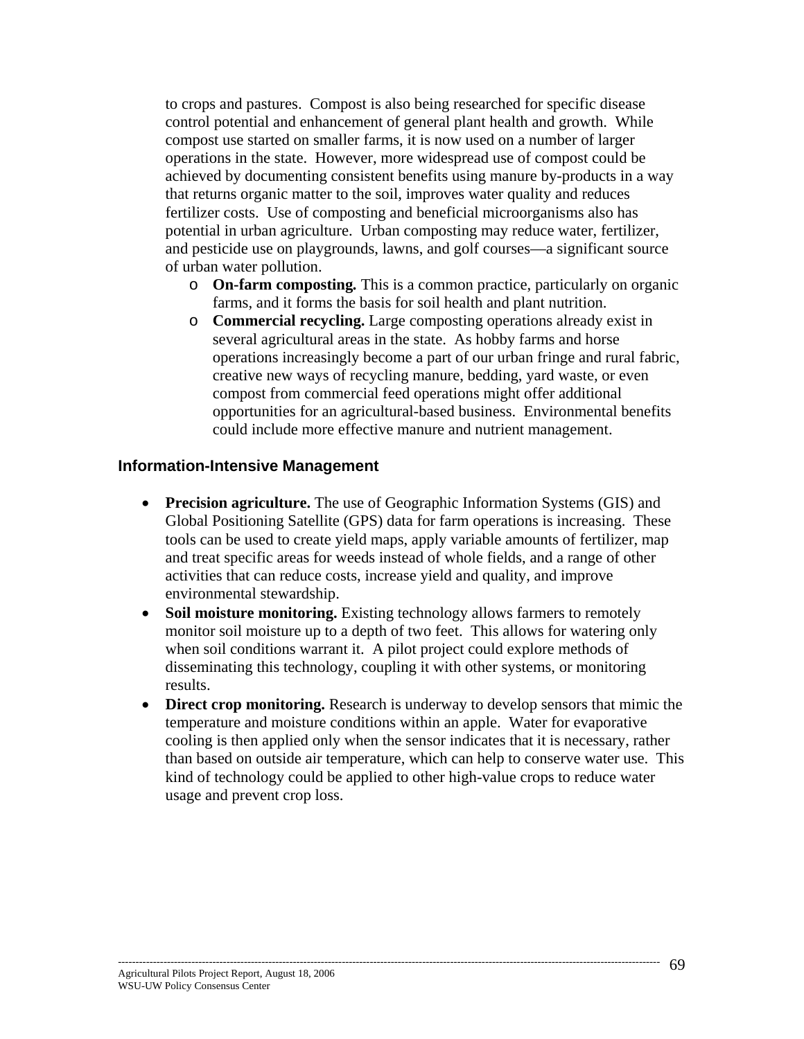to crops and pastures. Compost is also being researched for specific disease control potential and enhancement of general plant health and growth. While compost use started on smaller farms, it is now used on a number of larger operations in the state. However, more widespread use of compost could be achieved by documenting consistent benefits using manure by-products in a way that returns organic matter to the soil, improves water quality and reduces fertilizer costs. Use of composting and beneficial microorganisms also has potential in urban agriculture. Urban composting may reduce water, fertilizer, and pesticide use on playgrounds, lawns, and golf courses—a significant source of urban water pollution.

- **On-farm composting.** This is a common practice, particularly on organic farms, and it forms the basis for soil health and plant nutrition.
- **Commercial recycling.** Large composting operations already exist in several agricultural areas in the state. As hobby farms and horse operations increasingly become a part of our urban fringe and rural fabric, creative new ways of recycling manure, bedding, yard waste, or even compost from commercial feed operations might offer additional opportunities for an agricultural-based business. Environmental benefits could include more effective manure and nutrient management.

### Information-Intensive Management

- **Precision agriculture.** The use of Geographic Information Systems (GIS) and Global Positioning Satellite (GPS) data for farm operations is increasing. These tools can be used to create yield maps, apply variable amounts of fertilizer, map and treat specific areas for weeds instead of whole fields, and a range of other activities that can reduce costs, increase yield and quality, and improve environmental stewardship.
- **Soil moisture monitoring.** Existing technology allows farmers to remotely monitor soil moisture up to a depth of two feet. This allows for watering only when soil conditions warrant it. A pilot project could explore methods of disseminating this technology, coupling it with other systems, or monitoring results.
- **Direct crop monitoring.** Research is underway to develop sensors that mimic the temperature and moisture conditions within an apple. Water for evaporative cooling is then applied only when the sensor indicates that it is necessary, rather than based on outside air temperature, which can help to conserve water use. This kind of technology could be applied to other high-value crops to reduce water usage and prevent crop loss.